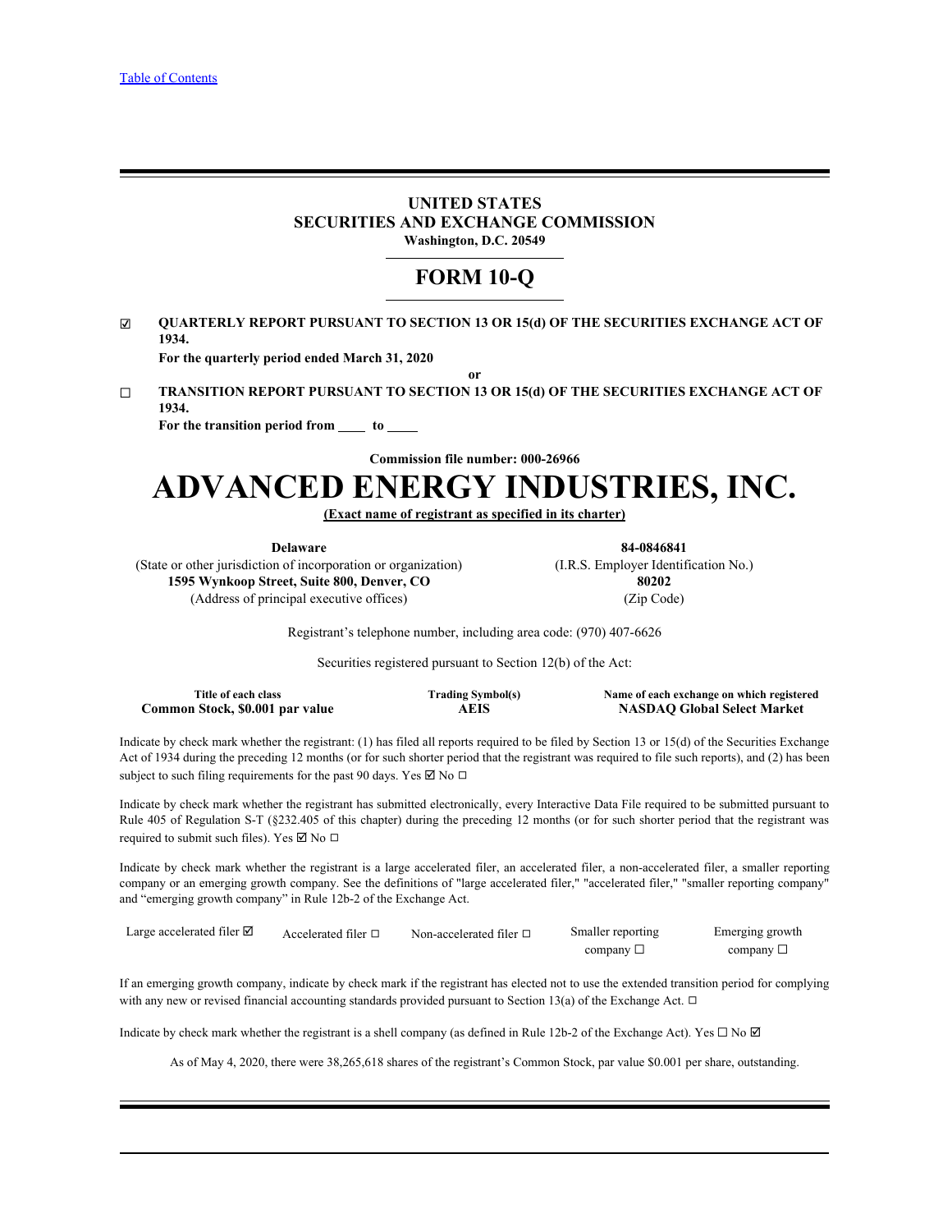[Table of Contents](#)

# UNITED STATES
# SECURITIES AND EXCHANGE COMMISSION
**Washington, D.C. 20549**

# FORM 10-Q

☑ **QUARTERLY REPORT PURSUANT TO SECTION 13 OR 15(d) OF THE SECURITIES EXCHANGE ACT OF 1934.**

**For the quarterly period ended March 31, 2020**

**or**

☐ **TRANSITION REPORT PURSUANT TO SECTION 13 OR 15(d) OF THE SECURITIES EXCHANGE ACT OF 1934.**

**For the transition period from \_\_\_\_ to \_\_\_\_**

**Commission file number: 000-26966**

# ADVANCED ENERGY INDUSTRIES, INC.

**(Exact name of registrant as specified in its charter)**

| | |
|---|---|
| **Delaware** | **84-0846841** |
| (State or other jurisdiction of incorporation or organization) | (I.R.S. Employer Identification No.) |
| **1595 Wynkoop Street, Suite 800, Denver, CO** | **80202** |
| (Address of principal executive offices) | (Zip Code) |

Registrant's telephone number, including area code: (970) 407-6626

Securities registered pursuant to Section 12(b) of the Act:

| Title of each class | Trading Symbol(s) | Name of each exchange on which registered |
|---|---|---|
| **Common Stock, $0.001 par value** | **AEIS** | **NASDAQ Global Select Market** |

Indicate by check mark whether the registrant: (1) has filed all reports required to be filed by Section 13 or 15(d) of the Securities Exchange Act of 1934 during the preceding 12 months (or for such shorter period that the registrant was required to file such reports), and (2) has been subject to such filing requirements for the past 90 days. Yes ☑ No ☐

Indicate by check mark whether the registrant has submitted electronically, every Interactive Data File required to be submitted pursuant to Rule 405 of Regulation S-T (§232.405 of this chapter) during the preceding 12 months (or for such shorter period that the registrant was required to submit such files). Yes ☑ No ☐

Indicate by check mark whether the registrant is a large accelerated filer, an accelerated filer, a non-accelerated filer, a smaller reporting company or an emerging growth company. See the definitions of "large accelerated filer," "accelerated filer," "smaller reporting company" and "emerging growth company" in Rule 12b-2 of the Exchange Act.

| | | | | |
|---|---|---|---|---|
| Large accelerated filer ☑ | Accelerated filer ☐ | Non-accelerated filer ☐ | Smaller reporting company ☐ | Emerging growth company ☐ |

If an emerging growth company, indicate by check mark if the registrant has elected not to use the extended transition period for complying with any new or revised financial accounting standards provided pursuant to Section 13(a) of the Exchange Act. ☐

Indicate by check mark whether the registrant is a shell company (as defined in Rule 12b-2 of the Exchange Act). Yes ☐ No ☑

As of May 4, 2020, there were 38,265,618 shares of the registrant's Common Stock, par value $0.001 per share, outstanding.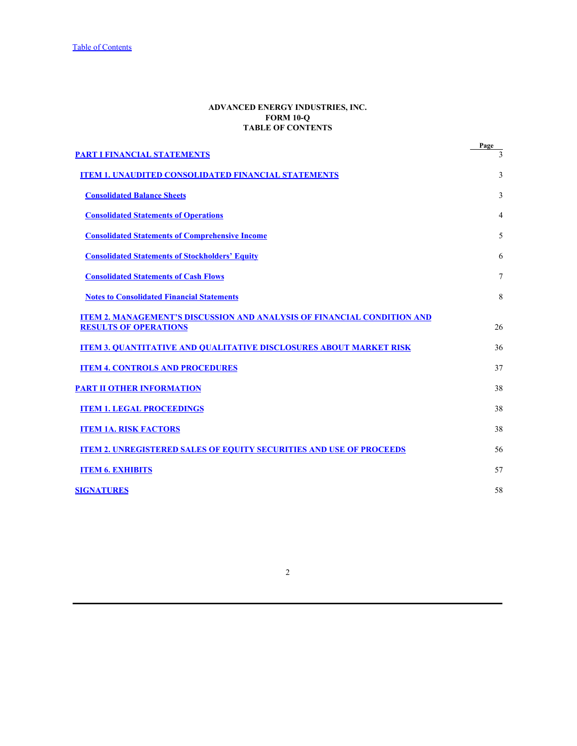ADVANCED ENERGY INDUSTRIES, INC.
FORM 10-Q
TABLE OF CONTENTS

| | Page |
|---|---|
| **PART I FINANCIAL STATEMENTS** | 3 |
| **ITEM 1. UNAUDITED CONSOLIDATED FINANCIAL STATEMENTS** | 3 |
| **Consolidated Balance Sheets** | 3 |
| **Consolidated Statements of Operations** | 4 |
| **Consolidated Statements of Comprehensive Income** | 5 |
| **Consolidated Statements of Stockholders' Equity** | 6 |
| **Consolidated Statements of Cash Flows** | 7 |
| **Notes to Consolidated Financial Statements** | 8 |
| **ITEM 2. MANAGEMENT'S DISCUSSION AND ANALYSIS OF FINANCIAL CONDITION AND RESULTS OF OPERATIONS** | 26 |
| **ITEM 3. QUANTITATIVE AND QUALITATIVE DISCLOSURES ABOUT MARKET RISK** | 36 |
| **ITEM 4. CONTROLS AND PROCEDURES** | 37 |
| **PART II OTHER INFORMATION** | 38 |
| **ITEM 1. LEGAL PROCEEDINGS** | 38 |
| **ITEM 1A. RISK FACTORS** | 38 |
| **ITEM 2. UNREGISTERED SALES OF EQUITY SECURITIES AND USE OF PROCEEDS** | 56 |
| **ITEM 6. EXHIBITS** | 57 |
| **SIGNATURES** | 58 |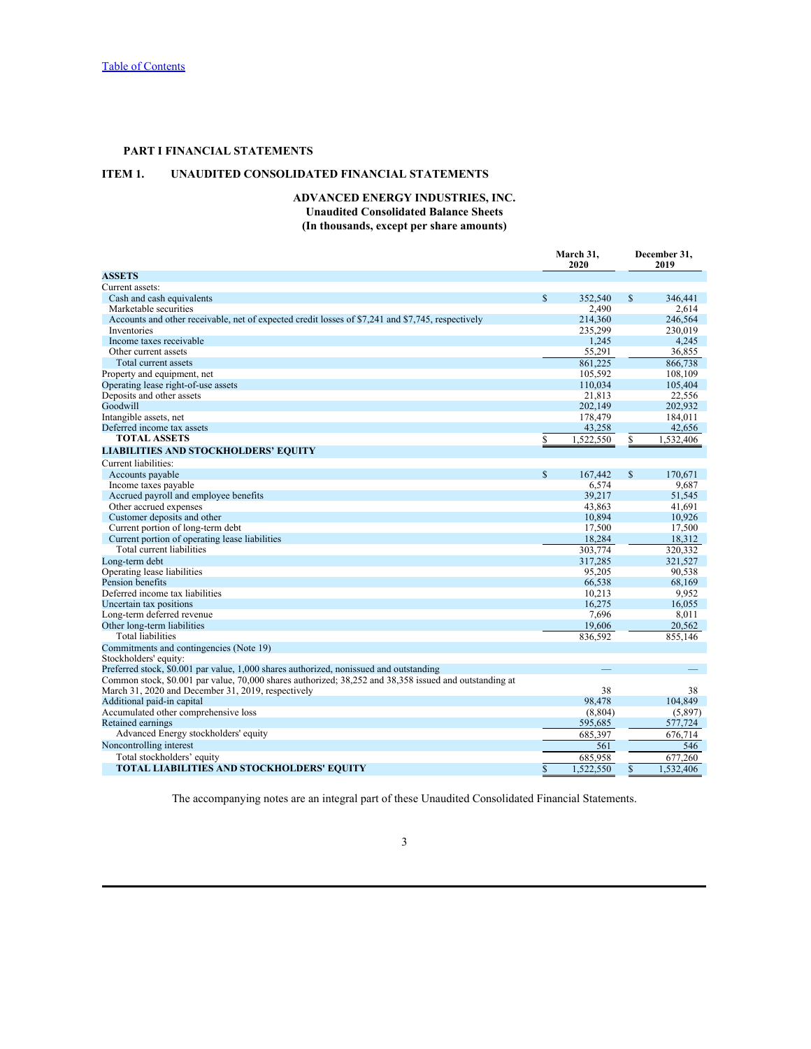[Table of Contents](#)

## PART I FINANCIAL STATEMENTS

## ITEM 1. UNAUDITED CONSOLIDATED FINANCIAL STATEMENTS

### ADVANCED ENERGY INDUSTRIES, INC.
### Unaudited Consolidated Balance Sheets
### (In thousands, except per share amounts)

| | March 31, 2020 | December 31, 2019 |
|---|---|---|
| **ASSETS** | | |
| Current assets: | | |
| Cash and cash equivalents | $ 352,540 | $ 346,441 |
| Marketable securities | 2,490 | 2,614 |
| Accounts and other receivable, net of expected credit losses of $7,241 and $7,745, respectively | 214,360 | 246,564 |
| Inventories | 235,299 | 230,019 |
| Income taxes receivable | 1,245 | 4,245 |
| Other current assets | 55,291 | 36,855 |
| Total current assets | 861,225 | 866,738 |
| Property and equipment, net | 105,592 | 108,109 |
| Operating lease right-of-use assets | 110,034 | 105,404 |
| Deposits and other assets | 21,813 | 22,556 |
| Goodwill | 202,149 | 202,932 |
| Intangible assets, net | 178,479 | 184,011 |
| Deferred income tax assets | 43,258 | 42,656 |
| **TOTAL ASSETS** | $ 1,522,550 | $ 1,532,406 |
| **LIABILITIES AND STOCKHOLDERS' EQUITY** | | |
| Current liabilities: | | |
| Accounts payable | $ 167,442 | $ 170,671 |
| Income taxes payable | 6,574 | 9,687 |
| Accrued payroll and employee benefits | 39,217 | 51,545 |
| Other accrued expenses | 43,863 | 41,691 |
| Customer deposits and other | 10,894 | 10,926 |
| Current portion of long-term debt | 17,500 | 17,500 |
| Current portion of operating lease liabilities | 18,284 | 18,312 |
| Total current liabilities | 303,774 | 320,332 |
| Long-term debt | 317,285 | 321,527 |
| Operating lease liabilities | 95,205 | 90,538 |
| Pension benefits | 66,538 | 68,169 |
| Deferred income tax liabilities | 10,213 | 9,952 |
| Uncertain tax positions | 16,275 | 16,055 |
| Long-term deferred revenue | 7,696 | 8,011 |
| Other long-term liabilities | 19,606 | 20,562 |
| Total liabilities | 836,592 | 855,146 |
| Commitments and contingencies (Note 19) | | |
| Stockholders' equity: | | |
| Preferred stock, $0.001 par value, 1,000 shares authorized, nonissued and outstanding | — | — |
| Common stock, $0.001 par value, 70,000 shares authorized; 38,252 and 38,358 issued and outstanding at March 31, 2020 and December 31, 2019, respectively | 38 | 38 |
| Additional paid-in capital | 98,478 | 104,849 |
| Accumulated other comprehensive loss | (8,804) | (5,897) |
| Retained earnings | 595,685 | 577,724 |
| Advanced Energy stockholders' equity | 685,397 | 676,714 |
| Noncontrolling interest | 561 | 546 |
| Total stockholders' equity | 685,958 | 677,260 |
| **TOTAL LIABILITIES AND STOCKHOLDERS' EQUITY** | $ 1,522,550 | $ 1,532,406 |

The accompanying notes are an integral part of these Unaudited Consolidated Financial Statements.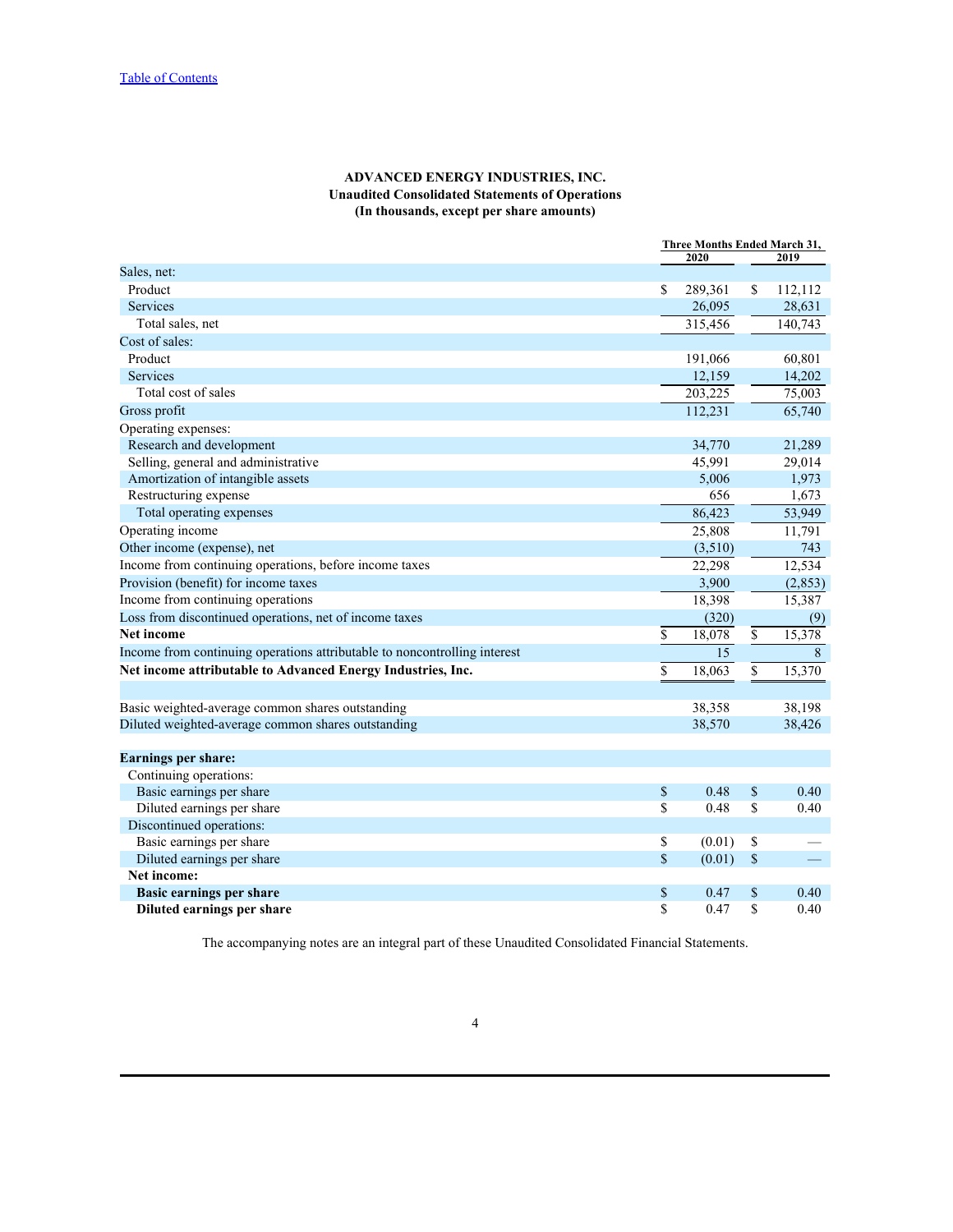[Table of Contents](#)

**ADVANCED ENERGY INDUSTRIES, INC.**
**Unaudited Consolidated Statements of Operations**
**(In thousands, except per share amounts)**

| | Three Months Ended March 31, | |
|---|---|---|
| | 2020 | 2019 |
| Sales, net: | | |
| Product | $ 289,361 | $ 112,112 |
| Services | 26,095 | 28,631 |
| Total sales, net | 315,456 | 140,743 |
| Cost of sales: | | |
| Product | 191,066 | 60,801 |
| Services | 12,159 | 14,202 |
| Total cost of sales | 203,225 | 75,003 |
| Gross profit | 112,231 | 65,740 |
| Operating expenses: | | |
| Research and development | 34,770 | 21,289 |
| Selling, general and administrative | 45,991 | 29,014 |
| Amortization of intangible assets | 5,006 | 1,973 |
| Restructuring expense | 656 | 1,673 |
| Total operating expenses | 86,423 | 53,949 |
| Operating income | 25,808 | 11,791 |
| Other income (expense), net | (3,510) | 743 |
| Income from continuing operations, before income taxes | 22,298 | 12,534 |
| Provision (benefit) for income taxes | 3,900 | (2,853) |
| Income from continuing operations | 18,398 | 15,387 |
| Loss from discontinued operations, net of income taxes | (320) | (9) |
| **Net income** | $ 18,078 | $ 15,378 |
| Income from continuing operations attributable to noncontrolling interest | 15 | 8 |
| **Net income attributable to Advanced Energy Industries, Inc.** | $ 18,063 | $ 15,370 |
| | | |
| Basic weighted-average common shares outstanding | 38,358 | 38,198 |
| Diluted weighted-average common shares outstanding | 38,570 | 38,426 |
| | | |
| **Earnings per share:** | | |
| Continuing operations: | | |
| Basic earnings per share | $ 0.48 | $ 0.40 |
| Diluted earnings per share | $ 0.48 | $ 0.40 |
| Discontinued operations: | | |
| Basic earnings per share | $ (0.01) | $ — |
| Diluted earnings per share | $ (0.01) | $ — |
| **Net income:** | | |
| **Basic earnings per share** | $ 0.47 | $ 0.40 |
| **Diluted earnings per share** | $ 0.47 | $ 0.40 |

The accompanying notes are an integral part of these Unaudited Consolidated Financial Statements.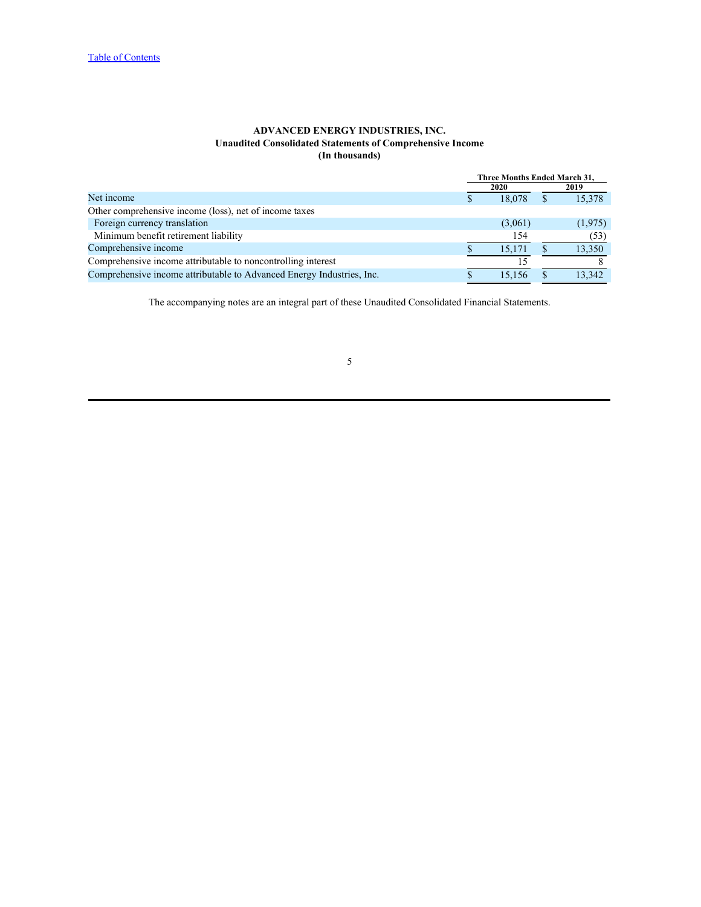**ADVANCED ENERGY INDUSTRIES, INC.**
**Unaudited Consolidated Statements of Comprehensive Income**
**(In thousands)**

| | Three Months Ended March 31, | |
|---|---|---|
| | 2020 | 2019 |
| Net income | $ 18,078 | $ 15,378 |
| Other comprehensive income (loss), net of income taxes | | |
| Foreign currency translation | (3,061) | (1,975) |
| Minimum benefit retirement liability | 154 | (53) |
| Comprehensive income | $ 15,171 | $ 13,350 |
| Comprehensive income attributable to noncontrolling interest | 15 | 8 |
| Comprehensive income attributable to Advanced Energy Industries, Inc. | $ 15,156 | $ 13,342 |

The accompanying notes are an integral part of these Unaudited Consolidated Financial Statements.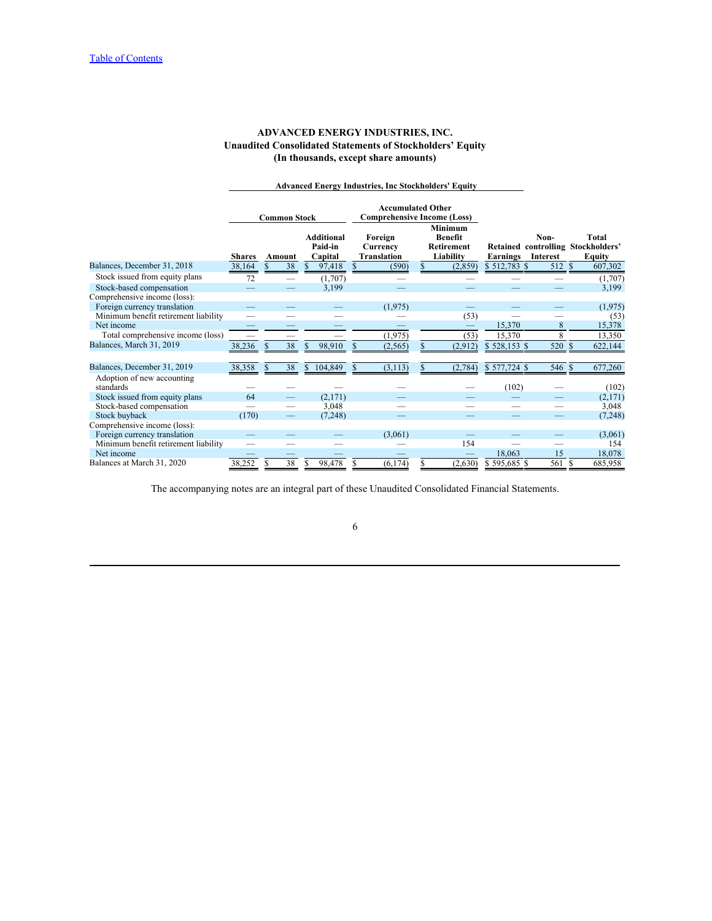Table of Contents

# ADVANCED ENERGY INDUSTRIES, INC.
## Unaudited Consolidated Statements of Stockholders' Equity
### (In thousands, except share amounts)

| | Advanced Energy Industries, Inc Stockholders' Equity | | | | | | | |
|---|---|---|---|---|---|---|---|---|
| | Common Stock | | | Accumulated Other Comprehensive Income (Loss) | | | | |
| | Shares | Amount | Additional Paid-in Capital | Foreign Currency Translation | Minimum Benefit Retirement Liability | Retained Earnings | Non-controlling Interest | Total Stockholders' Equity |
| Balances, December 31, 2018 | 38,164 | $ 38 | $ 97,418 | $ (590) | $ (2,859) | $ 512,783 | $ 512 | $ 607,302 |
| Stock issued from equity plans | 72 | — | (1,707) | — | — | — | — | (1,707) |
| Stock-based compensation | — | — | 3,199 | — | — | — | — | 3,199 |
| Comprehensive income (loss): | | | | | | | | |
| Foreign currency translation | — | — | — | (1,975) | — | — | — | (1,975) |
| Minimum benefit retirement liability | — | — | — | — | (53) | — | — | (53) |
| Net income | — | — | — | — | — | 15,370 | 8 | 15,378 |
| Total comprehensive income (loss) | — | — | — | (1,975) | (53) | 15,370 | 8 | 13,350 |
| Balances, March 31, 2019 | 38,236 | $ 38 | $ 98,910 | $ (2,565) | $ (2,912) | $ 528,153 | $ 520 | $ 622,144 |
| | | | | | | | | |
| Balances, December 31, 2019 | 38,358 | $ 38 | $ 104,849 | $ (3,113) | $ (2,784) | $ 577,724 | $ 546 | $ 677,260 |
| Adoption of new accounting standards | — | — | — | — | — | (102) | — | (102) |
| Stock issued from equity plans | 64 | — | (2,171) | — | — | — | — | (2,171) |
| Stock-based compensation | — | — | 3,048 | — | — | — | — | 3,048 |
| Stock buyback | (170) | — | (7,248) | — | — | — | — | (7,248) |
| Comprehensive income (loss): | | | | | | | | |
| Foreign currency translation | — | — | — | (3,061) | — | — | — | (3,061) |
| Minimum benefit retirement liability | — | — | — | — | 154 | — | — | 154 |
| Net income | — | — | — | — | — | 18,063 | 15 | 18,078 |
| Balances at March 31, 2020 | 38,252 | $ 38 | $ 98,478 | $ (6,174) | $ (2,630) | $ 595,685 | $ 561 | $ 685,958 |

The accompanying notes are an integral part of these Unaudited Consolidated Financial Statements.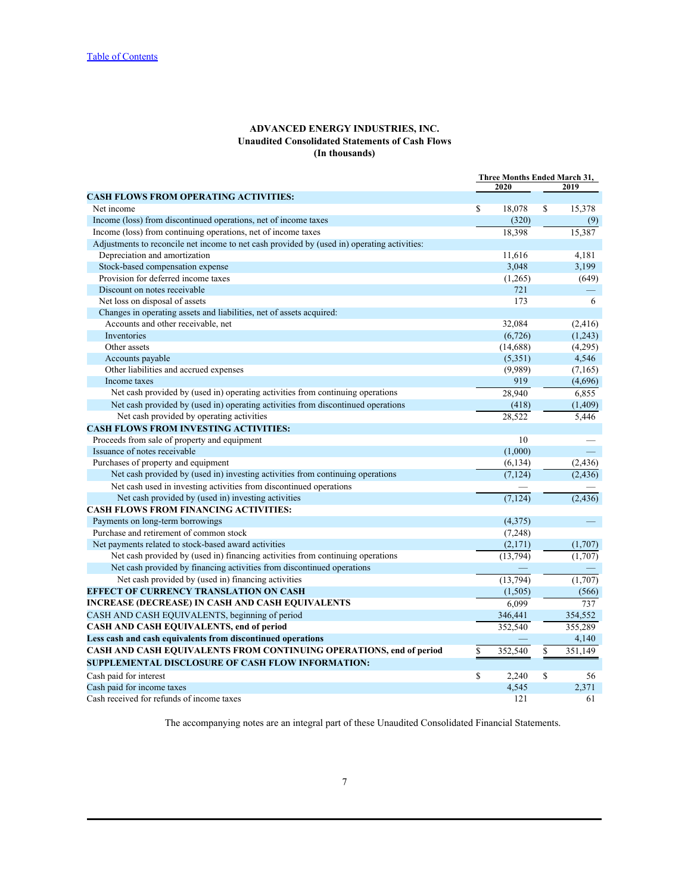[Table of Contents](#)

**ADVANCED ENERGY INDUSTRIES, INC.**
**Unaudited Consolidated Statements of Cash Flows**
**(In thousands)**

| | Three Months Ended March 31, | |
|---|---|---|
| | 2020 | 2019 |
| **CASH FLOWS FROM OPERATING ACTIVITIES:** | | |
| Net income | $ 18,078 | $ 15,378 |
| Income (loss) from discontinued operations, net of income taxes | (320) | (9) |
| Income (loss) from continuing operations, net of income taxes | 18,398 | 15,387 |
| Adjustments to reconcile net income to net cash provided by (used in) operating activities: | | |
| Depreciation and amortization | 11,616 | 4,181 |
| Stock-based compensation expense | 3,048 | 3,199 |
| Provision for deferred income taxes | (1,265) | (649) |
| Discount on notes receivable | 721 | — |
| Net loss on disposal of assets | 173 | 6 |
| Changes in operating assets and liabilities, net of assets acquired: | | |
| Accounts and other receivable, net | 32,084 | (2,416) |
| Inventories | (6,726) | (1,243) |
| Other assets | (14,688) | (4,295) |
| Accounts payable | (5,351) | 4,546 |
| Other liabilities and accrued expenses | (9,989) | (7,165) |
| Income taxes | 919 | (4,696) |
| Net cash provided by (used in) operating activities from continuing operations | 28,940 | 6,855 |
| Net cash provided by (used in) operating activities from discontinued operations | (418) | (1,409) |
| Net cash provided by operating activities | 28,522 | 5,446 |
| **CASH FLOWS FROM INVESTING ACTIVITIES:** | | |
| Proceeds from sale of property and equipment | 10 | — |
| Issuance of notes receivable | (1,000) | — |
| Purchases of property and equipment | (6,134) | (2,436) |
| Net cash provided by (used in) investing activities from continuing operations | (7,124) | (2,436) |
| Net cash used in investing activities from discontinued operations | — | — |
| Net cash provided by (used in) investing activities | (7,124) | (2,436) |
| **CASH FLOWS FROM FINANCING ACTIVITIES:** | | |
| Payments on long-term borrowings | (4,375) | — |
| Purchase and retirement of common stock | (7,248) | |
| Net payments related to stock-based award activities | (2,171) | (1,707) |
| Net cash provided by (used in) financing activities from continuing operations | (13,794) | (1,707) |
| Net cash provided by financing activities from discontinued operations | — | — |
| Net cash provided by (used in) financing activities | (13,794) | (1,707) |
| **EFFECT OF CURRENCY TRANSLATION ON CASH** | (1,505) | (566) |
| **INCREASE (DECREASE) IN CASH AND CASH EQUIVALENTS** | 6,099 | 737 |
| CASH AND CASH EQUIVALENTS, beginning of period | 346,441 | 354,552 |
| **CASH AND CASH EQUIVALENTS, end of period** | 352,540 | 355,289 |
| **Less cash and cash equivalents from discontinued operations** | — | 4,140 |
| **CASH AND CASH EQUIVALENTS FROM CONTINUING OPERATIONS, end of period** | $ 352,540 | $ 351,149 |
| **SUPPLEMENTAL DISCLOSURE OF CASH FLOW INFORMATION:** | | |
| Cash paid for interest | $ 2,240 | $ 56 |
| Cash paid for income taxes | 4,545 | 2,371 |
| Cash received for refunds of income taxes | 121 | 61 |

The accompanying notes are an integral part of these Unaudited Consolidated Financial Statements.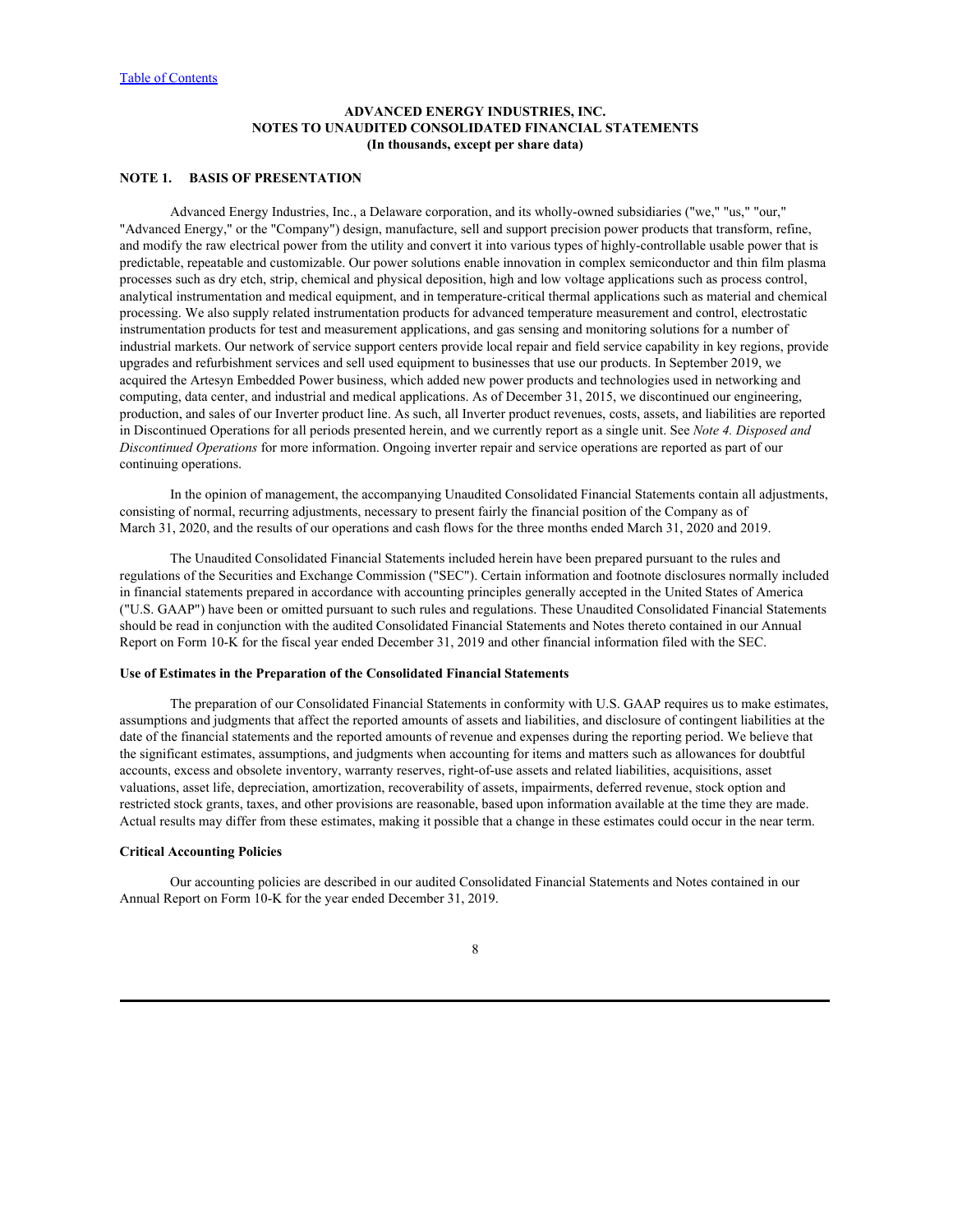**ADVANCED ENERGY INDUSTRIES, INC.**
**NOTES TO UNAUDITED CONSOLIDATED FINANCIAL STATEMENTS**
**(In thousands, except per share data)**

## NOTE 1. BASIS OF PRESENTATION

Advanced Energy Industries, Inc., a Delaware corporation, and its wholly-owned subsidiaries ("we," "us," "our," "Advanced Energy," or the "Company") design, manufacture, sell and support precision power products that transform, refine, and modify the raw electrical power from the utility and convert it into various types of highly-controllable usable power that is predictable, repeatable and customizable. Our power solutions enable innovation in complex semiconductor and thin film plasma processes such as dry etch, strip, chemical and physical deposition, high and low voltage applications such as process control, analytical instrumentation and medical equipment, and in temperature-critical thermal applications such as material and chemical processing. We also supply related instrumentation products for advanced temperature measurement and control, electrostatic instrumentation products for test and measurement applications, and gas sensing and monitoring solutions for a number of industrial markets. Our network of service support centers provide local repair and field service capability in key regions, provide upgrades and refurbishment services and sell used equipment to businesses that use our products. In September 2019, we acquired the Artesyn Embedded Power business, which added new power products and technologies used in networking and computing, data center, and industrial and medical applications. As of December 31, 2015, we discontinued our engineering, production, and sales of our Inverter product line. As such, all Inverter product revenues, costs, assets, and liabilities are reported in Discontinued Operations for all periods presented herein, and we currently report as a single unit. See *Note 4. Disposed and Discontinued Operations* for more information. Ongoing inverter repair and service operations are reported as part of our continuing operations.

In the opinion of management, the accompanying Unaudited Consolidated Financial Statements contain all adjustments, consisting of normal, recurring adjustments, necessary to present fairly the financial position of the Company as of March 31, 2020, and the results of our operations and cash flows for the three months ended March 31, 2020 and 2019.

The Unaudited Consolidated Financial Statements included herein have been prepared pursuant to the rules and regulations of the Securities and Exchange Commission ("SEC"). Certain information and footnote disclosures normally included in financial statements prepared in accordance with accounting principles generally accepted in the United States of America ("U.S. GAAP") have been or omitted pursuant to such rules and regulations. These Unaudited Consolidated Financial Statements should be read in conjunction with the audited Consolidated Financial Statements and Notes thereto contained in our Annual Report on Form 10-K for the fiscal year ended December 31, 2019 and other financial information filed with the SEC.

### Use of Estimates in the Preparation of the Consolidated Financial Statements

The preparation of our Consolidated Financial Statements in conformity with U.S. GAAP requires us to make estimates, assumptions and judgments that affect the reported amounts of assets and liabilities, and disclosure of contingent liabilities at the date of the financial statements and the reported amounts of revenue and expenses during the reporting period. We believe that the significant estimates, assumptions, and judgments when accounting for items and matters such as allowances for doubtful accounts, excess and obsolete inventory, warranty reserves, right-of-use assets and related liabilities, acquisitions, asset valuations, asset life, depreciation, amortization, recoverability of assets, impairments, deferred revenue, stock option and restricted stock grants, taxes, and other provisions are reasonable, based upon information available at the time they are made. Actual results may differ from these estimates, making it possible that a change in these estimates could occur in the near term.

### Critical Accounting Policies

Our accounting policies are described in our audited Consolidated Financial Statements and Notes contained in our Annual Report on Form 10-K for the year ended December 31, 2019.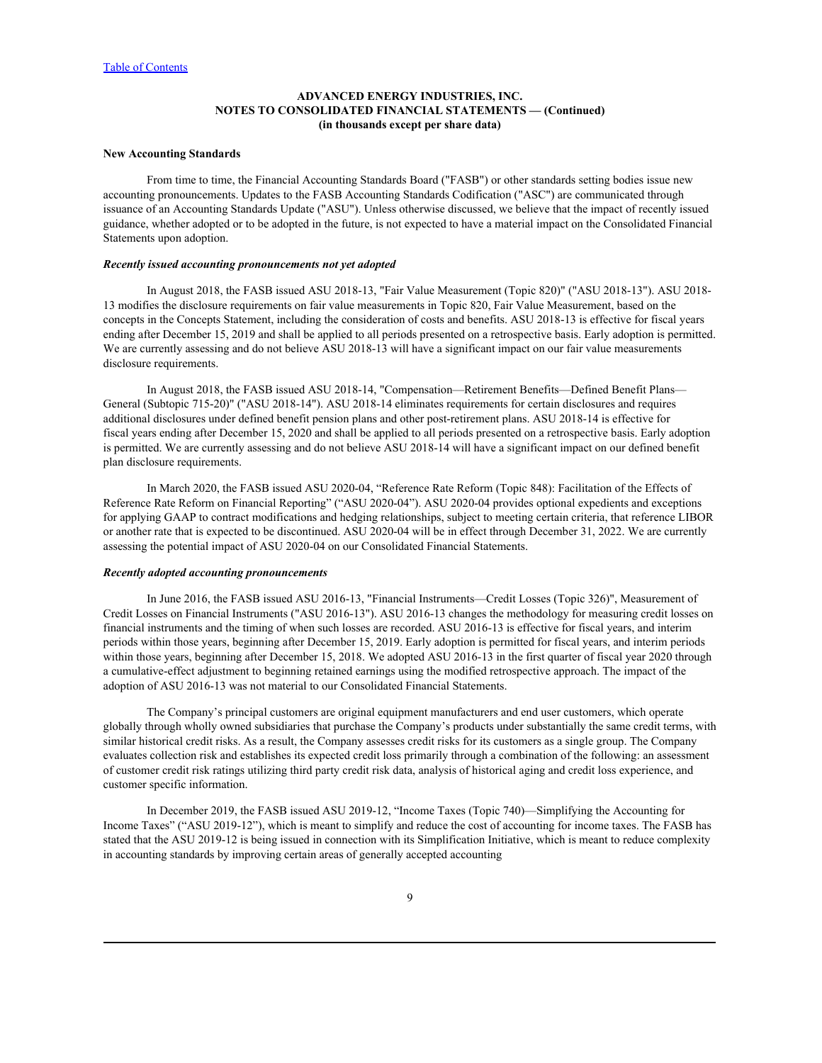**ADVANCED ENERGY INDUSTRIES, INC.**
**NOTES TO CONSOLIDATED FINANCIAL STATEMENTS — (Continued)**
**(in thousands except per share data)**

**New Accounting Standards**

From time to time, the Financial Accounting Standards Board ("FASB") or other standards setting bodies issue new accounting pronouncements. Updates to the FASB Accounting Standards Codification ("ASC") are communicated through issuance of an Accounting Standards Update ("ASU"). Unless otherwise discussed, we believe that the impact of recently issued guidance, whether adopted or to be adopted in the future, is not expected to have a material impact on the Consolidated Financial Statements upon adoption.

***Recently issued accounting pronouncements not yet adopted***

In August 2018, the FASB issued ASU 2018-13, "Fair Value Measurement (Topic 820)" ("ASU 2018-13"). ASU 2018-13 modifies the disclosure requirements on fair value measurements in Topic 820, Fair Value Measurement, based on the concepts in the Concepts Statement, including the consideration of costs and benefits. ASU 2018-13 is effective for fiscal years ending after December 15, 2019 and shall be applied to all periods presented on a retrospective basis. Early adoption is permitted. We are currently assessing and do not believe ASU 2018-13 will have a significant impact on our fair value measurements disclosure requirements.

In August 2018, the FASB issued ASU 2018-14, "Compensation—Retirement Benefits—Defined Benefit Plans—General (Subtopic 715-20)" ("ASU 2018-14"). ASU 2018-14 eliminates requirements for certain disclosures and requires additional disclosures under defined benefit pension plans and other post-retirement plans. ASU 2018-14 is effective for fiscal years ending after December 15, 2020 and shall be applied to all periods presented on a retrospective basis. Early adoption is permitted. We are currently assessing and do not believe ASU 2018-14 will have a significant impact on our defined benefit plan disclosure requirements.

In March 2020, the FASB issued ASU 2020-04, "Reference Rate Reform (Topic 848): Facilitation of the Effects of Reference Rate Reform on Financial Reporting" ("ASU 2020-04"). ASU 2020-04 provides optional expedients and exceptions for applying GAAP to contract modifications and hedging relationships, subject to meeting certain criteria, that reference LIBOR or another rate that is expected to be discontinued. ASU 2020-04 will be in effect through December 31, 2022. We are currently assessing the potential impact of ASU 2020-04 on our Consolidated Financial Statements.

***Recently adopted accounting pronouncements***

In June 2016, the FASB issued ASU 2016-13, "Financial Instruments—Credit Losses (Topic 326)", Measurement of Credit Losses on Financial Instruments ("ASU 2016-13"). ASU 2016-13 changes the methodology for measuring credit losses on financial instruments and the timing of when such losses are recorded. ASU 2016-13 is effective for fiscal years, and interim periods within those years, beginning after December 15, 2019. Early adoption is permitted for fiscal years, and interim periods within those years, beginning after December 15, 2018. We adopted ASU 2016-13 in the first quarter of fiscal year 2020 through a cumulative-effect adjustment to beginning retained earnings using the modified retrospective approach. The impact of the adoption of ASU 2016-13 was not material to our Consolidated Financial Statements.

The Company's principal customers are original equipment manufacturers and end user customers, which operate globally through wholly owned subsidiaries that purchase the Company's products under substantially the same credit terms, with similar historical credit risks. As a result, the Company assesses credit risks for its customers as a single group. The Company evaluates collection risk and establishes its expected credit loss primarily through a combination of the following: an assessment of customer credit risk ratings utilizing third party credit risk data, analysis of historical aging and credit loss experience, and customer specific information.

In December 2019, the FASB issued ASU 2019-12, "Income Taxes (Topic 740)—Simplifying the Accounting for Income Taxes" ("ASU 2019-12"), which is meant to simplify and reduce the cost of accounting for income taxes. The FASB has stated that the ASU 2019-12 is being issued in connection with its Simplification Initiative, which is meant to reduce complexity in accounting standards by improving certain areas of generally accepted accounting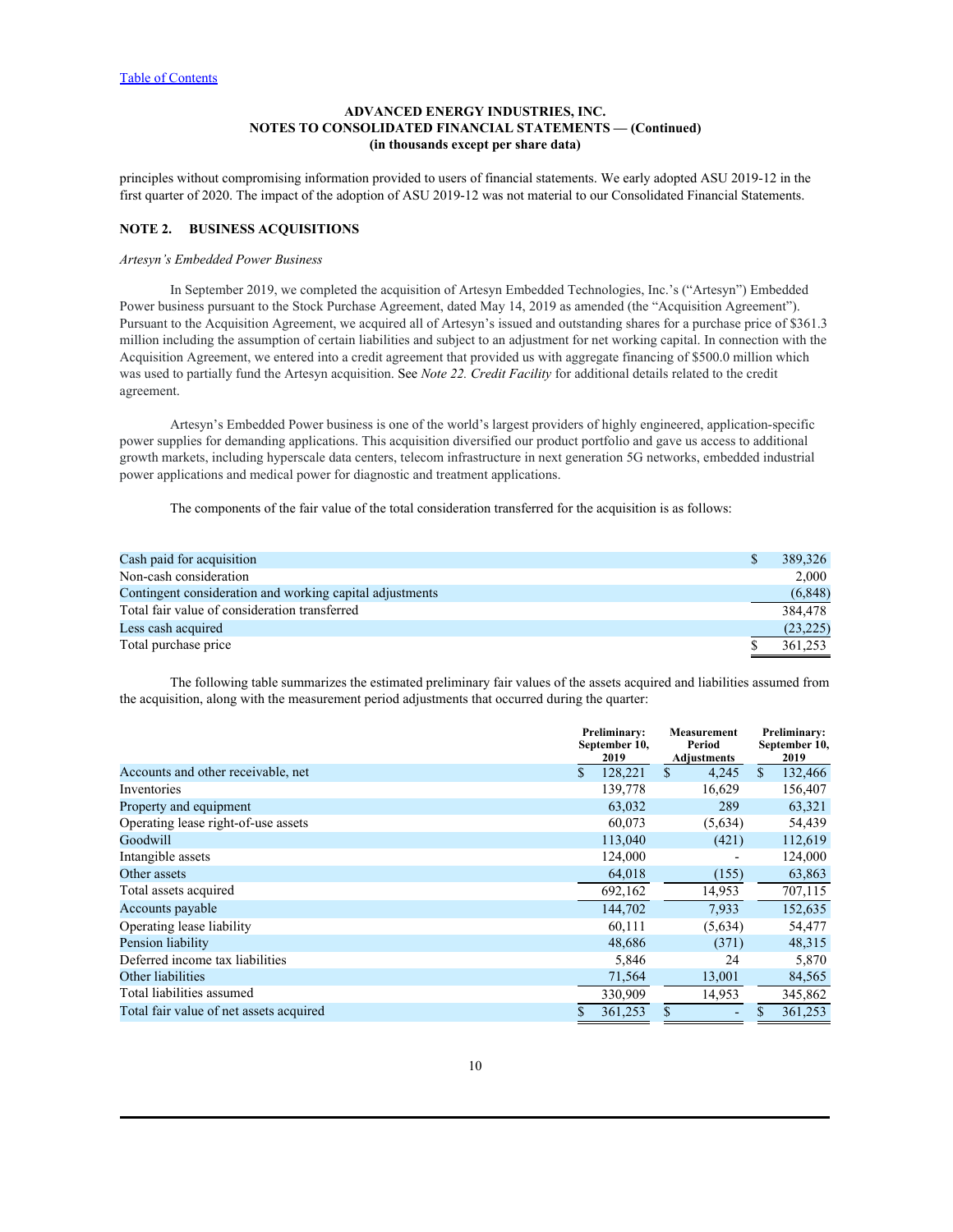ADVANCED ENERGY INDUSTRIES, INC.
NOTES TO CONSOLIDATED FINANCIAL STATEMENTS — (Continued)
(in thousands except per share data)

principles without compromising information provided to users of financial statements. We early adopted ASU 2019-12 in the first quarter of 2020. The impact of the adoption of ASU 2019-12 was not material to our Consolidated Financial Statements.

## NOTE 2. BUSINESS ACQUISITIONS

*Artesyn's Embedded Power Business*

In September 2019, we completed the acquisition of Artesyn Embedded Technologies, Inc.'s ("Artesyn") Embedded Power business pursuant to the Stock Purchase Agreement, dated May 14, 2019 as amended (the "Acquisition Agreement"). Pursuant to the Acquisition Agreement, we acquired all of Artesyn's issued and outstanding shares for a purchase price of $361.3 million including the assumption of certain liabilities and subject to an adjustment for net working capital. In connection with the Acquisition Agreement, we entered into a credit agreement that provided us with aggregate financing of $500.0 million which was used to partially fund the Artesyn acquisition. See *Note 22. Credit Facility* for additional details related to the credit agreement.

Artesyn's Embedded Power business is one of the world's largest providers of highly engineered, application-specific power supplies for demanding applications. This acquisition diversified our product portfolio and gave us access to additional growth markets, including hyperscale data centers, telecom infrastructure in next generation 5G networks, embedded industrial power applications and medical power for diagnostic and treatment applications.

The components of the fair value of the total consideration transferred for the acquisition is as follows:

| | |
|---|---|
| Cash paid for acquisition | $ 389,326 |
| Non-cash consideration | 2,000 |
| Contingent consideration and working capital adjustments | (6,848) |
| Total fair value of consideration transferred | 384,478 |
| Less cash acquired | (23,225) |
| Total purchase price | $ 361,253 |

The following table summarizes the estimated preliminary fair values of the assets acquired and liabilities assumed from the acquisition, along with the measurement period adjustments that occurred during the quarter:

| | Preliminary: September 10, 2019 | Measurement Period Adjustments | Preliminary: September 10, 2019 |
|---|---|---|---|
| Accounts and other receivable, net | $ 128,221 | $ 4,245 | $ 132,466 |
| Inventories | 139,778 | 16,629 | 156,407 |
| Property and equipment | 63,032 | 289 | 63,321 |
| Operating lease right-of-use assets | 60,073 | (5,634) | 54,439 |
| Goodwill | 113,040 | (421) | 112,619 |
| Intangible assets | 124,000 | - | 124,000 |
| Other assets | 64,018 | (155) | 63,863 |
| Total assets acquired | 692,162 | 14,953 | 707,115 |
| Accounts payable | 144,702 | 7,933 | 152,635 |
| Operating lease liability | 60,111 | (5,634) | 54,477 |
| Pension liability | 48,686 | (371) | 48,315 |
| Deferred income tax liabilities | 5,846 | 24 | 5,870 |
| Other liabilities | 71,564 | 13,001 | 84,565 |
| Total liabilities assumed | 330,909 | 14,953 | 345,862 |
| Total fair value of net assets acquired | $ 361,253 | $ - | $ 361,253 |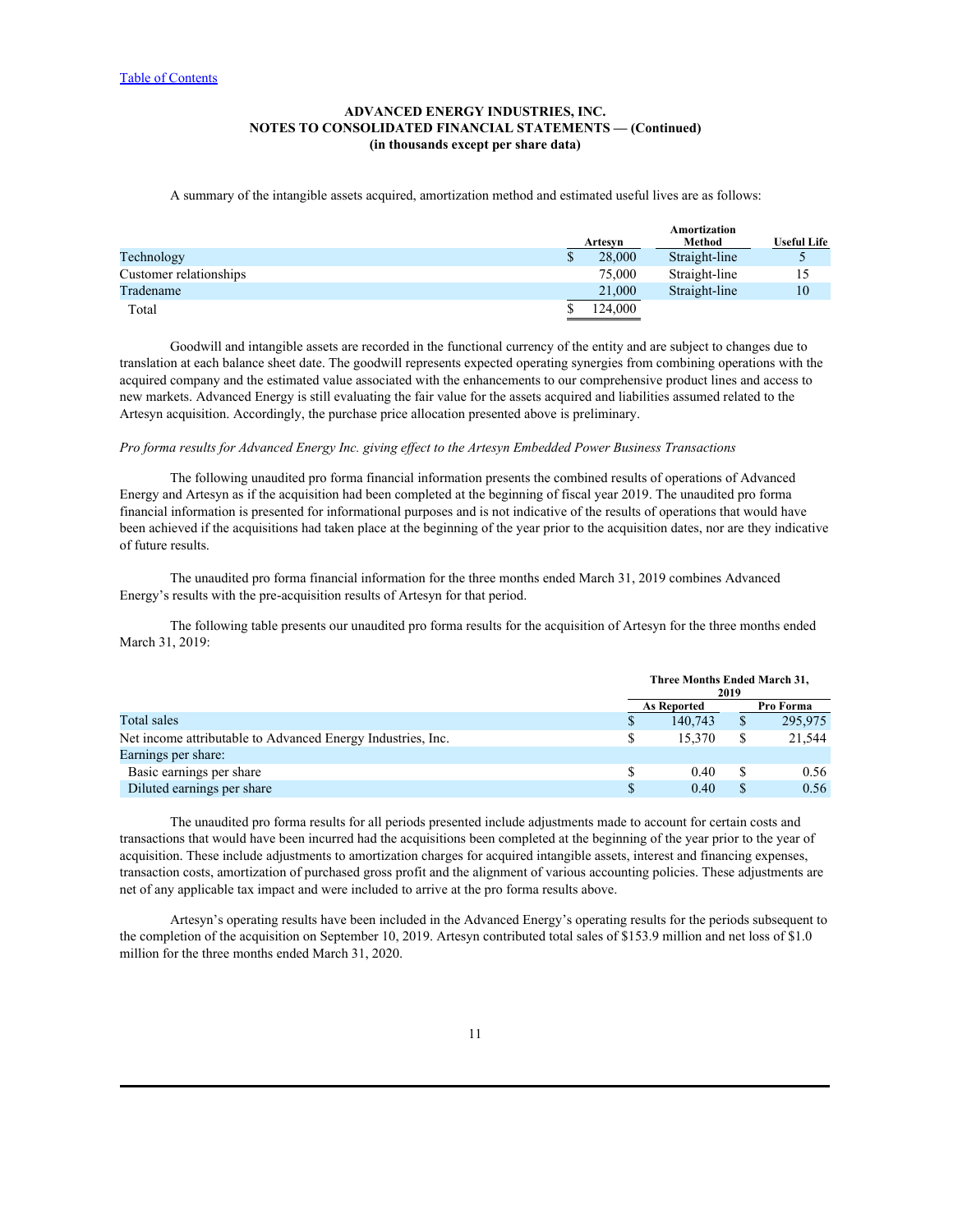ADVANCED ENERGY INDUSTRIES, INC.
NOTES TO CONSOLIDATED FINANCIAL STATEMENTS — (Continued)
(in thousands except per share data)

A summary of the intangible assets acquired, amortization method and estimated useful lives are as follows:

| | Artesyn | Amortization Method | Useful Life |
|---|---|---|---|
| Technology | $ 28,000 | Straight-line | 5 |
| Customer relationships | 75,000 | Straight-line | 15 |
| Tradename | 21,000 | Straight-line | 10 |
| Total | $ 124,000 | | |

Goodwill and intangible assets are recorded in the functional currency of the entity and are subject to changes due to translation at each balance sheet date. The goodwill represents expected operating synergies from combining operations with the acquired company and the estimated value associated with the enhancements to our comprehensive product lines and access to new markets. Advanced Energy is still evaluating the fair value for the assets acquired and liabilities assumed related to the Artesyn acquisition. Accordingly, the purchase price allocation presented above is preliminary.

*Pro forma results for Advanced Energy Inc. giving effect to the Artesyn Embedded Power Business Transactions*

The following unaudited pro forma financial information presents the combined results of operations of Advanced Energy and Artesyn as if the acquisition had been completed at the beginning of fiscal year 2019. The unaudited pro forma financial information is presented for informational purposes and is not indicative of the results of operations that would have been achieved if the acquisitions had taken place at the beginning of the year prior to the acquisition dates, nor are they indicative of future results.

The unaudited pro forma financial information for the three months ended March 31, 2019 combines Advanced Energy's results with the pre-acquisition results of Artesyn for that period.

The following table presents our unaudited pro forma results for the acquisition of Artesyn for the three months ended March 31, 2019:

| | Three Months Ended March 31, 2019 | |
|---|---|---|
| | As Reported | Pro Forma |
| Total sales | $ 140,743 | $ 295,975 |
| Net income attributable to Advanced Energy Industries, Inc. | $ 15,370 | $ 21,544 |
| Earnings per share: | | |
| Basic earnings per share | $ 0.40 | $ 0.56 |
| Diluted earnings per share | $ 0.40 | $ 0.56 |

The unaudited pro forma results for all periods presented include adjustments made to account for certain costs and transactions that would have been incurred had the acquisitions been completed at the beginning of the year prior to the year of acquisition. These include adjustments to amortization charges for acquired intangible assets, interest and financing expenses, transaction costs, amortization of purchased gross profit and the alignment of various accounting policies. These adjustments are net of any applicable tax impact and were included to arrive at the pro forma results above.

Artesyn's operating results have been included in the Advanced Energy's operating results for the periods subsequent to the completion of the acquisition on September 10, 2019. Artesyn contributed total sales of $153.9 million and net loss of $1.0 million for the three months ended March 31, 2020.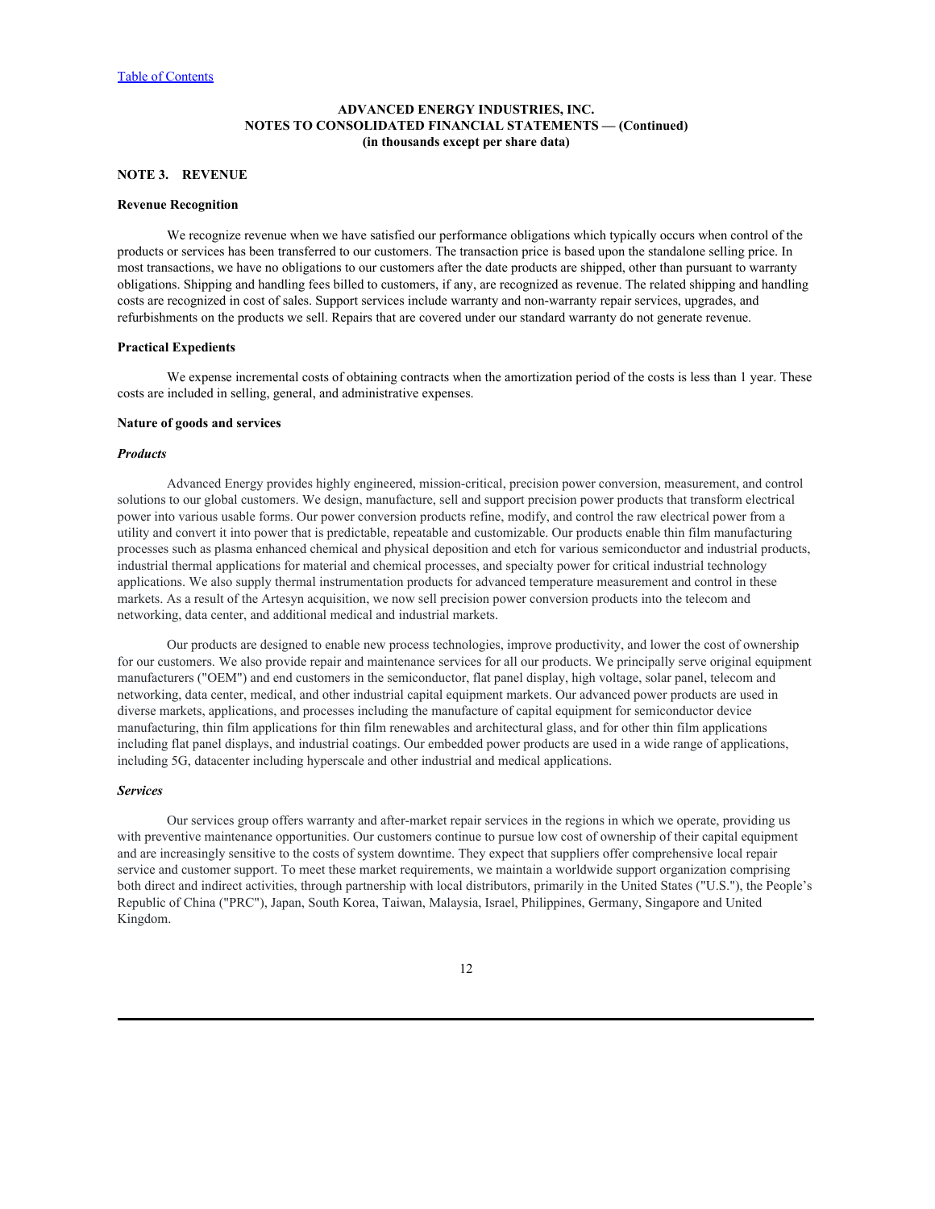**ADVANCED ENERGY INDUSTRIES, INC.**
**NOTES TO CONSOLIDATED FINANCIAL STATEMENTS — (Continued)**
**(in thousands except per share data)**

## NOTE 3. REVENUE

### Revenue Recognition

We recognize revenue when we have satisfied our performance obligations which typically occurs when control of the products or services has been transferred to our customers. The transaction price is based upon the standalone selling price. In most transactions, we have no obligations to our customers after the date products are shipped, other than pursuant to warranty obligations. Shipping and handling fees billed to customers, if any, are recognized as revenue. The related shipping and handling costs are recognized in cost of sales. Support services include warranty and non-warranty repair services, upgrades, and refurbishments on the products we sell. Repairs that are covered under our standard warranty do not generate revenue.

### Practical Expedients

We expense incremental costs of obtaining contracts when the amortization period of the costs is less than 1 year. These costs are included in selling, general, and administrative expenses.

### Nature of goods and services

***Products***

Advanced Energy provides highly engineered, mission-critical, precision power conversion, measurement, and control solutions to our global customers. We design, manufacture, sell and support precision power products that transform electrical power into various usable forms. Our power conversion products refine, modify, and control the raw electrical power from a utility and convert it into power that is predictable, repeatable and customizable. Our products enable thin film manufacturing processes such as plasma enhanced chemical and physical deposition and etch for various semiconductor and industrial products, industrial thermal applications for material and chemical processes, and specialty power for critical industrial technology applications. We also supply thermal instrumentation products for advanced temperature measurement and control in these markets. As a result of the Artesyn acquisition, we now sell precision power conversion products into the telecom and networking, data center, and additional medical and industrial markets.

Our products are designed to enable new process technologies, improve productivity, and lower the cost of ownership for our customers. We also provide repair and maintenance services for all our products. We principally serve original equipment manufacturers ("OEM") and end customers in the semiconductor, flat panel display, high voltage, solar panel, telecom and networking, data center, medical, and other industrial capital equipment markets. Our advanced power products are used in diverse markets, applications, and processes including the manufacture of capital equipment for semiconductor device manufacturing, thin film applications for thin film renewables and architectural glass, and for other thin film applications including flat panel displays, and industrial coatings. Our embedded power products are used in a wide range of applications, including 5G, datacenter including hyperscale and other industrial and medical applications.

***Services***

Our services group offers warranty and after-market repair services in the regions in which we operate, providing us with preventive maintenance opportunities. Our customers continue to pursue low cost of ownership of their capital equipment and are increasingly sensitive to the costs of system downtime. They expect that suppliers offer comprehensive local repair service and customer support. To meet these market requirements, we maintain a worldwide support organization comprising both direct and indirect activities, through partnership with local distributors, primarily in the United States ("U.S."), the People's Republic of China ("PRC"), Japan, South Korea, Taiwan, Malaysia, Israel, Philippines, Germany, Singapore and United Kingdom.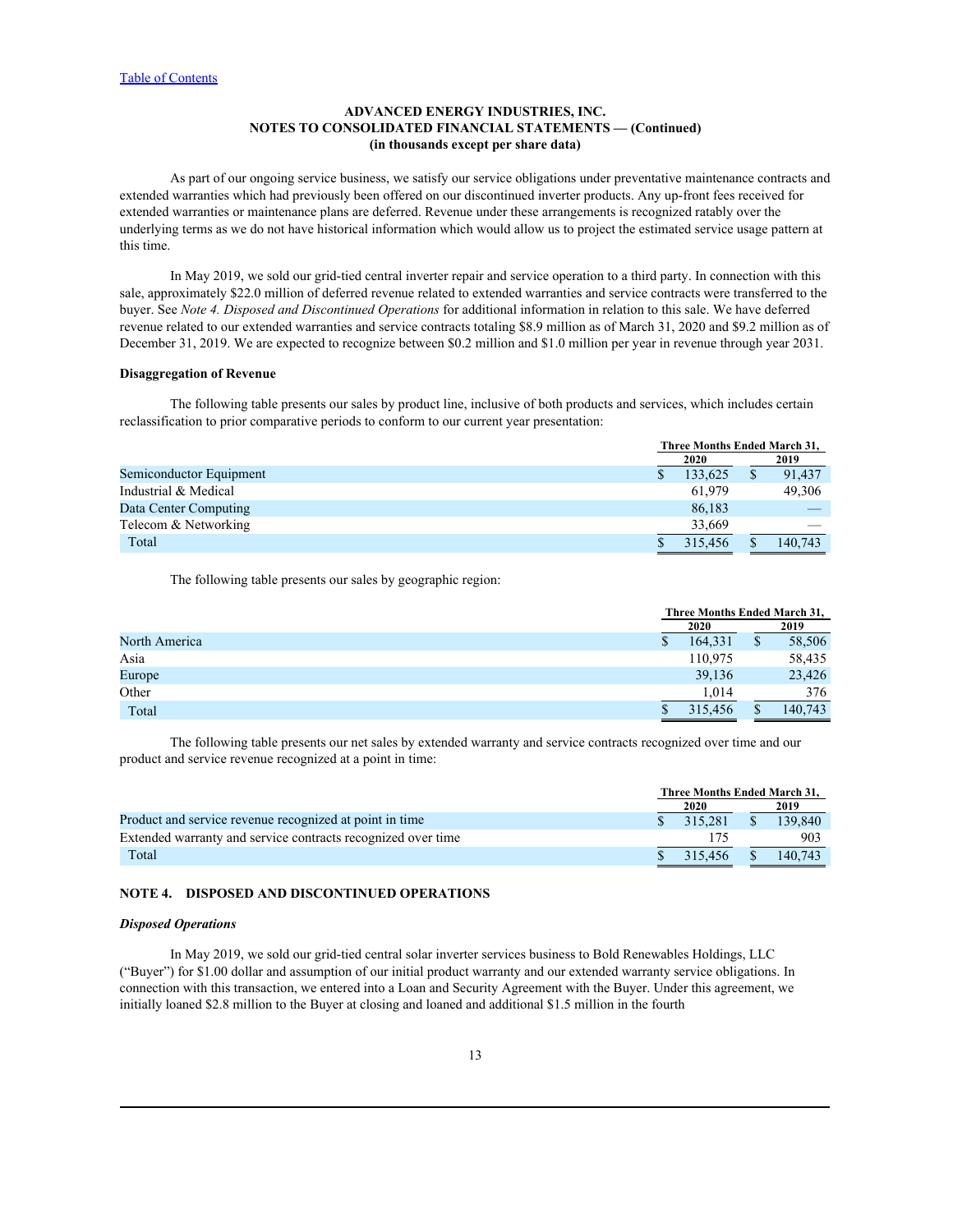ADVANCED ENERGY INDUSTRIES, INC.
NOTES TO CONSOLIDATED FINANCIAL STATEMENTS — (Continued)
(in thousands except per share data)

As part of our ongoing service business, we satisfy our service obligations under preventative maintenance contracts and extended warranties which had previously been offered on our discontinued inverter products. Any up-front fees received for extended warranties or maintenance plans are deferred. Revenue under these arrangements is recognized ratably over the underlying terms as we do not have historical information which would allow us to project the estimated service usage pattern at this time.

In May 2019, we sold our grid-tied central inverter repair and service operation to a third party. In connection with this sale, approximately $22.0 million of deferred revenue related to extended warranties and service contracts were transferred to the buyer. See *Note 4. Disposed and Discontinued Operations* for additional information in relation to this sale. We have deferred revenue related to our extended warranties and service contracts totaling $8.9 million as of March 31, 2020 and $9.2 million as of December 31, 2019. We are expected to recognize between $0.2 million and $1.0 million per year in revenue through year 2031.

**Disaggregation of Revenue**

The following table presents our sales by product line, inclusive of both products and services, which includes certain reclassification to prior comparative periods to conform to our current year presentation:

| | Three Months Ended March 31, | |
|---|---|---|
| | 2020 | 2019 |
| Semiconductor Equipment | $ 133,625 | $ 91,437 |
| Industrial & Medical | 61,979 | 49,306 |
| Data Center Computing | 86,183 | — |
| Telecom & Networking | 33,669 | — |
| Total | $ 315,456 | $ 140,743 |

The following table presents our sales by geographic region:

| | Three Months Ended March 31, | |
|---|---|---|
| | 2020 | 2019 |
| North America | $ 164,331 | $ 58,506 |
| Asia | 110,975 | 58,435 |
| Europe | 39,136 | 23,426 |
| Other | 1,014 | 376 |
| Total | $ 315,456 | $ 140,743 |

The following table presents our net sales by extended warranty and service contracts recognized over time and our product and service revenue recognized at a point in time:

| | Three Months Ended March 31, | |
|---|---|---|
| | 2020 | 2019 |
| Product and service revenue recognized at point in time | $ 315,281 | $ 139,840 |
| Extended warranty and service contracts recognized over time | 175 | 903 |
| Total | $ 315,456 | $ 140,743 |

## NOTE 4. DISPOSED AND DISCONTINUED OPERATIONS

***Disposed Operations***

In May 2019, we sold our grid-tied central solar inverter services business to Bold Renewables Holdings, LLC ("Buyer") for $1.00 dollar and assumption of our initial product warranty and our extended warranty service obligations. In connection with this transaction, we entered into a Loan and Security Agreement with the Buyer. Under this agreement, we initially loaned $2.8 million to the Buyer at closing and loaned and additional $1.5 million in the fourth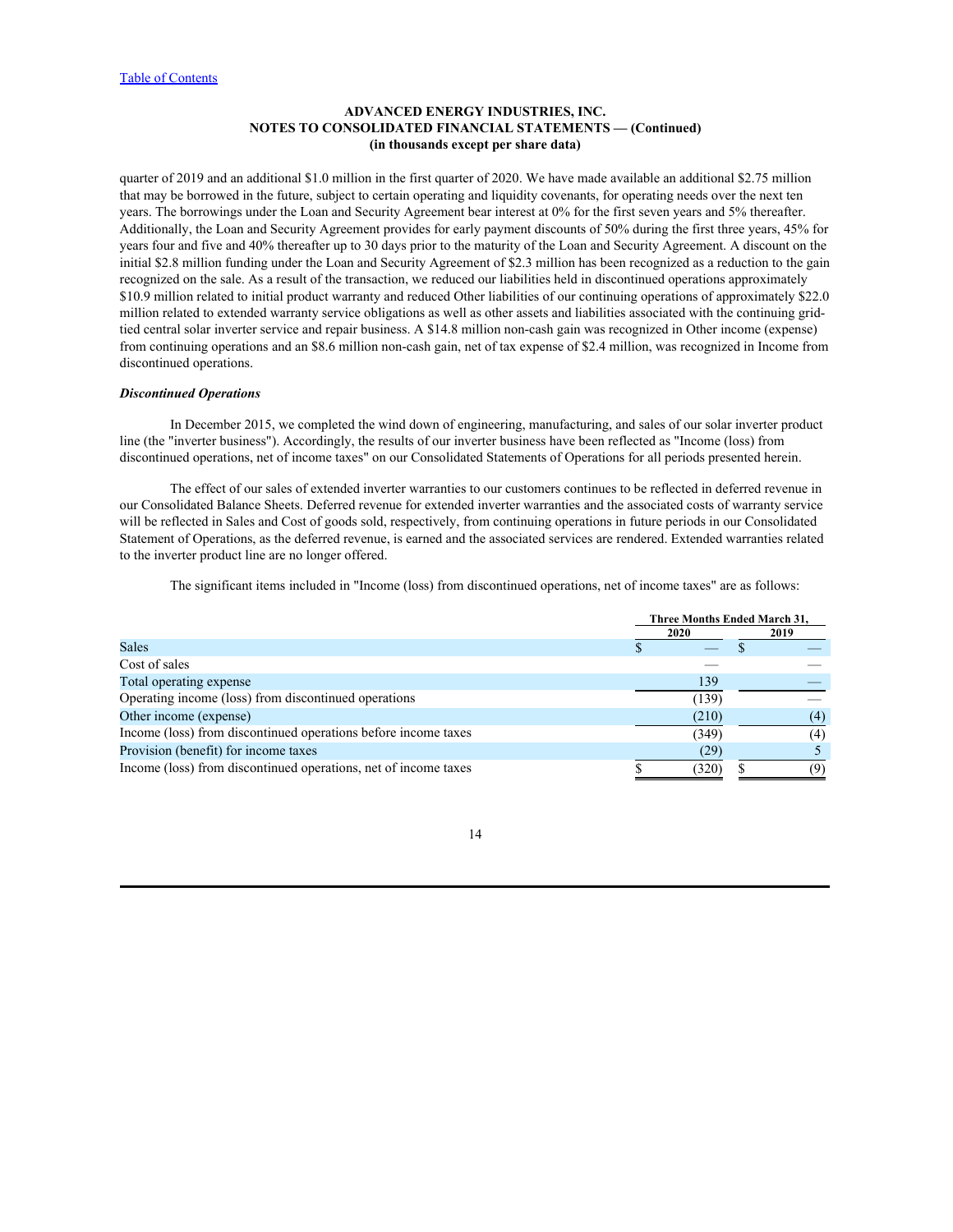quarter of 2019 and an additional $1.0 million in the first quarter of 2020. We have made available an additional $2.75 million that may be borrowed in the future, subject to certain operating and liquidity covenants, for operating needs over the next ten years. The borrowings under the Loan and Security Agreement bear interest at 0% for the first seven years and 5% thereafter. Additionally, the Loan and Security Agreement provides for early payment discounts of 50% during the first three years, 45% for years four and five and 40% thereafter up to 30 days prior to the maturity of the Loan and Security Agreement. A discount on the initial $2.8 million funding under the Loan and Security Agreement of $2.3 million has been recognized as a reduction to the gain recognized on the sale. As a result of the transaction, we reduced our liabilities held in discontinued operations approximately $10.9 million related to initial product warranty and reduced Other liabilities of our continuing operations of approximately $22.0 million related to extended warranty service obligations as well as other assets and liabilities associated with the continuing grid-tied central solar inverter service and repair business. A $14.8 million non-cash gain was recognized in Other income (expense) from continuing operations and an $8.6 million non-cash gain, net of tax expense of $2.4 million, was recognized in Income from discontinued operations.

***Discontinued Operations***

In December 2015, we completed the wind down of engineering, manufacturing, and sales of our solar inverter product line (the "inverter business"). Accordingly, the results of our inverter business have been reflected as "Income (loss) from discontinued operations, net of income taxes" on our Consolidated Statements of Operations for all periods presented herein.

The effect of our sales of extended inverter warranties to our customers continues to be reflected in deferred revenue in our Consolidated Balance Sheets. Deferred revenue for extended inverter warranties and the associated costs of warranty service will be reflected in Sales and Cost of goods sold, respectively, from continuing operations in future periods in our Consolidated Statement of Operations, as the deferred revenue, is earned and the associated services are rendered. Extended warranties related to the inverter product line are no longer offered.

The significant items included in "Income (loss) from discontinued operations, net of income taxes" are as follows:

| | Three Months Ended March 31, | |
|---|---|---|
| | 2020 | 2019 |
| Sales | $ — | $ — |
| Cost of sales | — | — |
| Total operating expense | 139 | — |
| Operating income (loss) from discontinued operations | (139) | — |
| Other income (expense) | (210) | (4) |
| Income (loss) from discontinued operations before income taxes | (349) | (4) |
| Provision (benefit) for income taxes | (29) | 5 |
| Income (loss) from discontinued operations, net of income taxes | $ (320) | $ (9) |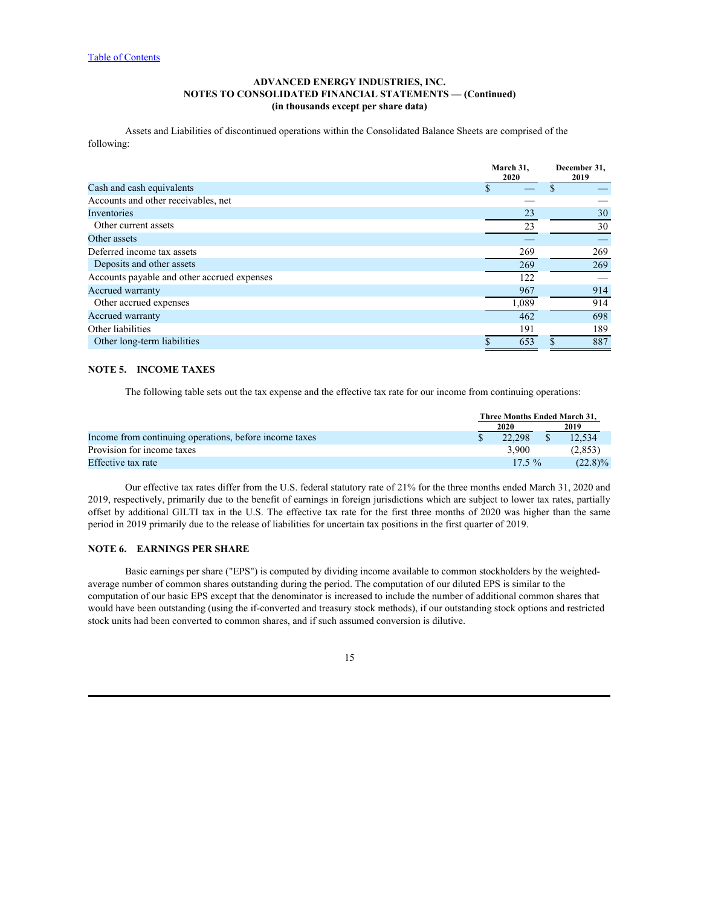# ADVANCED ENERGY INDUSTRIES, INC.
## NOTES TO CONSOLIDATED FINANCIAL STATEMENTS — (Continued)
### (in thousands except per share data)

Assets and Liabilities of discontinued operations within the Consolidated Balance Sheets are comprised of the following:

| | March 31, 2020 | December 31, 2019 |
|---|---|---|
| Cash and cash equivalents | $ — | $ — |
| Accounts and other receivables, net | — | — |
| Inventories | 23 | 30 |
| Other current assets | 23 | 30 |
| Other assets | — | — |
| Deferred income tax assets | 269 | 269 |
| Deposits and other assets | 269 | 269 |
| Accounts payable and other accrued expenses | 122 | — |
| Accrued warranty | 967 | 914 |
| Other accrued expenses | 1,089 | 914 |
| Accrued warranty | 462 | 698 |
| Other liabilities | 191 | 189 |
| Other long-term liabilities | $ 653 | $ 887 |

## NOTE 5. INCOME TAXES

The following table sets out the tax expense and the effective tax rate for our income from continuing operations:

| | Three Months Ended March 31, | |
|---|---|---|
| | 2020 | 2019 |
| Income from continuing operations, before income taxes | $ 22,298 | $ 12,534 |
| Provision for income taxes | 3,900 | (2,853) |
| Effective tax rate | 17.5 % | (22.8)% |

Our effective tax rates differ from the U.S. federal statutory rate of 21% for the three months ended March 31, 2020 and 2019, respectively, primarily due to the benefit of earnings in foreign jurisdictions which are subject to lower tax rates, partially offset by additional GILTI tax in the U.S. The effective tax rate for the first three months of 2020 was higher than the same period in 2019 primarily due to the release of liabilities for uncertain tax positions in the first quarter of 2019.

## NOTE 6. EARNINGS PER SHARE

Basic earnings per share ("EPS") is computed by dividing income available to common stockholders by the weighted-average number of common shares outstanding during the period. The computation of our diluted EPS is similar to the computation of our basic EPS except that the denominator is increased to include the number of additional common shares that would have been outstanding (using the if-converted and treasury stock methods), if our outstanding stock options and restricted stock units had been converted to common shares, and if such assumed conversion is dilutive.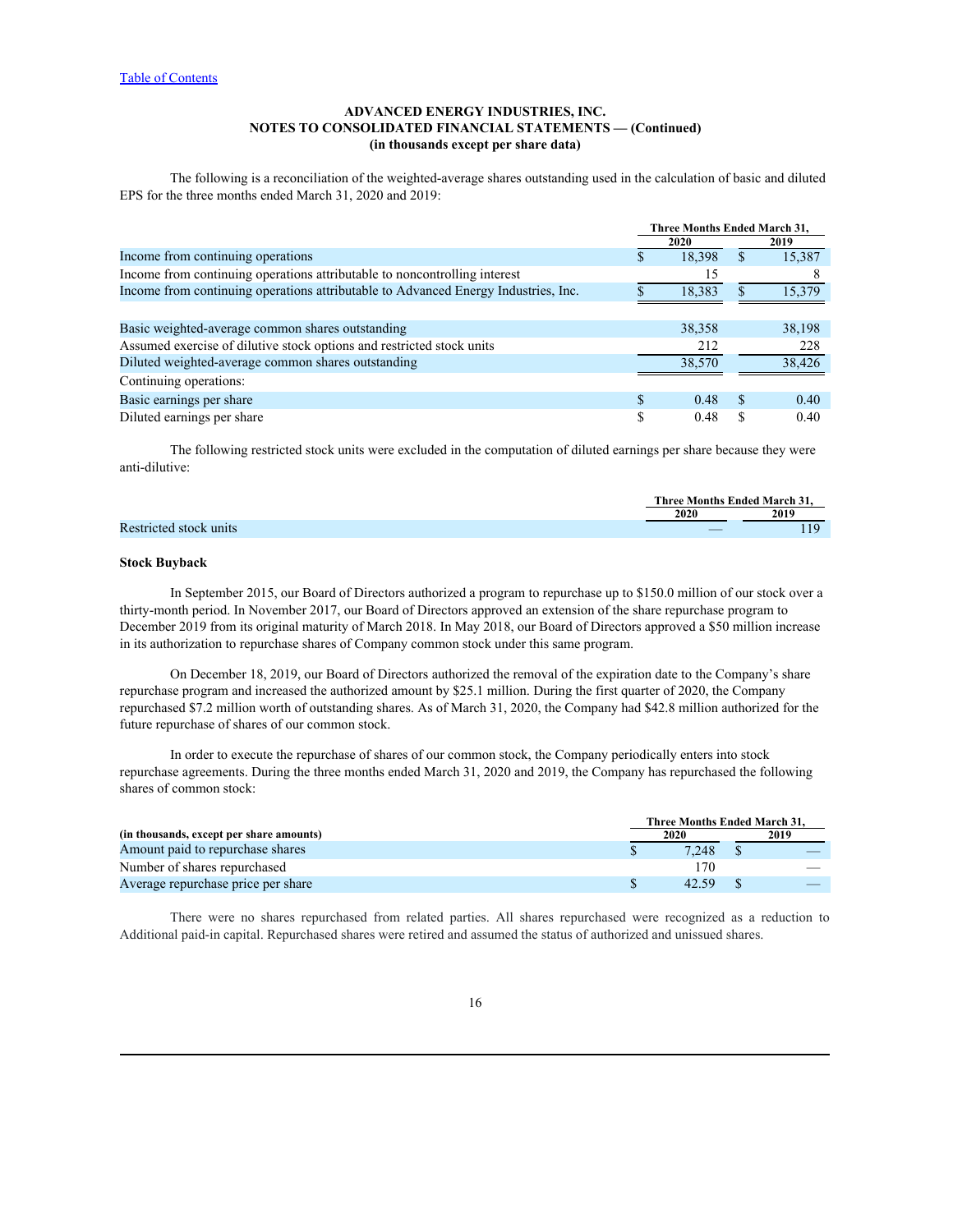[Table of Contents](#)

**ADVANCED ENERGY INDUSTRIES, INC.**
**NOTES TO CONSOLIDATED FINANCIAL STATEMENTS — (Continued)**
**(in thousands except per share data)**

The following is a reconciliation of the weighted-average shares outstanding used in the calculation of basic and diluted EPS for the three months ended March 31, 2020 and 2019:

| | Three Months Ended March 31, | |
|---|---|---|
| | 2020 | 2019 |
| Income from continuing operations | $ 18,398 | $ 15,387 |
| Income from continuing operations attributable to noncontrolling interest | 15 | 8 |
| Income from continuing operations attributable to Advanced Energy Industries, Inc. | $ 18,383 | $ 15,379 |
| | | |
| Basic weighted-average common shares outstanding | 38,358 | 38,198 |
| Assumed exercise of dilutive stock options and restricted stock units | 212 | 228 |
| Diluted weighted-average common shares outstanding | 38,570 | 38,426 |
| Continuing operations: | | |
| Basic earnings per share | $ 0.48 | $ 0.40 |
| Diluted earnings per share | $ 0.48 | $ 0.40 |

The following restricted stock units were excluded in the computation of diluted earnings per share because they were anti-dilutive:

| | Three Months Ended March 31, | |
|---|---|---|
| | 2020 | 2019 |
| Restricted stock units | — | 119 |

**Stock Buyback**

In September 2015, our Board of Directors authorized a program to repurchase up to $150.0 million of our stock over a thirty-month period. In November 2017, our Board of Directors approved an extension of the share repurchase program to December 2019 from its original maturity of March 2018. In May 2018, our Board of Directors approved a $50 million increase in its authorization to repurchase shares of Company common stock under this same program.

On December 18, 2019, our Board of Directors authorized the removal of the expiration date to the Company's share repurchase program and increased the authorized amount by $25.1 million. During the first quarter of 2020, the Company repurchased $7.2 million worth of outstanding shares. As of March 31, 2020, the Company had $42.8 million authorized for the future repurchase of shares of our common stock.

In order to execute the repurchase of shares of our common stock, the Company periodically enters into stock repurchase agreements. During the three months ended March 31, 2020 and 2019, the Company has repurchased the following shares of common stock:

| | Three Months Ended March 31, | |
|---|---|---|
| **(in thousands, except per share amounts)** | 2020 | 2019 |
| Amount paid to repurchase shares | $ 7,248 | $ — |
| Number of shares repurchased | 170 | — |
| Average repurchase price per share | $ 42.59 | $ — |

There were no shares repurchased from related parties. All shares repurchased were recognized as a reduction to Additional paid-in capital. Repurchased shares were retired and assumed the status of authorized and unissued shares.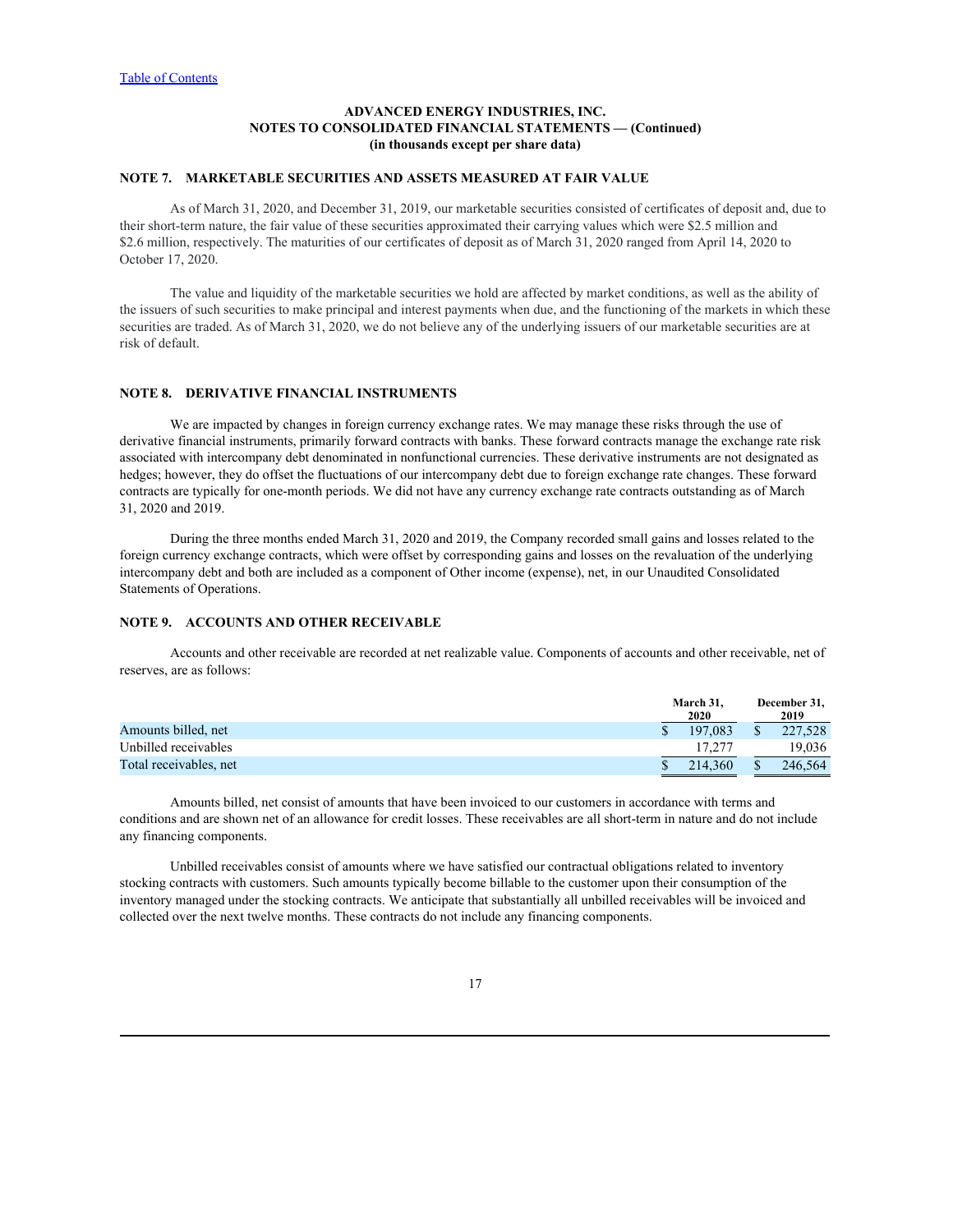# ADVANCED ENERGY INDUSTRIES, INC.
## NOTES TO CONSOLIDATED FINANCIAL STATEMENTS — (Continued)
### (in thousands except per share data)

## NOTE 7. MARKETABLE SECURITIES AND ASSETS MEASURED AT FAIR VALUE

As of March 31, 2020, and December 31, 2019, our marketable securities consisted of certificates of deposit and, due to their short-term nature, the fair value of these securities approximated their carrying values which were $2.5 million and $2.6 million, respectively. The maturities of our certificates of deposit as of March 31, 2020 ranged from April 14, 2020 to October 17, 2020.

The value and liquidity of the marketable securities we hold are affected by market conditions, as well as the ability of the issuers of such securities to make principal and interest payments when due, and the functioning of the markets in which these securities are traded. As of March 31, 2020, we do not believe any of the underlying issuers of our marketable securities are at risk of default.

## NOTE 8. DERIVATIVE FINANCIAL INSTRUMENTS

We are impacted by changes in foreign currency exchange rates. We may manage these risks through the use of derivative financial instruments, primarily forward contracts with banks. These forward contracts manage the exchange rate risk associated with intercompany debt denominated in nonfunctional currencies. These derivative instruments are not designated as hedges; however, they do offset the fluctuations of our intercompany debt due to foreign exchange rate changes. These forward contracts are typically for one-month periods. We did not have any currency exchange rate contracts outstanding as of March 31, 2020 and 2019.

During the three months ended March 31, 2020 and 2019, the Company recorded small gains and losses related to the foreign currency exchange contracts, which were offset by corresponding gains and losses on the revaluation of the underlying intercompany debt and both are included as a component of Other income (expense), net, in our Unaudited Consolidated Statements of Operations.

## NOTE 9. ACCOUNTS AND OTHER RECEIVABLE

Accounts and other receivable are recorded at net realizable value. Components of accounts and other receivable, net of reserves, are as follows:

| | March 31, 2020 | December 31, 2019 |
|---|---|---|
| Amounts billed, net | $ 197,083 | $ 227,528 |
| Unbilled receivables | 17,277 | 19,036 |
| Total receivables, net | $ 214,360 | $ 246,564 |

Amounts billed, net consist of amounts that have been invoiced to our customers in accordance with terms and conditions and are shown net of an allowance for credit losses. These receivables are all short-term in nature and do not include any financing components.

Unbilled receivables consist of amounts where we have satisfied our contractual obligations related to inventory stocking contracts with customers. Such amounts typically become billable to the customer upon their consumption of the inventory managed under the stocking contracts. We anticipate that substantially all unbilled receivables will be invoiced and collected over the next twelve months. These contracts do not include any financing components.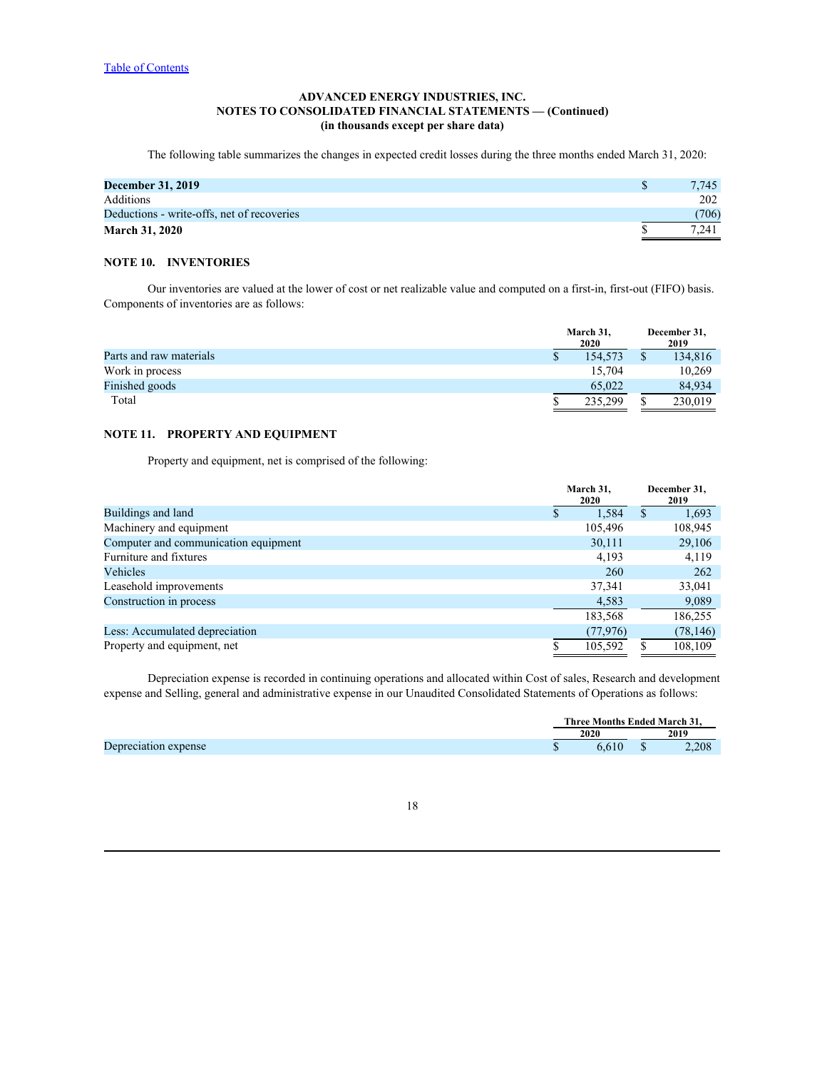[Table of Contents](#)

**ADVANCED ENERGY INDUSTRIES, INC.**
**NOTES TO CONSOLIDATED FINANCIAL STATEMENTS — (Continued)**
**(in thousands except per share data)**

The following table summarizes the changes in expected credit losses during the three months ended March 31, 2020:

| | |
|---|---|
| **December 31, 2019** | $ 7,745 |
| Additions | 202 |
| Deductions - write-offs, net of recoveries | (706) |
| **March 31, 2020** | $ 7,241 |

## NOTE 10. INVENTORIES

Our inventories are valued at the lower of cost or net realizable value and computed on a first-in, first-out (FIFO) basis. Components of inventories are as follows:

| | March 31, 2020 | December 31, 2019 |
|---|---|---|
| Parts and raw materials | $ 154,573 | $ 134,816 |
| Work in process | 15,704 | 10,269 |
| Finished goods | 65,022 | 84,934 |
| Total | $ 235,299 | $ 230,019 |

## NOTE 11. PROPERTY AND EQUIPMENT

Property and equipment, net is comprised of the following:

| | March 31, 2020 | December 31, 2019 |
|---|---|---|
| Buildings and land | $ 1,584 | $ 1,693 |
| Machinery and equipment | 105,496 | 108,945 |
| Computer and communication equipment | 30,111 | 29,106 |
| Furniture and fixtures | 4,193 | 4,119 |
| Vehicles | 260 | 262 |
| Leasehold improvements | 37,341 | 33,041 |
| Construction in process | 4,583 | 9,089 |
| | 183,568 | 186,255 |
| Less: Accumulated depreciation | (77,976) | (78,146) |
| Property and equipment, net | $ 105,592 | $ 108,109 |

Depreciation expense is recorded in continuing operations and allocated within Cost of sales, Research and development expense and Selling, general and administrative expense in our Unaudited Consolidated Statements of Operations as follows:

| | Three Months Ended March 31, | |
|---|---|---|
| | 2020 | 2019 |
| Depreciation expense | $ 6,610 | $ 2,208 |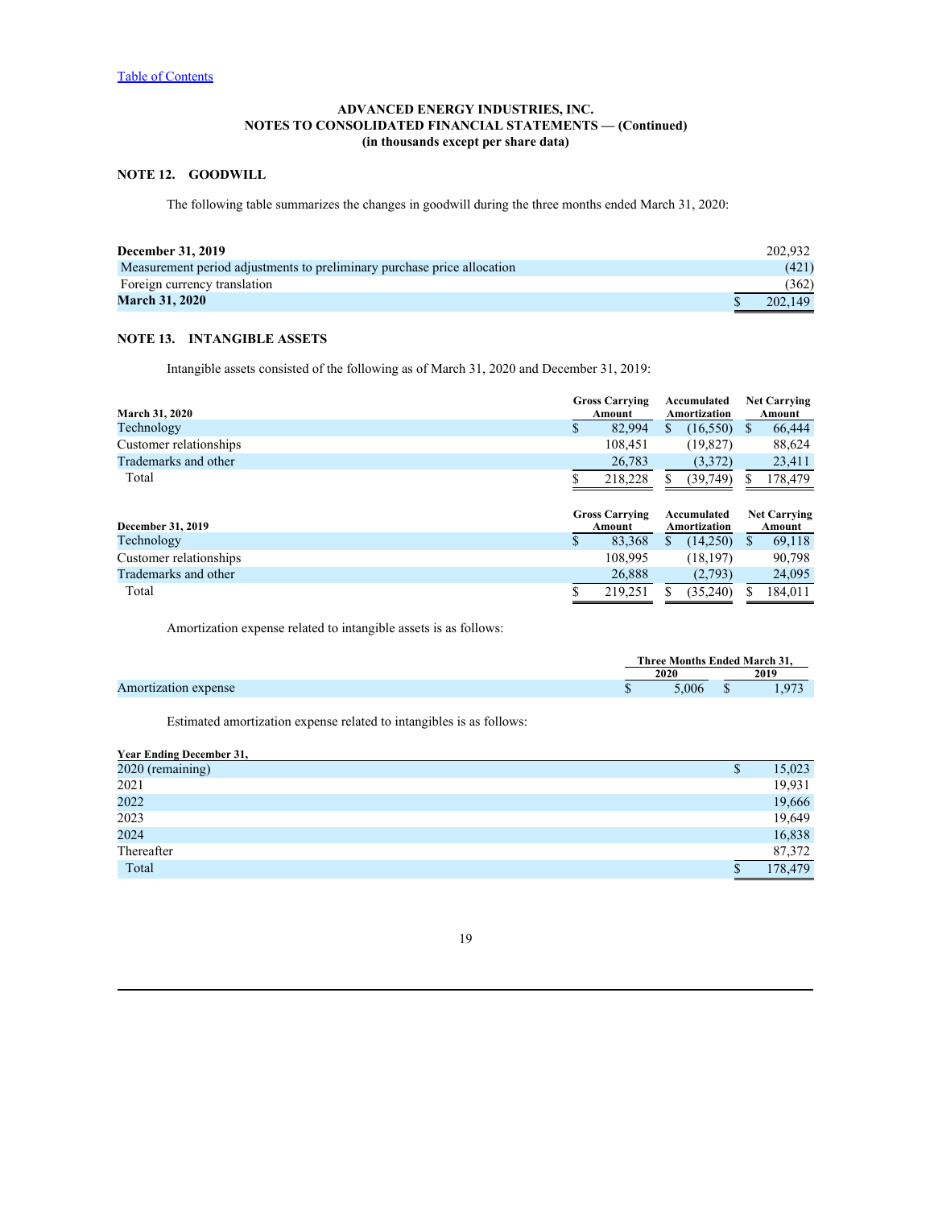[Table of Contents](#)

**ADVANCED ENERGY INDUSTRIES, INC.**
**NOTES TO CONSOLIDATED FINANCIAL STATEMENTS — (Continued)**
**(in thousands except per share data)**

## NOTE 12. GOODWILL

The following table summarizes the changes in goodwill during the three months ended March 31, 2020:

| | |
|---|---|
| **December 31, 2019** | 202,932 |
| Measurement period adjustments to preliminary purchase price allocation | (421) |
| Foreign currency translation | (362) |
| **March 31, 2020** | $ 202,149 |

## NOTE 13. INTANGIBLE ASSETS

Intangible assets consisted of the following as of March 31, 2020 and December 31, 2019:

| March 31, 2020 | Gross Carrying Amount | Accumulated Amortization | Net Carrying Amount |
|---|---|---|---|
| Technology | $ 82,994 | $ (16,550) | $ 66,444 |
| Customer relationships | 108,451 | (19,827) | 88,624 |
| Trademarks and other | 26,783 | (3,372) | 23,411 |
| Total | $ 218,228 | $ (39,749) | $ 178,479 |

| December 31, 2019 | Gross Carrying Amount | Accumulated Amortization | Net Carrying Amount |
|---|---|---|---|
| Technology | $ 83,368 | $ (14,250) | $ 69,118 |
| Customer relationships | 108,995 | (18,197) | 90,798 |
| Trademarks and other | 26,888 | (2,793) | 24,095 |
| Total | $ 219,251 | $ (35,240) | $ 184,011 |

Amortization expense related to intangible assets is as follows:

| | Three Months Ended March 31, | |
|---|---|---|
| | 2020 | 2019 |
| Amortization expense | $ 5,006 | $ 1,973 |

Estimated amortization expense related to intangibles is as follows:

| Year Ending December 31, | |
|---|---|
| 2020 (remaining) | $ 15,023 |
| 2021 | 19,931 |
| 2022 | 19,666 |
| 2023 | 19,649 |
| 2024 | 16,838 |
| Thereafter | 87,372 |
| Total | $ 178,479 |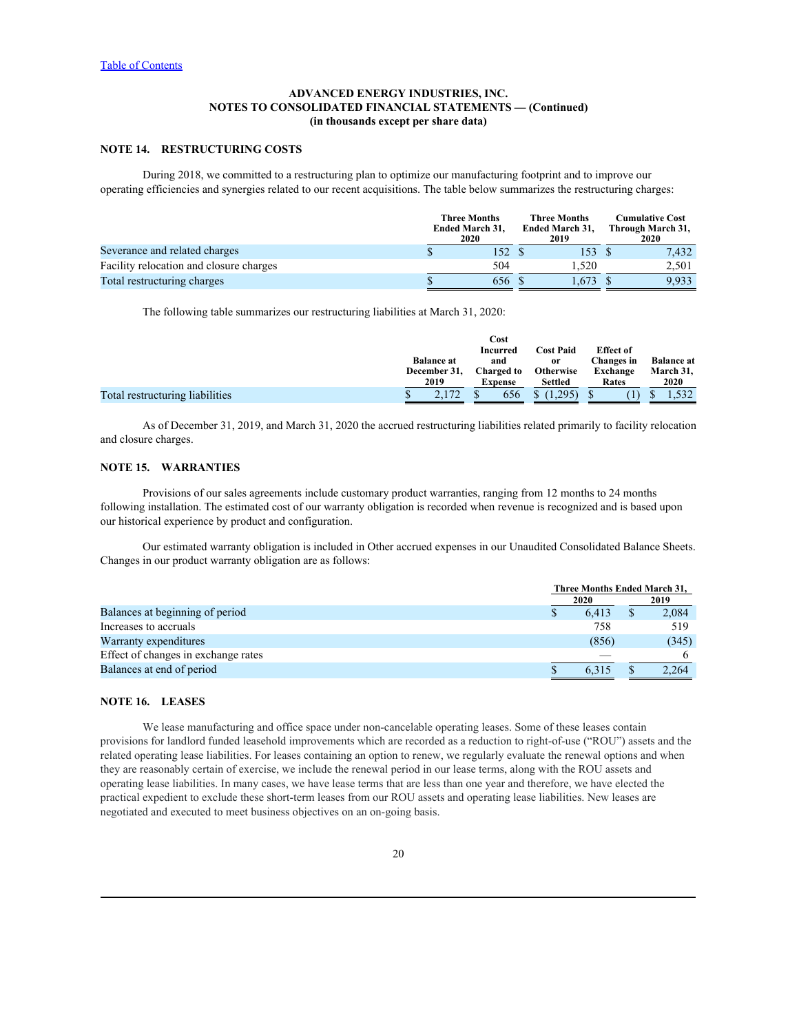[Table of Contents](#)

**ADVANCED ENERGY INDUSTRIES, INC.**
**NOTES TO CONSOLIDATED FINANCIAL STATEMENTS — (Continued)**
**(in thousands except per share data)**

## NOTE 14. RESTRUCTURING COSTS

During 2018, we committed to a restructuring plan to optimize our manufacturing footprint and to improve our operating efficiencies and synergies related to our recent acquisitions. The table below summarizes the restructuring charges:

| | Three Months Ended March 31, 2020 | Three Months Ended March 31, 2019 | Cumulative Cost Through March 31, 2020 |
|---|---|---|---|
| Severance and related charges | $ 152 | $ 153 | $ 7,432 |
| Facility relocation and closure charges | 504 | 1,520 | 2,501 |
| Total restructuring charges | $ 656 | $ 1,673 | $ 9,933 |

The following table summarizes our restructuring liabilities at March 31, 2020:

| | Balance at December 31, 2019 | Cost Incurred and Charged to Expense | Cost Paid or Otherwise Settled | Effect of Changes in Exchange Rates | Balance at March 31, 2020 |
|---|---|---|---|---|---|
| Total restructuring liabilities | $ 2,172 | $ 656 | $ (1,295) | $ (1) | $ 1,532 |

As of December 31, 2019, and March 31, 2020 the accrued restructuring liabilities related primarily to facility relocation and closure charges.

## NOTE 15. WARRANTIES

Provisions of our sales agreements include customary product warranties, ranging from 12 months to 24 months following installation. The estimated cost of our warranty obligation is recorded when revenue is recognized and is based upon our historical experience by product and configuration.

Our estimated warranty obligation is included in Other accrued expenses in our Unaudited Consolidated Balance Sheets. Changes in our product warranty obligation are as follows:

| | Three Months Ended March 31, | |
|---|---|---|
| | 2020 | 2019 |
| Balances at beginning of period | $ 6,413 | $ 2,084 |
| Increases to accruals | 758 | 519 |
| Warranty expenditures | (856) | (345) |
| Effect of changes in exchange rates | — | 6 |
| Balances at end of period | $ 6,315 | $ 2,264 |

## NOTE 16. LEASES

We lease manufacturing and office space under non-cancelable operating leases. Some of these leases contain provisions for landlord funded leasehold improvements which are recorded as a reduction to right-of-use ("ROU") assets and the related operating lease liabilities. For leases containing an option to renew, we regularly evaluate the renewal options and when they are reasonably certain of exercise, we include the renewal period in our lease terms, along with the ROU assets and operating lease liabilities. In many cases, we have lease terms that are less than one year and therefore, we have elected the practical expedient to exclude these short-term leases from our ROU assets and operating lease liabilities. New leases are negotiated and executed to meet business objectives on an on-going basis.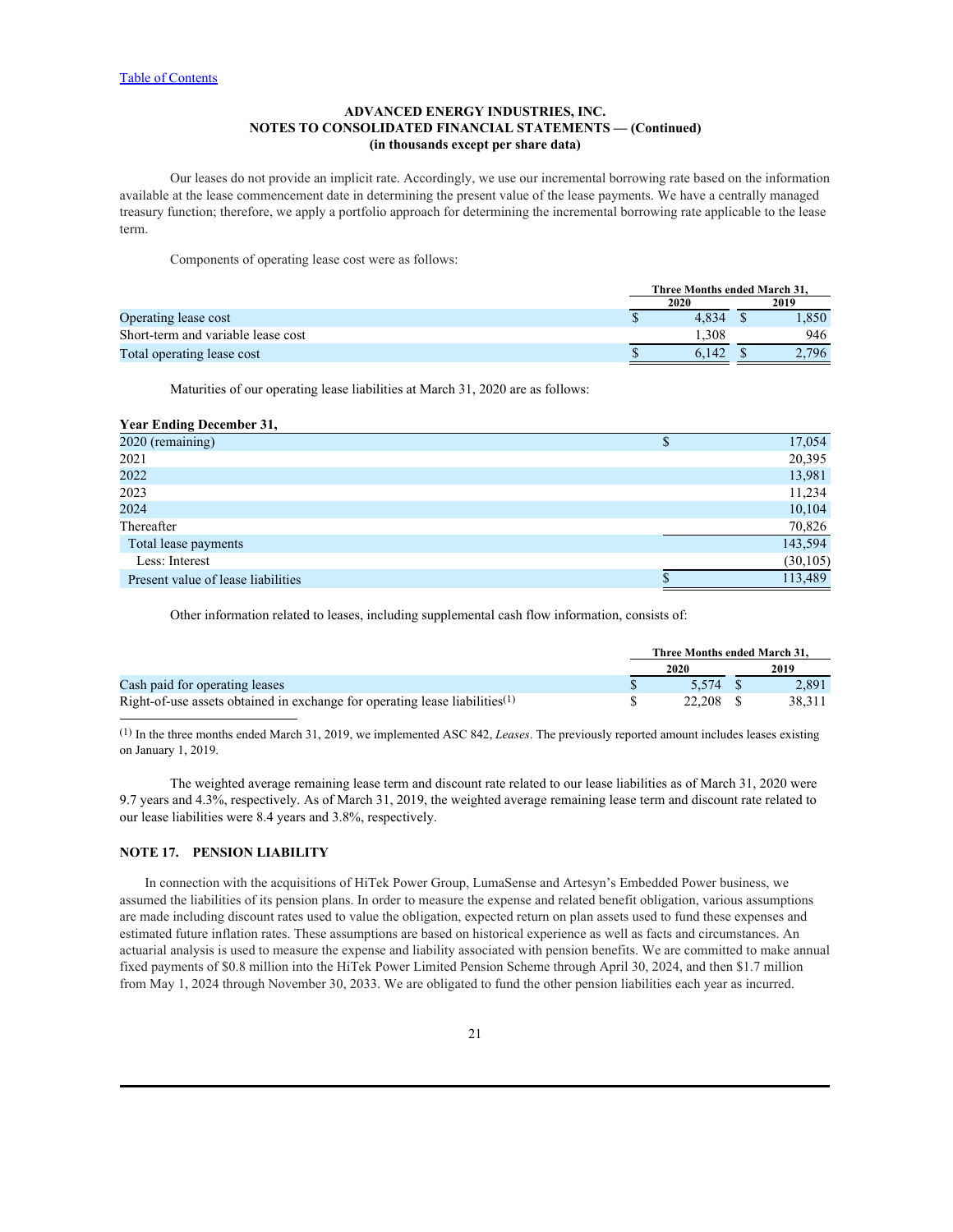**ADVANCED ENERGY INDUSTRIES, INC.**
**NOTES TO CONSOLIDATED FINANCIAL STATEMENTS — (Continued)**
**(in thousands except per share data)**

Our leases do not provide an implicit rate. Accordingly, we use our incremental borrowing rate based on the information available at the lease commencement date in determining the present value of the lease payments. We have a centrally managed treasury function; therefore, we apply a portfolio approach for determining the incremental borrowing rate applicable to the lease term.

Components of operating lease cost were as follows:

| | Three Months ended March 31, | |
|---|---|---|
| | 2020 | 2019 |
| Operating lease cost | $ 4,834 | $ 1,850 |
| Short-term and variable lease cost | 1,308 | 946 |
| Total operating lease cost | $ 6,142 | $ 2,796 |

Maturities of our operating lease liabilities at March 31, 2020 are as follows:

| Year Ending December 31, | |
|---|---|
| 2020 (remaining) | $ 17,054 |
| 2021 | 20,395 |
| 2022 | 13,981 |
| 2023 | 11,234 |
| 2024 | 10,104 |
| Thereafter | 70,826 |
| Total lease payments | 143,594 |
| Less: Interest | (30,105) |
| Present value of lease liabilities | $ 113,489 |

Other information related to leases, including supplemental cash flow information, consists of:

| | Three Months ended March 31, | |
|---|---|---|
| | 2020 | 2019 |
| Cash paid for operating leases | $ 5,574 | $ 2,891 |
| Right-of-use assets obtained in exchange for operating lease liabilities[(1)] | $ 22,208 | $ 38,311 |

[(1)] In the three months ended March 31, 2019, we implemented ASC 842, *Leases*. The previously reported amount includes leases existing on January 1, 2019.

The weighted average remaining lease term and discount rate related to our lease liabilities as of March 31, 2020 were 9.7 years and 4.3%, respectively. As of March 31, 2019, the weighted average remaining lease term and discount rate related to our lease liabilities were 8.4 years and 3.8%, respectively.

## NOTE 17. PENSION LIABILITY

In connection with the acquisitions of HiTek Power Group, LumaSense and Artesyn's Embedded Power business, we assumed the liabilities of its pension plans. In order to measure the expense and related benefit obligation, various assumptions are made including discount rates used to value the obligation, expected return on plan assets used to fund these expenses and estimated future inflation rates. These assumptions are based on historical experience as well as facts and circumstances. An actuarial analysis is used to measure the expense and liability associated with pension benefits. We are committed to make annual fixed payments of $0.8 million into the HiTek Power Limited Pension Scheme through April 30, 2024, and then $1.7 million from May 1, 2024 through November 30, 2033. We are obligated to fund the other pension liabilities each year as incurred.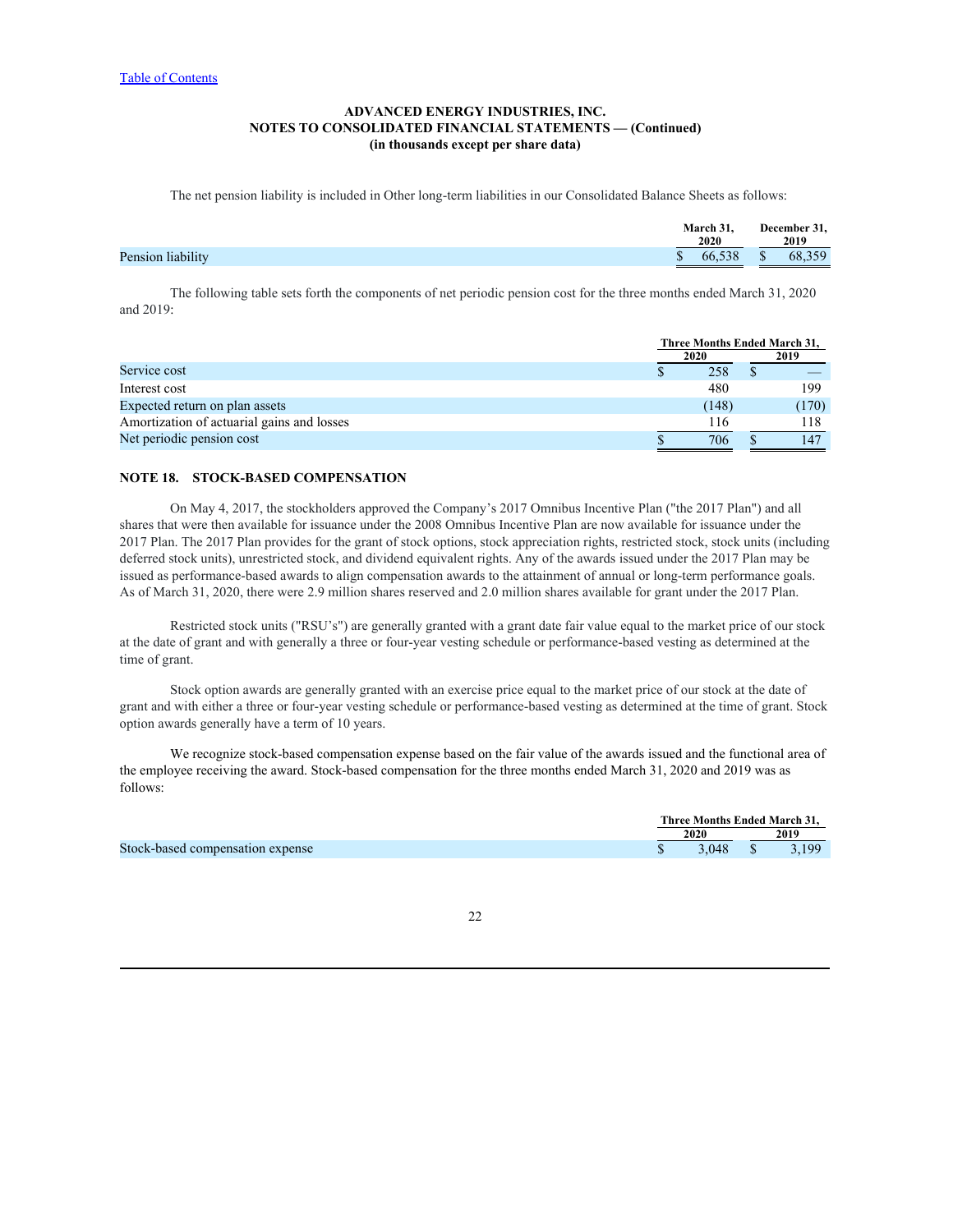ADVANCED ENERGY INDUSTRIES, INC.
NOTES TO CONSOLIDATED FINANCIAL STATEMENTS — (Continued)
(in thousands except per share data)

The net pension liability is included in Other long-term liabilities in our Consolidated Balance Sheets as follows:

| | March 31, 2020 | December 31, 2019 |
|---|---|---|
| Pension liability | $ 66,538 | $ 68,359 |

The following table sets forth the components of net periodic pension cost for the three months ended March 31, 2020 and 2019:

| | Three Months Ended March 31, | |
|---|---|---|
| | 2020 | 2019 |
| Service cost | $ 258 | $ — |
| Interest cost | 480 | 199 |
| Expected return on plan assets | (148) | (170) |
| Amortization of actuarial gains and losses | 116 | 118 |
| Net periodic pension cost | $ 706 | $ 147 |

## NOTE 18. STOCK-BASED COMPENSATION

On May 4, 2017, the stockholders approved the Company's 2017 Omnibus Incentive Plan ("the 2017 Plan") and all shares that were then available for issuance under the 2008 Omnibus Incentive Plan are now available for issuance under the 2017 Plan. The 2017 Plan provides for the grant of stock options, stock appreciation rights, restricted stock, stock units (including deferred stock units), unrestricted stock, and dividend equivalent rights. Any of the awards issued under the 2017 Plan may be issued as performance-based awards to align compensation awards to the attainment of annual or long-term performance goals. As of March 31, 2020, there were 2.9 million shares reserved and 2.0 million shares available for grant under the 2017 Plan.

Restricted stock units ("RSU's") are generally granted with a grant date fair value equal to the market price of our stock at the date of grant and with generally a three or four-year vesting schedule or performance-based vesting as determined at the time of grant.

Stock option awards are generally granted with an exercise price equal to the market price of our stock at the date of grant and with either a three or four-year vesting schedule or performance-based vesting as determined at the time of grant. Stock option awards generally have a term of 10 years.

We recognize stock-based compensation expense based on the fair value of the awards issued and the functional area of the employee receiving the award. Stock-based compensation for the three months ended March 31, 2020 and 2019 was as follows:

| | Three Months Ended March 31, | |
|---|---|---|
| | 2020 | 2019 |
| Stock-based compensation expense | $ 3,048 | $ 3,199 |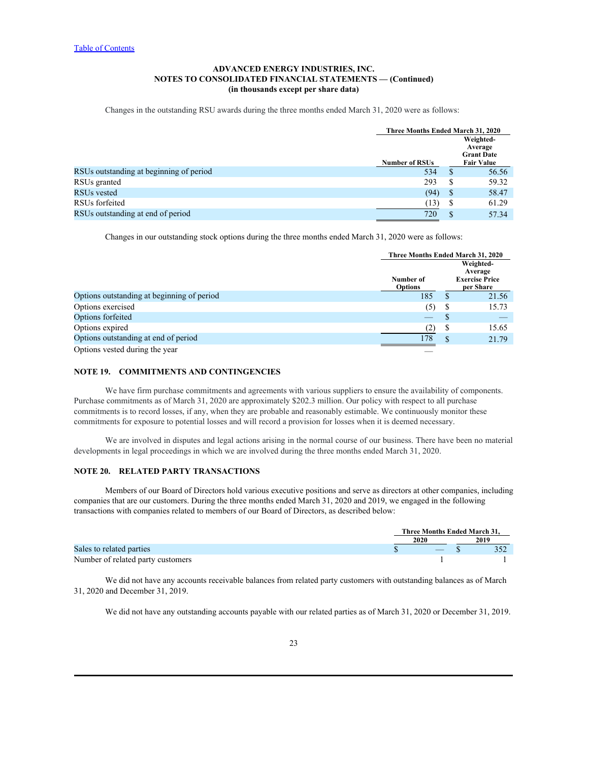Changes in the outstanding RSU awards during the three months ended March 31, 2020 were as follows:

| | Three Months Ended March 31, 2020 | |
|---|---|---|
| | Number of RSUs | Weighted-Average Grant Date Fair Value |
| RSUs outstanding at beginning of period | 534 | $ 56.56 |
| RSUs granted | 293 | $ 59.32 |
| RSUs vested | (94) | $ 58.47 |
| RSUs forfeited | (13) | $ 61.29 |
| RSUs outstanding at end of period | 720 | $ 57.34 |

Changes in our outstanding stock options during the three months ended March 31, 2020 were as follows:

| | Three Months Ended March 31, 2020 | |
|---|---|---|
| | Number of Options | Weighted-Average Exercise Price per Share |
| Options outstanding at beginning of period | 185 | $ 21.56 |
| Options exercised | (5) | $ 15.73 |
| Options forfeited | — | $ — |
| Options expired | (2) | $ 15.65 |
| Options outstanding at end of period | 178 | $ 21.79 |
| Options vested during the year | — | |

## NOTE 19. COMMITMENTS AND CONTINGENCIES

We have firm purchase commitments and agreements with various suppliers to ensure the availability of components. Purchase commitments as of March 31, 2020 are approximately $202.3 million. Our policy with respect to all purchase commitments is to record losses, if any, when they are probable and reasonably estimable. We continuously monitor these commitments for exposure to potential losses and will record a provision for losses when it is deemed necessary.

We are involved in disputes and legal actions arising in the normal course of our business. There have been no material developments in legal proceedings in which we are involved during the three months ended March 31, 2020.

## NOTE 20. RELATED PARTY TRANSACTIONS

Members of our Board of Directors hold various executive positions and serve as directors at other companies, including companies that are our customers. During the three months ended March 31, 2020 and 2019, we engaged in the following transactions with companies related to members of our Board of Directors, as described below:

| | Three Months Ended March 31, | |
|---|---|---|
| | 2020 | 2019 |
| Sales to related parties | $ — | $ 352 |
| Number of related party customers | 1 | 1 |

We did not have any accounts receivable balances from related party customers with outstanding balances as of March 31, 2020 and December 31, 2019.

We did not have any outstanding accounts payable with our related parties as of March 31, 2020 or December 31, 2019.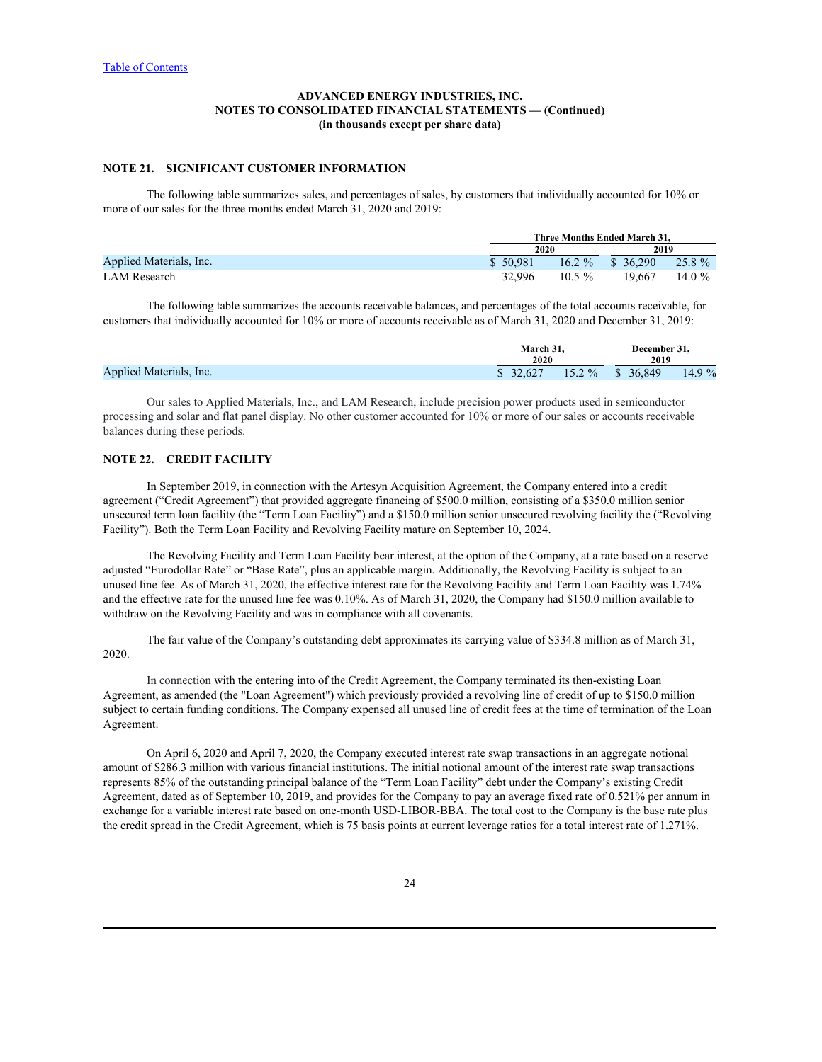ADVANCED ENERGY INDUSTRIES, INC.
NOTES TO CONSOLIDATED FINANCIAL STATEMENTS — (Continued)
(in thousands except per share data)

## NOTE 21. SIGNIFICANT CUSTOMER INFORMATION

The following table summarizes sales, and percentages of sales, by customers that individually accounted for 10% or more of our sales for the three months ended March 31, 2020 and 2019:

| | Three Months Ended March 31, | | | |
|---|---|---|---|---|
| | 2020 | | 2019 | |
| Applied Materials, Inc. | $ 50,981 | 16.2 % | $ 36,290 | 25.8 % |
| LAM Research | 32,996 | 10.5 % | 19,667 | 14.0 % |

The following table summarizes the accounts receivable balances, and percentages of the total accounts receivable, for customers that individually accounted for 10% or more of accounts receivable as of March 31, 2020 and December 31, 2019:

| | March 31, 2020 | | December 31, 2019 | |
|---|---|---|---|---|
| Applied Materials, Inc. | $ 32,627 | 15.2 % | $ 36,849 | 14.9 % |

Our sales to Applied Materials, Inc., and LAM Research, include precision power products used in semiconductor processing and solar and flat panel display. No other customer accounted for 10% or more of our sales or accounts receivable balances during these periods.

## NOTE 22. CREDIT FACILITY

In September 2019, in connection with the Artesyn Acquisition Agreement, the Company entered into a credit agreement ("Credit Agreement") that provided aggregate financing of $500.0 million, consisting of a $350.0 million senior unsecured term loan facility (the "Term Loan Facility") and a $150.0 million senior unsecured revolving facility the ("Revolving Facility"). Both the Term Loan Facility and Revolving Facility mature on September 10, 2024.

The Revolving Facility and Term Loan Facility bear interest, at the option of the Company, at a rate based on a reserve adjusted "Eurodollar Rate" or "Base Rate", plus an applicable margin. Additionally, the Revolving Facility is subject to an unused line fee. As of March 31, 2020, the effective interest rate for the Revolving Facility and Term Loan Facility was 1.74% and the effective rate for the unused line fee was 0.10%. As of March 31, 2020, the Company had $150.0 million available to withdraw on the Revolving Facility and was in compliance with all covenants.

The fair value of the Company's outstanding debt approximates its carrying value of $334.8 million as of March 31, 2020.

In connection with the entering into of the Credit Agreement, the Company terminated its then-existing Loan Agreement, as amended (the "Loan Agreement") which previously provided a revolving line of credit of up to $150.0 million subject to certain funding conditions. The Company expensed all unused line of credit fees at the time of termination of the Loan Agreement.

On April 6, 2020 and April 7, 2020, the Company executed interest rate swap transactions in an aggregate notional amount of $286.3 million with various financial institutions. The initial notional amount of the interest rate swap transactions represents 85% of the outstanding principal balance of the "Term Loan Facility" debt under the Company's existing Credit Agreement, dated as of September 10, 2019, and provides for the Company to pay an average fixed rate of 0.521% per annum in exchange for a variable interest rate based on one-month USD-LIBOR-BBA. The total cost to the Company is the base rate plus the credit spread in the Credit Agreement, which is 75 basis points at current leverage ratios for a total interest rate of 1.271%.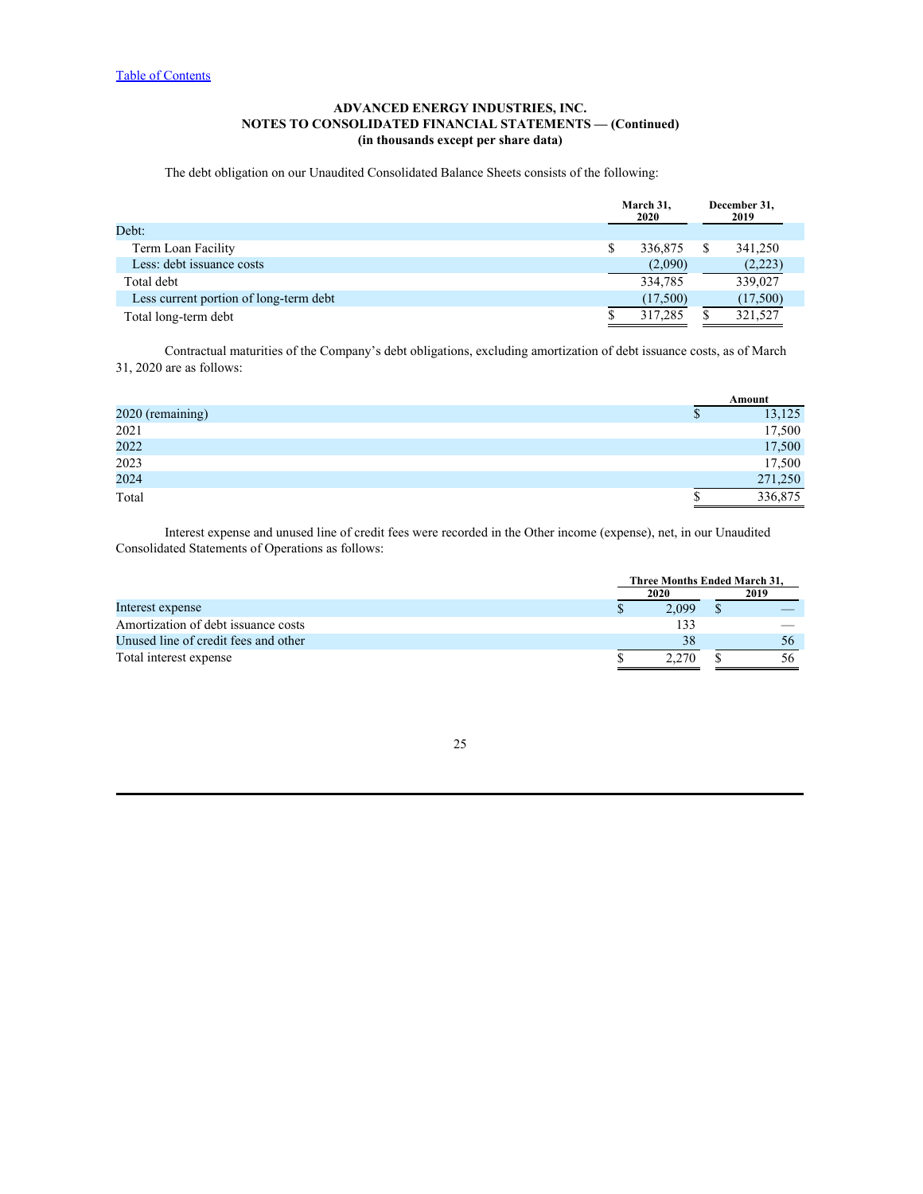**ADVANCED ENERGY INDUSTRIES, INC.**
**NOTES TO CONSOLIDATED FINANCIAL STATEMENTS — (Continued)**
**(in thousands except per share data)**

The debt obligation on our Unaudited Consolidated Balance Sheets consists of the following:

| | March 31, 2020 | December 31, 2019 |
|---|---|---|
| Debt: | | |
| Term Loan Facility | $ 336,875 | $ 341,250 |
| Less: debt issuance costs | (2,090) | (2,223) |
| Total debt | 334,785 | 339,027 |
| Less current portion of long-term debt | (17,500) | (17,500) |
| Total long-term debt | $ 317,285 | $ 321,527 |

Contractual maturities of the Company's debt obligations, excluding amortization of debt issuance costs, as of March 31, 2020 are as follows:

| | Amount |
|---|---|
| 2020 (remaining) | $ 13,125 |
| 2021 | 17,500 |
| 2022 | 17,500 |
| 2023 | 17,500 |
| 2024 | 271,250 |
| Total | $ 336,875 |

Interest expense and unused line of credit fees were recorded in the Other income (expense), net, in our Unaudited Consolidated Statements of Operations as follows:

| | Three Months Ended March 31, | |
|---|---|---|
| | 2020 | 2019 |
| Interest expense | $ 2,099 | $ — |
| Amortization of debt issuance costs | 133 | — |
| Unused line of credit fees and other | 38 | 56 |
| Total interest expense | $ 2,270 | $ 56 |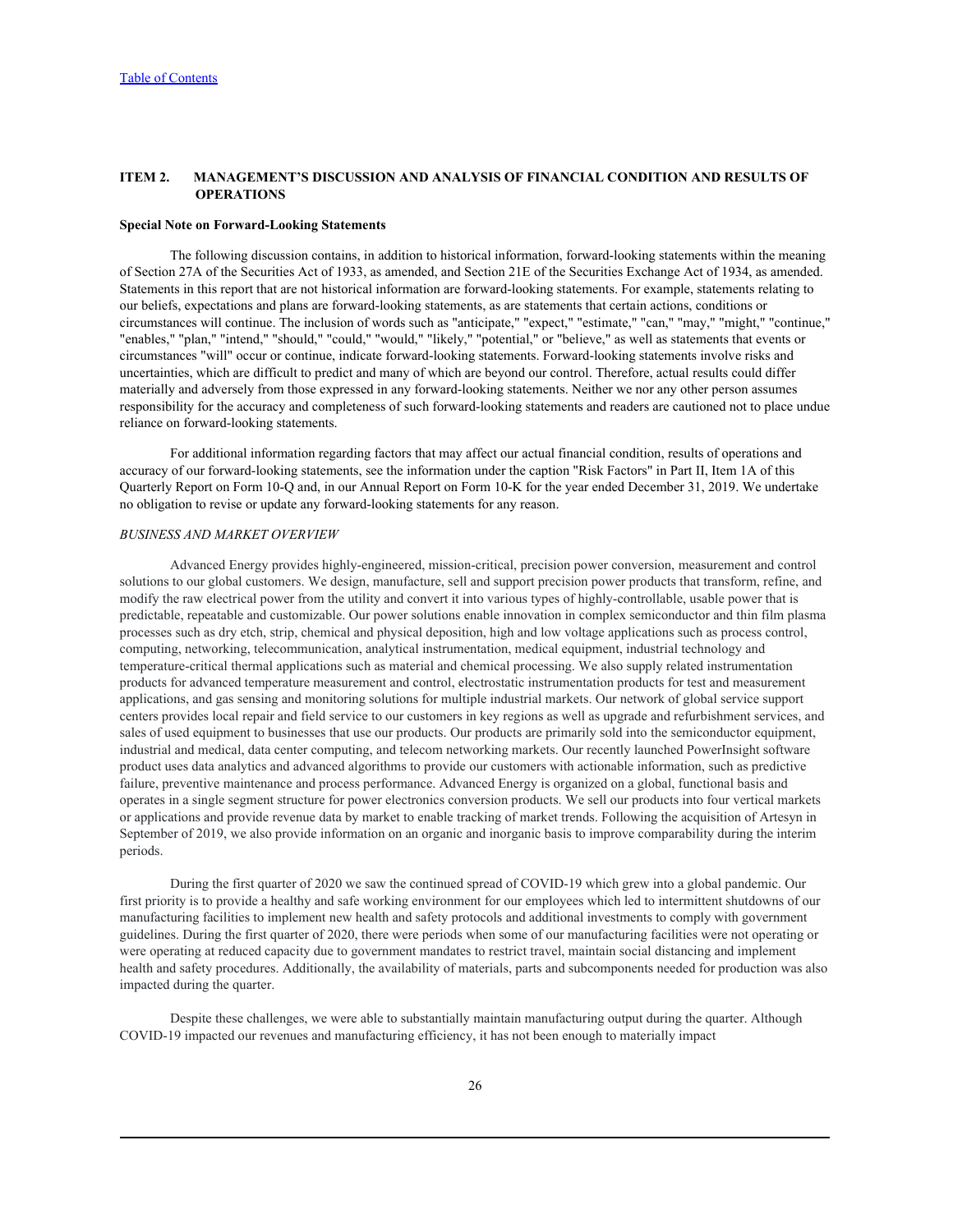## ITEM 2. MANAGEMENT'S DISCUSSION AND ANALYSIS OF FINANCIAL CONDITION AND RESULTS OF OPERATIONS

**Special Note on Forward-Looking Statements**

The following discussion contains, in addition to historical information, forward-looking statements within the meaning of Section 27A of the Securities Act of 1933, as amended, and Section 21E of the Securities Exchange Act of 1934, as amended. Statements in this report that are not historical information are forward-looking statements. For example, statements relating to our beliefs, expectations and plans are forward-looking statements, as are statements that certain actions, conditions or circumstances will continue. The inclusion of words such as "anticipate," "expect," "estimate," "can," "may," "might," "continue," "enables," "plan," "intend," "should," "could," "would," "likely," "potential," or "believe," as well as statements that events or circumstances "will" occur or continue, indicate forward-looking statements. Forward-looking statements involve risks and uncertainties, which are difficult to predict and many of which are beyond our control. Therefore, actual results could differ materially and adversely from those expressed in any forward-looking statements. Neither we nor any other person assumes responsibility for the accuracy and completeness of such forward-looking statements and readers are cautioned not to place undue reliance on forward-looking statements.

For additional information regarding factors that may affect our actual financial condition, results of operations and accuracy of our forward-looking statements, see the information under the caption "Risk Factors" in Part II, Item 1A of this Quarterly Report on Form 10-Q and, in our Annual Report on Form 10-K for the year ended December 31, 2019. We undertake no obligation to revise or update any forward-looking statements for any reason.

*BUSINESS AND MARKET OVERVIEW*

Advanced Energy provides highly-engineered, mission-critical, precision power conversion, measurement and control solutions to our global customers. We design, manufacture, sell and support precision power products that transform, refine, and modify the raw electrical power from the utility and convert it into various types of highly-controllable, usable power that is predictable, repeatable and customizable. Our power solutions enable innovation in complex semiconductor and thin film plasma processes such as dry etch, strip, chemical and physical deposition, high and low voltage applications such as process control, computing, networking, telecommunication, analytical instrumentation, medical equipment, industrial technology and temperature-critical thermal applications such as material and chemical processing. We also supply related instrumentation products for advanced temperature measurement and control, electrostatic instrumentation products for test and measurement applications, and gas sensing and monitoring solutions for multiple industrial markets. Our network of global service support centers provides local repair and field service to our customers in key regions as well as upgrade and refurbishment services, and sales of used equipment to businesses that use our products. Our products are primarily sold into the semiconductor equipment, industrial and medical, data center computing, and telecom networking markets. Our recently launched PowerInsight software product uses data analytics and advanced algorithms to provide our customers with actionable information, such as predictive failure, preventive maintenance and process performance. Advanced Energy is organized on a global, functional basis and operates in a single segment structure for power electronics conversion products. We sell our products into four vertical markets or applications and provide revenue data by market to enable tracking of market trends. Following the acquisition of Artesyn in September of 2019, we also provide information on an organic and inorganic basis to improve comparability during the interim periods.

During the first quarter of 2020 we saw the continued spread of COVID-19 which grew into a global pandemic. Our first priority is to provide a healthy and safe working environment for our employees which led to intermittent shutdowns of our manufacturing facilities to implement new health and safety protocols and additional investments to comply with government guidelines. During the first quarter of 2020, there were periods when some of our manufacturing facilities were not operating or were operating at reduced capacity due to government mandates to restrict travel, maintain social distancing and implement health and safety procedures. Additionally, the availability of materials, parts and subcomponents needed for production was also impacted during the quarter.

Despite these challenges, we were able to substantially maintain manufacturing output during the quarter. Although COVID-19 impacted our revenues and manufacturing efficiency, it has not been enough to materially impact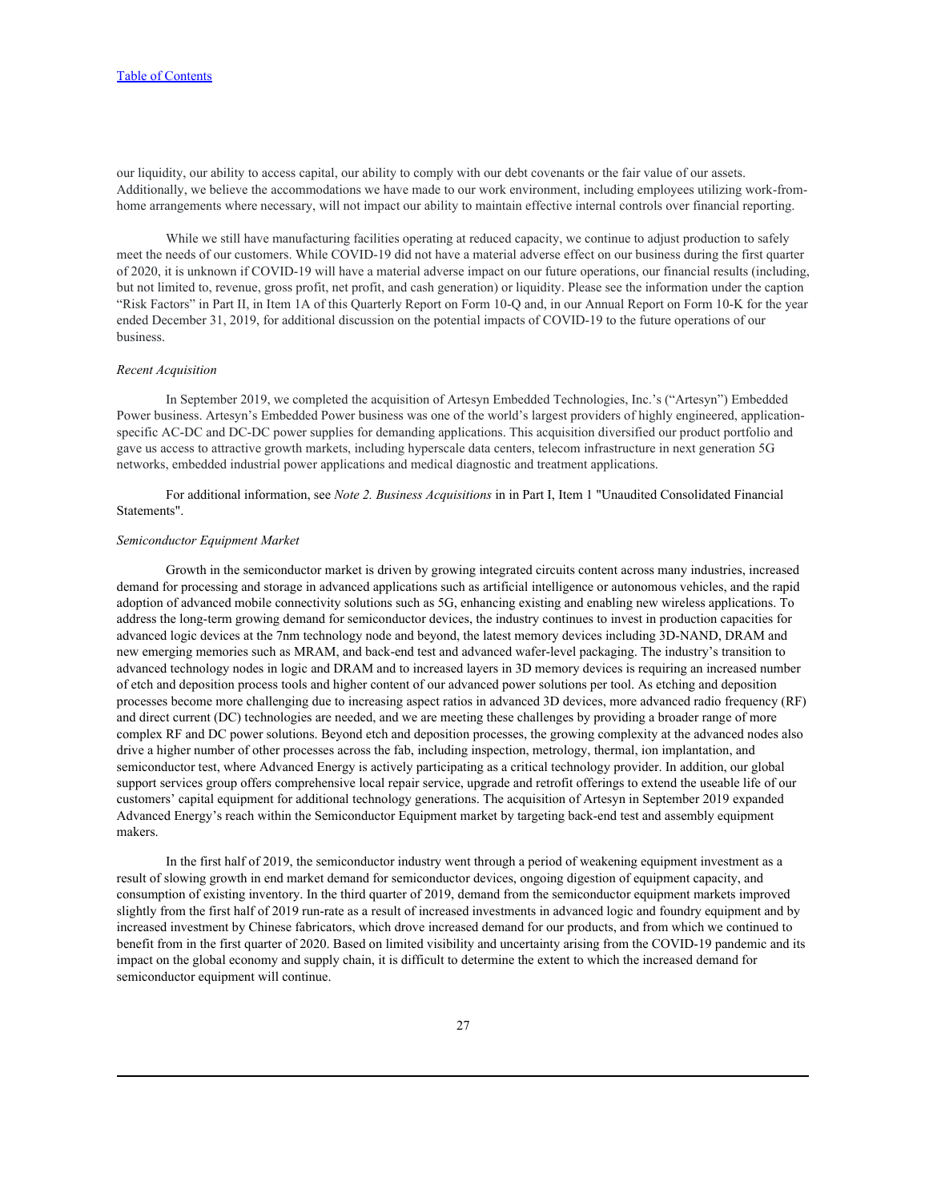our liquidity, our ability to access capital, our ability to comply with our debt covenants or the fair value of our assets. Additionally, we believe the accommodations we have made to our work environment, including employees utilizing work-from-home arrangements where necessary, will not impact our ability to maintain effective internal controls over financial reporting.

While we still have manufacturing facilities operating at reduced capacity, we continue to adjust production to safely meet the needs of our customers. While COVID-19 did not have a material adverse effect on our business during the first quarter of 2020, it is unknown if COVID-19 will have a material adverse impact on our future operations, our financial results (including, but not limited to, revenue, gross profit, net profit, and cash generation) or liquidity. Please see the information under the caption "Risk Factors" in Part II, in Item 1A of this Quarterly Report on Form 10-Q and, in our Annual Report on Form 10-K for the year ended December 31, 2019, for additional discussion on the potential impacts of COVID-19 to the future operations of our business.

*Recent Acquisition*

In September 2019, we completed the acquisition of Artesyn Embedded Technologies, Inc.'s ("Artesyn") Embedded Power business. Artesyn's Embedded Power business was one of the world's largest providers of highly engineered, application-specific AC-DC and DC-DC power supplies for demanding applications. This acquisition diversified our product portfolio and gave us access to attractive growth markets, including hyperscale data centers, telecom infrastructure in next generation 5G networks, embedded industrial power applications and medical diagnostic and treatment applications.

For additional information, see *Note 2. Business Acquisitions* in in Part I, Item 1 "Unaudited Consolidated Financial Statements".

*Semiconductor Equipment Market*

Growth in the semiconductor market is driven by growing integrated circuits content across many industries, increased demand for processing and storage in advanced applications such as artificial intelligence or autonomous vehicles, and the rapid adoption of advanced mobile connectivity solutions such as 5G, enhancing existing and enabling new wireless applications. To address the long-term growing demand for semiconductor devices, the industry continues to invest in production capacities for advanced logic devices at the 7nm technology node and beyond, the latest memory devices including 3D-NAND, DRAM and new emerging memories such as MRAM, and back-end test and advanced wafer-level packaging. The industry's transition to advanced technology nodes in logic and DRAM and to increased layers in 3D memory devices is requiring an increased number of etch and deposition process tools and higher content of our advanced power solutions per tool. As etching and deposition processes become more challenging due to increasing aspect ratios in advanced 3D devices, more advanced radio frequency (RF) and direct current (DC) technologies are needed, and we are meeting these challenges by providing a broader range of more complex RF and DC power solutions. Beyond etch and deposition processes, the growing complexity at the advanced nodes also drive a higher number of other processes across the fab, including inspection, metrology, thermal, ion implantation, and semiconductor test, where Advanced Energy is actively participating as a critical technology provider. In addition, our global support services group offers comprehensive local repair service, upgrade and retrofit offerings to extend the useable life of our customers' capital equipment for additional technology generations. The acquisition of Artesyn in September 2019 expanded Advanced Energy's reach within the Semiconductor Equipment market by targeting back-end test and assembly equipment makers.

In the first half of 2019, the semiconductor industry went through a period of weakening equipment investment as a result of slowing growth in end market demand for semiconductor devices, ongoing digestion of equipment capacity, and consumption of existing inventory. In the third quarter of 2019, demand from the semiconductor equipment markets improved slightly from the first half of 2019 run-rate as a result of increased investments in advanced logic and foundry equipment and by increased investment by Chinese fabricators, which drove increased demand for our products, and from which we continued to benefit from in the first quarter of 2020. Based on limited visibility and uncertainty arising from the COVID-19 pandemic and its impact on the global economy and supply chain, it is difficult to determine the extent to which the increased demand for semiconductor equipment will continue.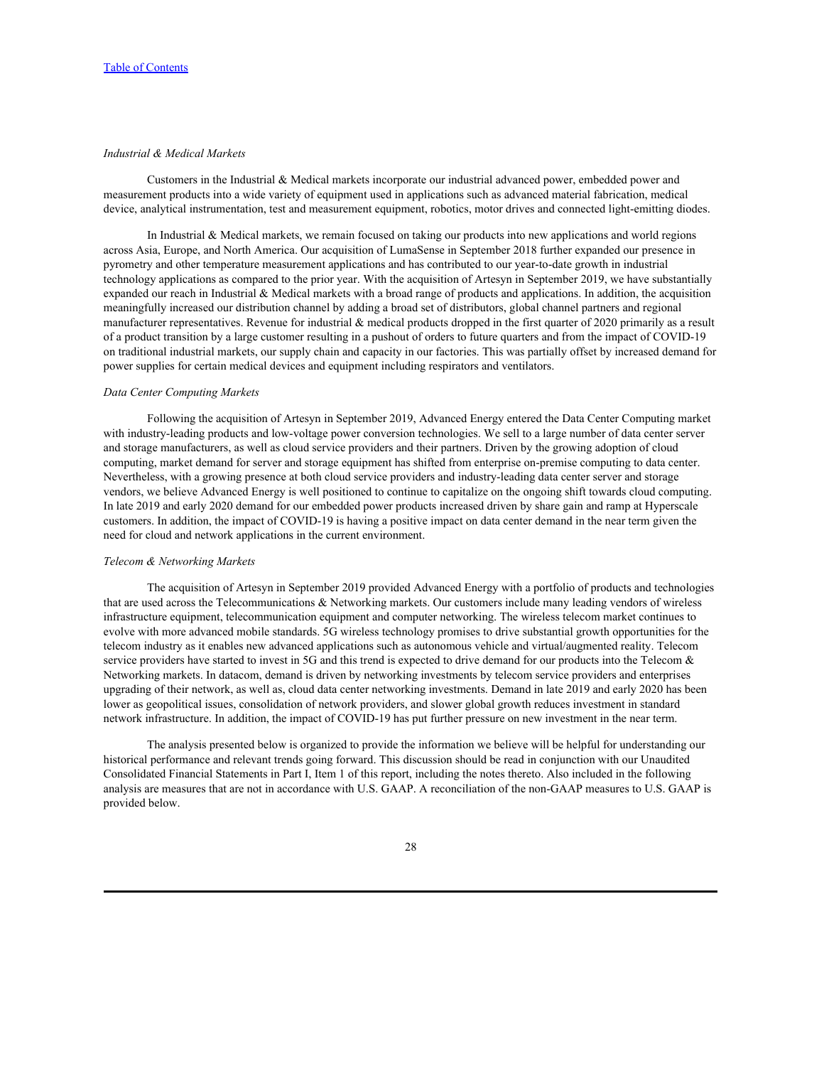*Industrial & Medical Markets*

Customers in the Industrial & Medical markets incorporate our industrial advanced power, embedded power and measurement products into a wide variety of equipment used in applications such as advanced material fabrication, medical device, analytical instrumentation, test and measurement equipment, robotics, motor drives and connected light-emitting diodes.

In Industrial & Medical markets, we remain focused on taking our products into new applications and world regions across Asia, Europe, and North America. Our acquisition of LumaSense in September 2018 further expanded our presence in pyrometry and other temperature measurement applications and has contributed to our year-to-date growth in industrial technology applications as compared to the prior year. With the acquisition of Artesyn in September 2019, we have substantially expanded our reach in Industrial & Medical markets with a broad range of products and applications. In addition, the acquisition meaningfully increased our distribution channel by adding a broad set of distributors, global channel partners and regional manufacturer representatives. Revenue for industrial & medical products dropped in the first quarter of 2020 primarily as a result of a product transition by a large customer resulting in a pushout of orders to future quarters and from the impact of COVID-19 on traditional industrial markets, our supply chain and capacity in our factories. This was partially offset by increased demand for power supplies for certain medical devices and equipment including respirators and ventilators.

*Data Center Computing Markets*

Following the acquisition of Artesyn in September 2019, Advanced Energy entered the Data Center Computing market with industry-leading products and low-voltage power conversion technologies. We sell to a large number of data center server and storage manufacturers, as well as cloud service providers and their partners. Driven by the growing adoption of cloud computing, market demand for server and storage equipment has shifted from enterprise on-premise computing to data center. Nevertheless, with a growing presence at both cloud service providers and industry-leading data center server and storage vendors, we believe Advanced Energy is well positioned to continue to capitalize on the ongoing shift towards cloud computing. In late 2019 and early 2020 demand for our embedded power products increased driven by share gain and ramp at Hyperscale customers. In addition, the impact of COVID-19 is having a positive impact on data center demand in the near term given the need for cloud and network applications in the current environment.

*Telecom & Networking Markets*

The acquisition of Artesyn in September 2019 provided Advanced Energy with a portfolio of products and technologies that are used across the Telecommunications & Networking markets. Our customers include many leading vendors of wireless infrastructure equipment, telecommunication equipment and computer networking. The wireless telecom market continues to evolve with more advanced mobile standards. 5G wireless technology promises to drive substantial growth opportunities for the telecom industry as it enables new advanced applications such as autonomous vehicle and virtual/augmented reality. Telecom service providers have started to invest in 5G and this trend is expected to drive demand for our products into the Telecom & Networking markets. In datacom, demand is driven by networking investments by telecom service providers and enterprises upgrading of their network, as well as, cloud data center networking investments. Demand in late 2019 and early 2020 has been lower as geopolitical issues, consolidation of network providers, and slower global growth reduces investment in standard network infrastructure. In addition, the impact of COVID-19 has put further pressure on new investment in the near term.

The analysis presented below is organized to provide the information we believe will be helpful for understanding our historical performance and relevant trends going forward. This discussion should be read in conjunction with our Unaudited Consolidated Financial Statements in Part I, Item 1 of this report, including the notes thereto. Also included in the following analysis are measures that are not in accordance with U.S. GAAP. A reconciliation of the non-GAAP measures to U.S. GAAP is provided below.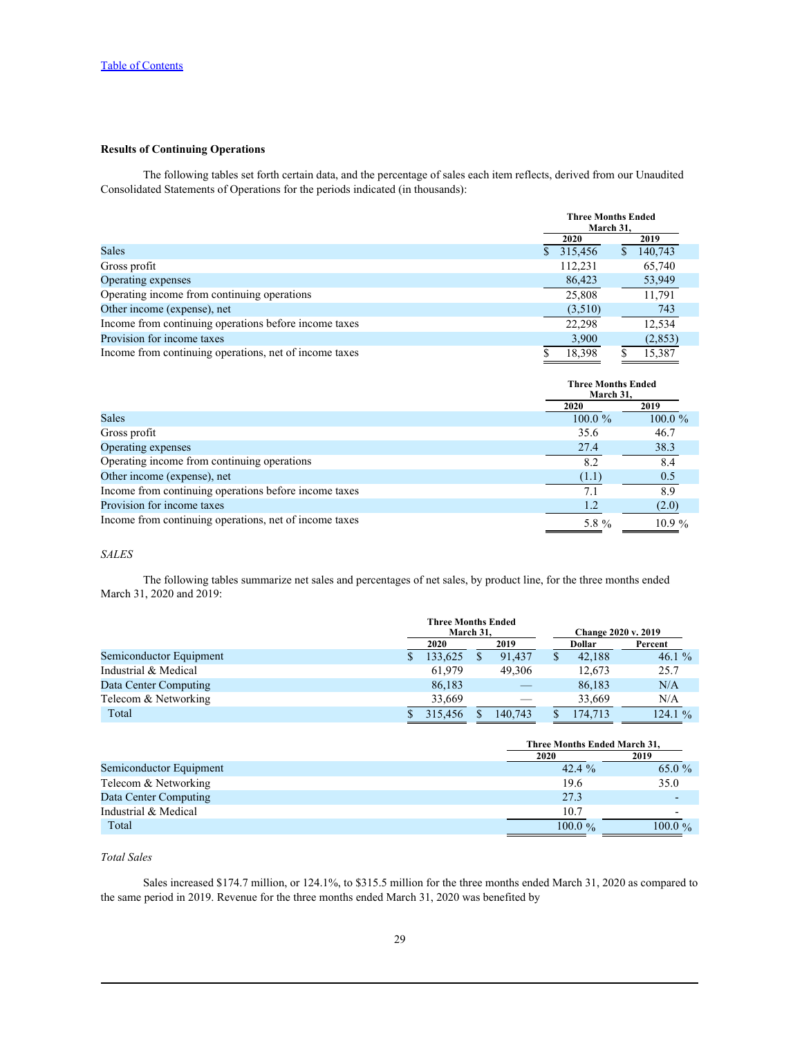[Table of Contents](#)

**Results of Continuing Operations**

The following tables set forth certain data, and the percentage of sales each item reflects, derived from our Unaudited Consolidated Statements of Operations for the periods indicated (in thousands):

| | Three Months Ended March 31, | |
|---|---|---|
| | 2020 | 2019 |
| Sales | $ 315,456 | $ 140,743 |
| Gross profit | 112,231 | 65,740 |
| Operating expenses | 86,423 | 53,949 |
| Operating income from continuing operations | 25,808 | 11,791 |
| Other income (expense), net | (3,510) | 743 |
| Income from continuing operations before income taxes | 22,298 | 12,534 |
| Provision for income taxes | 3,900 | (2,853) |
| Income from continuing operations, net of income taxes | $ 18,398 | $ 15,387 |

| | Three Months Ended March 31, | |
|---|---|---|
| | 2020 | 2019 |
| Sales | 100.0 % | 100.0 % |
| Gross profit | 35.6 | 46.7 |
| Operating expenses | 27.4 | 38.3 |
| Operating income from continuing operations | 8.2 | 8.4 |
| Other income (expense), net | (1.1) | 0.5 |
| Income from continuing operations before income taxes | 7.1 | 8.9 |
| Provision for income taxes | 1.2 | (2.0) |
| Income from continuing operations, net of income taxes | 5.8 % | 10.9 % |

*SALES*

The following tables summarize net sales and percentages of net sales, by product line, for the three months ended March 31, 2020 and 2019:

| | Three Months Ended March 31, | | Change 2020 v. 2019 | |
|---|---|---|---|---|
| | 2020 | 2019 | Dollar | Percent |
| Semiconductor Equipment | $ 133,625 | $ 91,437 | $ 42,188 | 46.1 % |
| Industrial & Medical | 61,979 | 49,306 | 12,673 | 25.7 |
| Data Center Computing | 86,183 | — | 86,183 | N/A |
| Telecom & Networking | 33,669 | — | 33,669 | N/A |
| Total | $ 315,456 | $ 140,743 | $ 174,713 | 124.1 % |

| | Three Months Ended March 31, | |
|---|---|---|
| | 2020 | 2019 |
| Semiconductor Equipment | 42.4 % | 65.0 % |
| Telecom & Networking | 19.6 | 35.0 |
| Data Center Computing | 27.3 | - |
| Industrial & Medical | 10.7 | - |
| Total | 100.0 % | 100.0 % |

*Total Sales*

Sales increased $174.7 million, or 124.1%, to $315.5 million for the three months ended March 31, 2020 as compared to the same period in 2019. Revenue for the three months ended March 31, 2020 was benefited by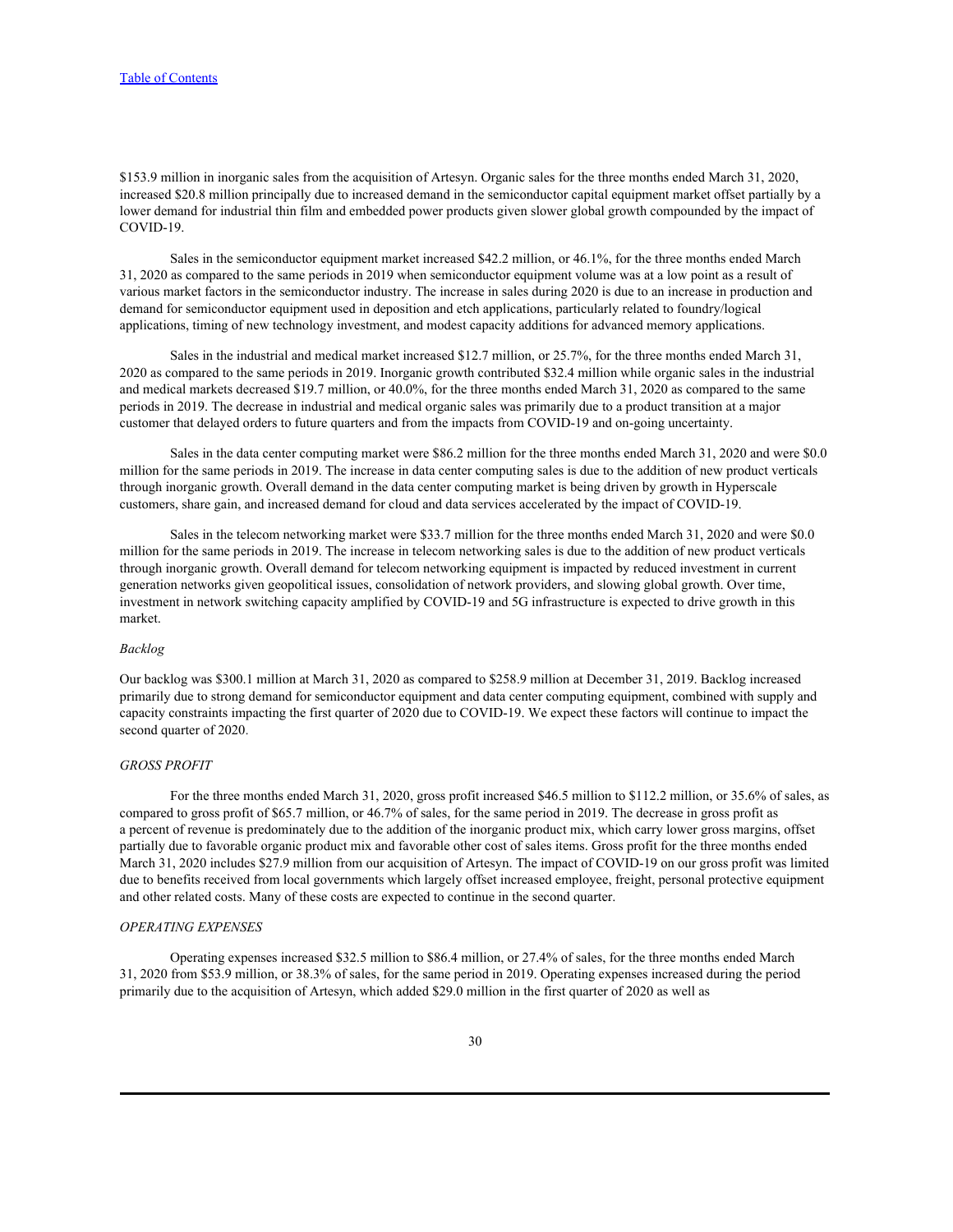$153.9 million in inorganic sales from the acquisition of Artesyn. Organic sales for the three months ended March 31, 2020, increased $20.8 million principally due to increased demand in the semiconductor capital equipment market offset partially by a lower demand for industrial thin film and embedded power products given slower global growth compounded by the impact of COVID-19.

Sales in the semiconductor equipment market increased $42.2 million, or 46.1%, for the three months ended March 31, 2020 as compared to the same periods in 2019 when semiconductor equipment volume was at a low point as a result of various market factors in the semiconductor industry. The increase in sales during 2020 is due to an increase in production and demand for semiconductor equipment used in deposition and etch applications, particularly related to foundry/logical applications, timing of new technology investment, and modest capacity additions for advanced memory applications.

Sales in the industrial and medical market increased $12.7 million, or 25.7%, for the three months ended March 31, 2020 as compared to the same periods in 2019. Inorganic growth contributed $32.4 million while organic sales in the industrial and medical markets decreased $19.7 million, or 40.0%, for the three months ended March 31, 2020 as compared to the same periods in 2019. The decrease in industrial and medical organic sales was primarily due to a product transition at a major customer that delayed orders to future quarters and from the impacts from COVID-19 and on-going uncertainty.

Sales in the data center computing market were $86.2 million for the three months ended March 31, 2020 and were $0.0 million for the same periods in 2019. The increase in data center computing sales is due to the addition of new product verticals through inorganic growth. Overall demand in the data center computing market is being driven by growth in Hyperscale customers, share gain, and increased demand for cloud and data services accelerated by the impact of COVID-19.

Sales in the telecom networking market were $33.7 million for the three months ended March 31, 2020 and were $0.0 million for the same periods in 2019. The increase in telecom networking sales is due to the addition of new product verticals through inorganic growth. Overall demand for telecom networking equipment is impacted by reduced investment in current generation networks given geopolitical issues, consolidation of network providers, and slowing global growth. Over time, investment in network switching capacity amplified by COVID-19 and 5G infrastructure is expected to drive growth in this market.

*Backlog*

Our backlog was $300.1 million at March 31, 2020 as compared to $258.9 million at December 31, 2019. Backlog increased primarily due to strong demand for semiconductor equipment and data center computing equipment, combined with supply and capacity constraints impacting the first quarter of 2020 due to COVID-19. We expect these factors will continue to impact the second quarter of 2020.

*GROSS PROFIT*

For the three months ended March 31, 2020, gross profit increased $46.5 million to $112.2 million, or 35.6% of sales, as compared to gross profit of $65.7 million, or 46.7% of sales, for the same period in 2019. The decrease in gross profit as a percent of revenue is predominately due to the addition of the inorganic product mix, which carry lower gross margins, offset partially due to favorable organic product mix and favorable other cost of sales items. Gross profit for the three months ended March 31, 2020 includes $27.9 million from our acquisition of Artesyn. The impact of COVID-19 on our gross profit was limited due to benefits received from local governments which largely offset increased employee, freight, personal protective equipment and other related costs. Many of these costs are expected to continue in the second quarter.

*OPERATING EXPENSES*

Operating expenses increased $32.5 million to $86.4 million, or 27.4% of sales, for the three months ended March 31, 2020 from $53.9 million, or 38.3% of sales, for the same period in 2019. Operating expenses increased during the period primarily due to the acquisition of Artesyn, which added $29.0 million in the first quarter of 2020 as well as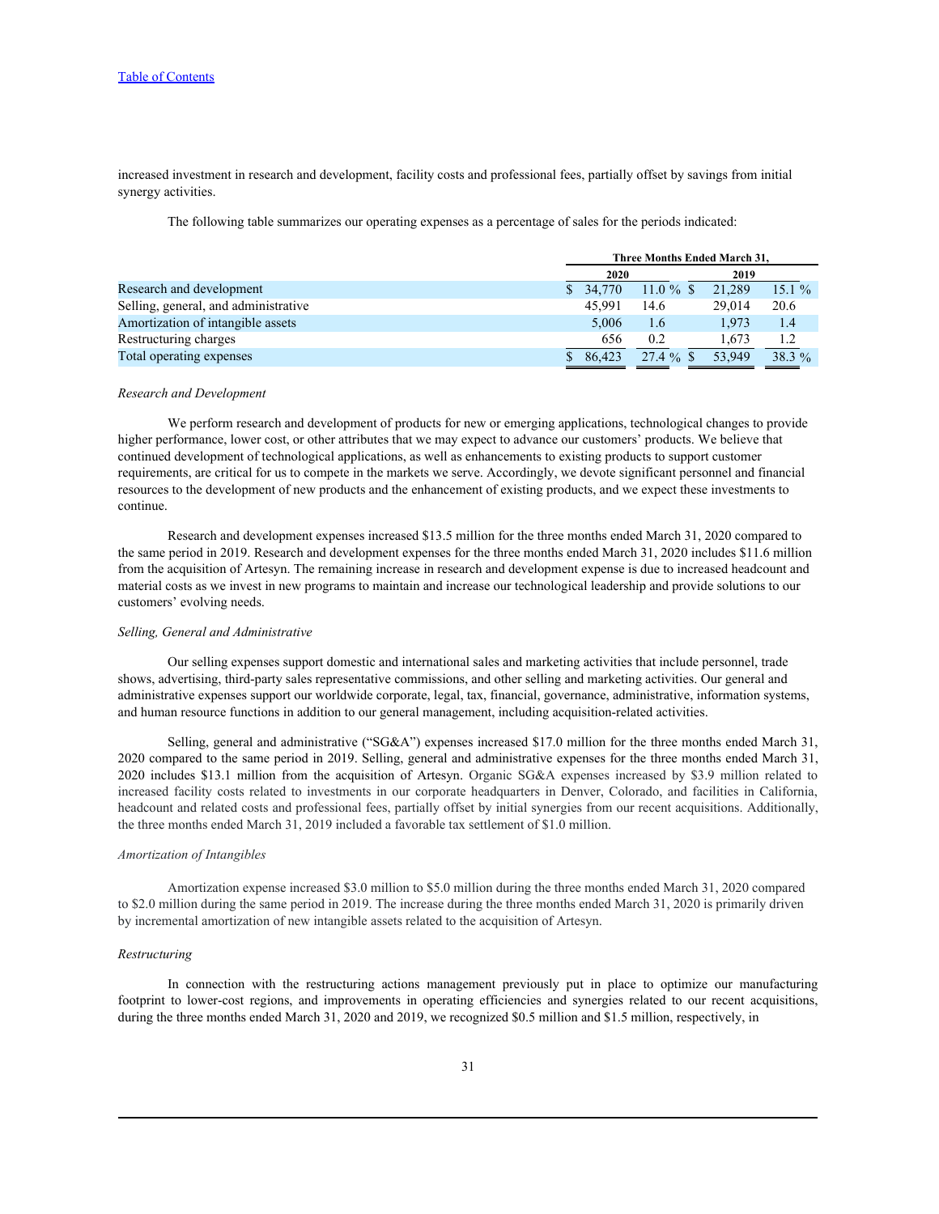increased investment in research and development, facility costs and professional fees, partially offset by savings from initial synergy activities.

The following table summarizes our operating expenses as a percentage of sales for the periods indicated:

| | Three Months Ended March 31, | | | |
|---|---|---|---|---|
| | 2020 | | 2019 | |
| Research and development | $ 34,770 | 11.0 % | $ 21,289 | 15.1 % |
| Selling, general, and administrative | 45,991 | 14.6 | 29,014 | 20.6 |
| Amortization of intangible assets | 5,006 | 1.6 | 1,973 | 1.4 |
| Restructuring charges | 656 | 0.2 | 1,673 | 1.2 |
| Total operating expenses | $ 86,423 | 27.4 % | $ 53,949 | 38.3 % |

*Research and Development*

We perform research and development of products for new or emerging applications, technological changes to provide higher performance, lower cost, or other attributes that we may expect to advance our customers' products. We believe that continued development of technological applications, as well as enhancements to existing products to support customer requirements, are critical for us to compete in the markets we serve. Accordingly, we devote significant personnel and financial resources to the development of new products and the enhancement of existing products, and we expect these investments to continue.

Research and development expenses increased $13.5 million for the three months ended March 31, 2020 compared to the same period in 2019. Research and development expenses for the three months ended March 31, 2020 includes $11.6 million from the acquisition of Artesyn. The remaining increase in research and development expense is due to increased headcount and material costs as we invest in new programs to maintain and increase our technological leadership and provide solutions to our customers' evolving needs.

*Selling, General and Administrative*

Our selling expenses support domestic and international sales and marketing activities that include personnel, trade shows, advertising, third-party sales representative commissions, and other selling and marketing activities. Our general and administrative expenses support our worldwide corporate, legal, tax, financial, governance, administrative, information systems, and human resource functions in addition to our general management, including acquisition-related activities.

Selling, general and administrative ("SG&A") expenses increased $17.0 million for the three months ended March 31, 2020 compared to the same period in 2019. Selling, general and administrative expenses for the three months ended March 31, 2020 includes $13.1 million from the acquisition of Artesyn. Organic SG&A expenses increased by $3.9 million related to increased facility costs related to investments in our corporate headquarters in Denver, Colorado, and facilities in California, headcount and related costs and professional fees, partially offset by initial synergies from our recent acquisitions. Additionally, the three months ended March 31, 2019 included a favorable tax settlement of $1.0 million.

*Amortization of Intangibles*

Amortization expense increased $3.0 million to $5.0 million during the three months ended March 31, 2020 compared to $2.0 million during the same period in 2019. The increase during the three months ended March 31, 2020 is primarily driven by incremental amortization of new intangible assets related to the acquisition of Artesyn.

*Restructuring*

In connection with the restructuring actions management previously put in place to optimize our manufacturing footprint to lower-cost regions, and improvements in operating efficiencies and synergies related to our recent acquisitions, during the three months ended March 31, 2020 and 2019, we recognized $0.5 million and $1.5 million, respectively, in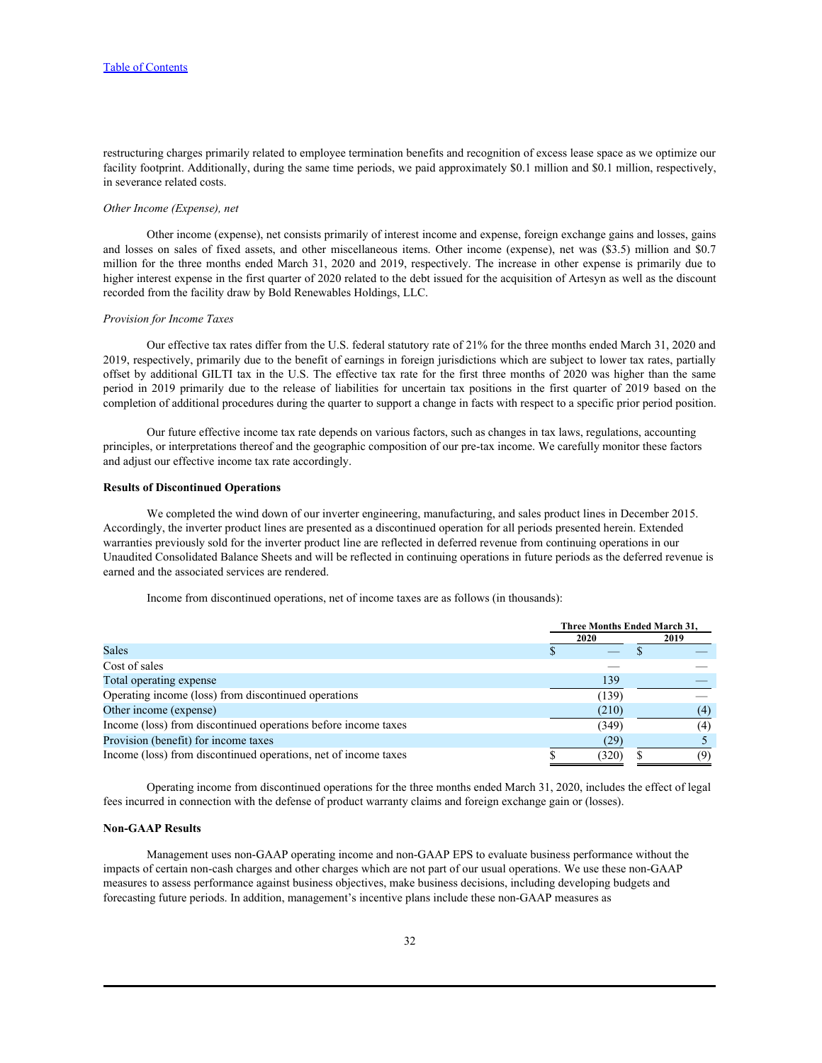restructuring charges primarily related to employee termination benefits and recognition of excess lease space as we optimize our facility footprint. Additionally, during the same time periods, we paid approximately $0.1 million and $0.1 million, respectively, in severance related costs.

*Other Income (Expense), net*

Other income (expense), net consists primarily of interest income and expense, foreign exchange gains and losses, gains and losses on sales of fixed assets, and other miscellaneous items. Other income (expense), net was ($3.5) million and $0.7 million for the three months ended March 31, 2020 and 2019, respectively. The increase in other expense is primarily due to higher interest expense in the first quarter of 2020 related to the debt issued for the acquisition of Artesyn as well as the discount recorded from the facility draw by Bold Renewables Holdings, LLC.

*Provision for Income Taxes*

Our effective tax rates differ from the U.S. federal statutory rate of 21% for the three months ended March 31, 2020 and 2019, respectively, primarily due to the benefit of earnings in foreign jurisdictions which are subject to lower tax rates, partially offset by additional GILTI tax in the U.S. The effective tax rate for the first three months of 2020 was higher than the same period in 2019 primarily due to the release of liabilities for uncertain tax positions in the first quarter of 2019 based on the completion of additional procedures during the quarter to support a change in facts with respect to a specific prior period position.

Our future effective income tax rate depends on various factors, such as changes in tax laws, regulations, accounting principles, or interpretations thereof and the geographic composition of our pre-tax income. We carefully monitor these factors and adjust our effective income tax rate accordingly.

**Results of Discontinued Operations**

We completed the wind down of our inverter engineering, manufacturing, and sales product lines in December 2015. Accordingly, the inverter product lines are presented as a discontinued operation for all periods presented herein. Extended warranties previously sold for the inverter product line are reflected in deferred revenue from continuing operations in our Unaudited Consolidated Balance Sheets and will be reflected in continuing operations in future periods as the deferred revenue is earned and the associated services are rendered.

Income from discontinued operations, net of income taxes are as follows (in thousands):

| | Three Months Ended March 31, | |
|---|---|---|
| | 2020 | 2019 |
| Sales | $ — | $ — |
| Cost of sales | — | — |
| Total operating expense | 139 | — |
| Operating income (loss) from discontinued operations | (139) | — |
| Other income (expense) | (210) | (4) |
| Income (loss) from discontinued operations before income taxes | (349) | (4) |
| Provision (benefit) for income taxes | (29) | 5 |
| Income (loss) from discontinued operations, net of income taxes | $ (320) | $ (9) |

Operating income from discontinued operations for the three months ended March 31, 2020, includes the effect of legal fees incurred in connection with the defense of product warranty claims and foreign exchange gain or (losses).

**Non-GAAP Results**

Management uses non-GAAP operating income and non-GAAP EPS to evaluate business performance without the impacts of certain non-cash charges and other charges which are not part of our usual operations. We use these non-GAAP measures to assess performance against business objectives, make business decisions, including developing budgets and forecasting future periods. In addition, management's incentive plans include these non-GAAP measures as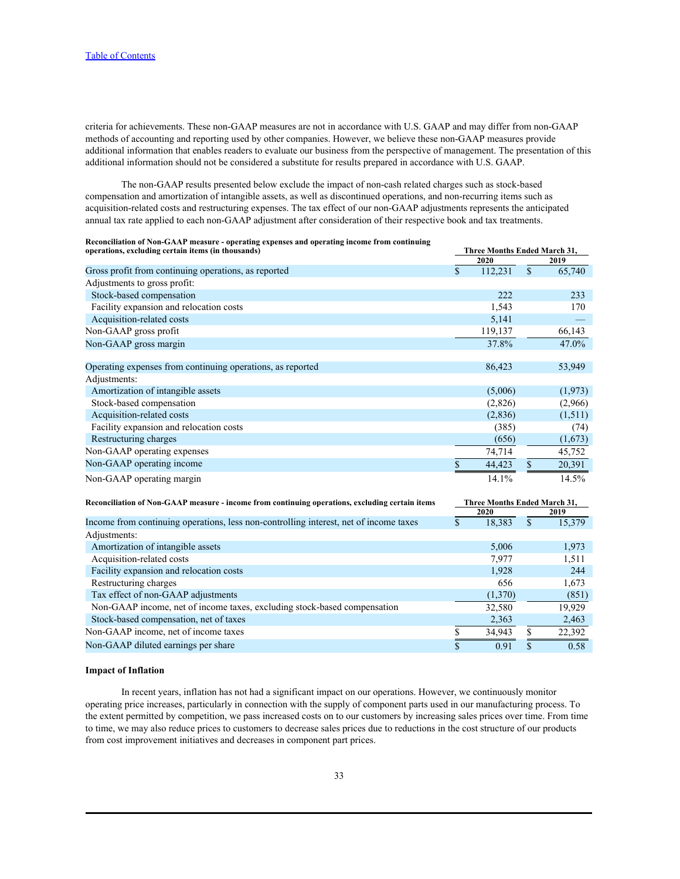[Table of Contents](#)

criteria for achievements. These non-GAAP measures are not in accordance with U.S. GAAP and may differ from non-GAAP methods of accounting and reporting used by other companies. However, we believe these non-GAAP measures provide additional information that enables readers to evaluate our business from the perspective of management. The presentation of this additional information should not be considered a substitute for results prepared in accordance with U.S. GAAP.

The non-GAAP results presented below exclude the impact of non-cash related charges such as stock-based compensation and amortization of intangible assets, as well as discontinued operations, and non-recurring items such as acquisition-related costs and restructuring expenses. The tax effect of our non-GAAP adjustments represents the anticipated annual tax rate applied to each non-GAAP adjustment after consideration of their respective book and tax treatments.

| **Reconciliation of Non-GAAP measure - operating expenses and operating income from continuing operations, excluding certain items (in thousands)** | **Three Months Ended March 31,** | |
|---|---|---|
| | **2020** | **2019** |
| Gross profit from continuing operations, as reported | $ 112,231 | $ 65,740 |
| Adjustments to gross profit: | | |
| Stock-based compensation | 222 | 233 |
| Facility expansion and relocation costs | 1,543 | 170 |
| Acquisition-related costs | 5,141 | — |
| Non-GAAP gross profit | 119,137 | 66,143 |
| Non-GAAP gross margin | 37.8% | 47.0% |
| | | |
| Operating expenses from continuing operations, as reported | 86,423 | 53,949 |
| Adjustments: | | |
| Amortization of intangible assets | (5,006) | (1,973) |
| Stock-based compensation | (2,826) | (2,966) |
| Acquisition-related costs | (2,836) | (1,511) |
| Facility expansion and relocation costs | (385) | (74) |
| Restructuring charges | (656) | (1,673) |
| Non-GAAP operating expenses | 74,714 | 45,752 |
| Non-GAAP operating income | $ 44,423 | $ 20,391 |
| Non-GAAP operating margin | 14.1% | 14.5% |

| **Reconciliation of Non-GAAP measure - income from continuing operations, excluding certain items** | **Three Months Ended March 31,** | |
|---|---|---|
| | **2020** | **2019** |
| Income from continuing operations, less non-controlling interest, net of income taxes | $ 18,383 | $ 15,379 |
| Adjustments: | | |
| Amortization of intangible assets | 5,006 | 1,973 |
| Acquisition-related costs | 7,977 | 1,511 |
| Facility expansion and relocation costs | 1,928 | 244 |
| Restructuring charges | 656 | 1,673 |
| Tax effect of non-GAAP adjustments | (1,370) | (851) |
| Non-GAAP income, net of income taxes, excluding stock-based compensation | 32,580 | 19,929 |
| Stock-based compensation, net of taxes | 2,363 | 2,463 |
| Non-GAAP income, net of income taxes | $ 34,943 | $ 22,392 |
| Non-GAAP diluted earnings per share | $ 0.91 | $ 0.58 |

**Impact of Inflation**

In recent years, inflation has not had a significant impact on our operations. However, we continuously monitor operating price increases, particularly in connection with the supply of component parts used in our manufacturing process. To the extent permitted by competition, we pass increased costs on to our customers by increasing sales prices over time. From time to time, we may also reduce prices to customers to decrease sales prices due to reductions in the cost structure of our products from cost improvement initiatives and decreases in component part prices.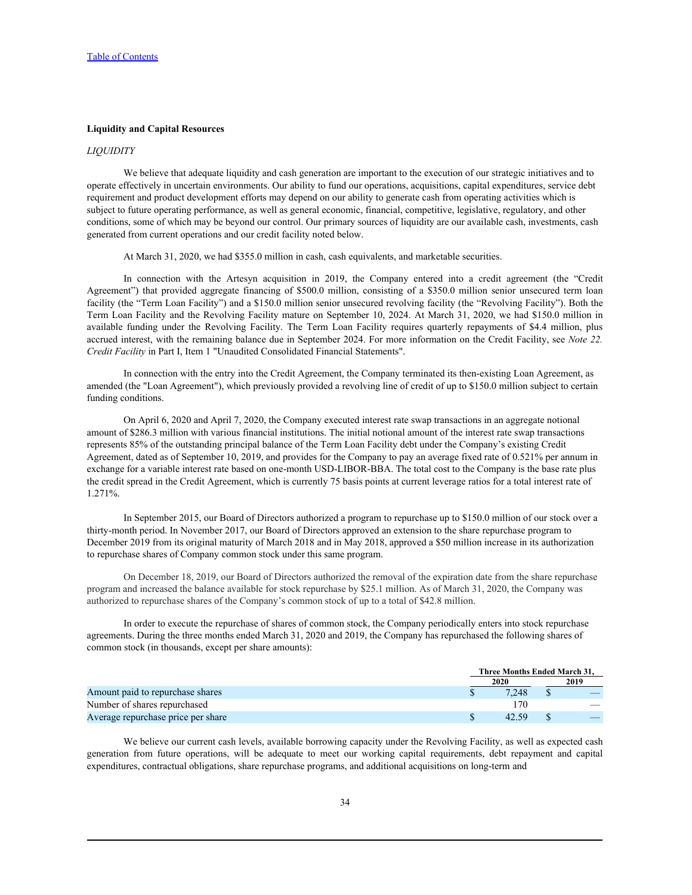## Liquidity and Capital Resources

*LIQUIDITY*

We believe that adequate liquidity and cash generation are important to the execution of our strategic initiatives and to operate effectively in uncertain environments. Our ability to fund our operations, acquisitions, capital expenditures, service debt requirement and product development efforts may depend on our ability to generate cash from operating activities which is subject to future operating performance, as well as general economic, financial, competitive, legislative, regulatory, and other conditions, some of which may be beyond our control. Our primary sources of liquidity are our available cash, investments, cash generated from current operations and our credit facility noted below.

At March 31, 2020, we had $355.0 million in cash, cash equivalents, and marketable securities.

In connection with the Artesyn acquisition in 2019, the Company entered into a credit agreement (the "Credit Agreement") that provided aggregate financing of $500.0 million, consisting of a $350.0 million senior unsecured term loan facility (the "Term Loan Facility") and a $150.0 million senior unsecured revolving facility (the "Revolving Facility"). Both the Term Loan Facility and the Revolving Facility mature on September 10, 2024. At March 31, 2020, we had $150.0 million in available funding under the Revolving Facility. The Term Loan Facility requires quarterly repayments of $4.4 million, plus accrued interest, with the remaining balance due in September 2024. For more information on the Credit Facility, see *Note 22. Credit Facility* in Part I, Item 1 "Unaudited Consolidated Financial Statements".

In connection with the entry into the Credit Agreement, the Company terminated its then-existing Loan Agreement, as amended (the "Loan Agreement"), which previously provided a revolving line of credit of up to $150.0 million subject to certain funding conditions.

On April 6, 2020 and April 7, 2020, the Company executed interest rate swap transactions in an aggregate notional amount of $286.3 million with various financial institutions. The initial notional amount of the interest rate swap transactions represents 85% of the outstanding principal balance of the Term Loan Facility debt under the Company's existing Credit Agreement, dated as of September 10, 2019, and provides for the Company to pay an average fixed rate of 0.521% per annum in exchange for a variable interest rate based on one-month USD-LIBOR-BBA. The total cost to the Company is the base rate plus the credit spread in the Credit Agreement, which is currently 75 basis points at current leverage ratios for a total interest rate of 1.271%.

In September 2015, our Board of Directors authorized a program to repurchase up to $150.0 million of our stock over a thirty-month period. In November 2017, our Board of Directors approved an extension to the share repurchase program to December 2019 from its original maturity of March 2018 and in May 2018, approved a $50 million increase in its authorization to repurchase shares of Company common stock under this same program.

On December 18, 2019, our Board of Directors authorized the removal of the expiration date from the share repurchase program and increased the balance available for stock repurchase by $25.1 million. As of March 31, 2020, the Company was authorized to repurchase shares of the Company's common stock of up to a total of $42.8 million.

In order to execute the repurchase of shares of common stock, the Company periodically enters into stock repurchase agreements. During the three months ended March 31, 2020 and 2019, the Company has repurchased the following shares of common stock (in thousands, except per share amounts):

| | Three Months Ended March 31, | |
|---|---|---|
| | 2020 | 2019 |
| Amount paid to repurchase shares | $ 7,248 | $ — |
| Number of shares repurchased | 170 | — |
| Average repurchase price per share | $ 42.59 | $ — |

We believe our current cash levels, available borrowing capacity under the Revolving Facility, as well as expected cash generation from future operations, will be adequate to meet our working capital requirements, debt repayment and capital expenditures, contractual obligations, share repurchase programs, and additional acquisitions on long-term and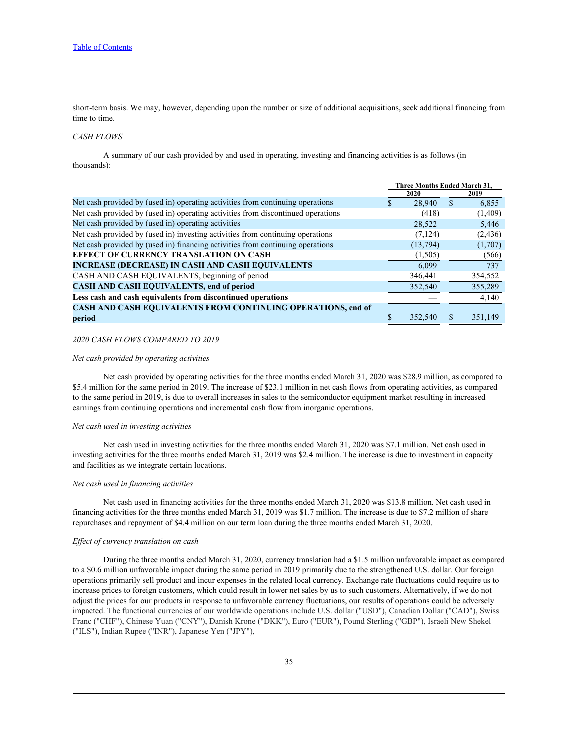short-term basis. We may, however, depending upon the number or size of additional acquisitions, seek additional financing from time to time.

*CASH FLOWS*

A summary of our cash provided by and used in operating, investing and financing activities is as follows (in thousands):

| | Three Months Ended March 31, | |
|---|---|---|
| | 2020 | 2019 |
| Net cash provided by (used in) operating activities from continuing operations | $ 28,940 | $ 6,855 |
| Net cash provided by (used in) operating activities from discontinued operations | (418) | (1,409) |
| Net cash provided by (used in) operating activities | 28,522 | 5,446 |
| Net cash provided by (used in) investing activities from continuing operations | (7,124) | (2,436) |
| Net cash provided by (used in) financing activities from continuing operations | (13,794) | (1,707) |
| **EFFECT OF CURRENCY TRANSLATION ON CASH** | (1,505) | (566) |
| **INCREASE (DECREASE) IN CASH AND CASH EQUIVALENTS** | 6,099 | 737 |
| CASH AND CASH EQUIVALENTS, beginning of period | 346,441 | 354,552 |
| **CASH AND CASH EQUIVALENTS, end of period** | 352,540 | 355,289 |
| **Less cash and cash equivalents from discontinued operations** | — | 4,140 |
| **CASH AND CASH EQUIVALENTS FROM CONTINUING OPERATIONS, end of period** | $ 352,540 | $ 351,149 |

*2020 CASH FLOWS COMPARED TO 2019*

*Net cash provided by operating activities*

Net cash provided by operating activities for the three months ended March 31, 2020 was $28.9 million, as compared to $5.4 million for the same period in 2019. The increase of $23.1 million in net cash flows from operating activities, as compared to the same period in 2019, is due to overall increases in sales to the semiconductor equipment market resulting in increased earnings from continuing operations and incremental cash flow from inorganic operations.

*Net cash used in investing activities*

Net cash used in investing activities for the three months ended March 31, 2020 was $7.1 million. Net cash used in investing activities for the three months ended March 31, 2019 was $2.4 million. The increase is due to investment in capacity and facilities as we integrate certain locations.

*Net cash used in financing activities*

Net cash used in financing activities for the three months ended March 31, 2020 was $13.8 million. Net cash used in financing activities for the three months ended March 31, 2019 was $1.7 million. The increase is due to $7.2 million of share repurchases and repayment of $4.4 million on our term loan during the three months ended March 31, 2020.

*Effect of currency translation on cash*

During the three months ended March 31, 2020, currency translation had a $1.5 million unfavorable impact as compared to a $0.6 million unfavorable impact during the same period in 2019 primarily due to the strengthened U.S. dollar. Our foreign operations primarily sell product and incur expenses in the related local currency. Exchange rate fluctuations could require us to increase prices to foreign customers, which could result in lower net sales by us to such customers. Alternatively, if we do not adjust the prices for our products in response to unfavorable currency fluctuations, our results of operations could be adversely impacted. The functional currencies of our worldwide operations include U.S. dollar ("USD"), Canadian Dollar ("CAD"), Swiss Franc ("CHF"), Chinese Yuan ("CNY"), Danish Krone ("DKK"), Euro ("EUR"), Pound Sterling ("GBP"), Israeli New Shekel ("ILS"), Indian Rupee ("INR"), Japanese Yen ("JPY"),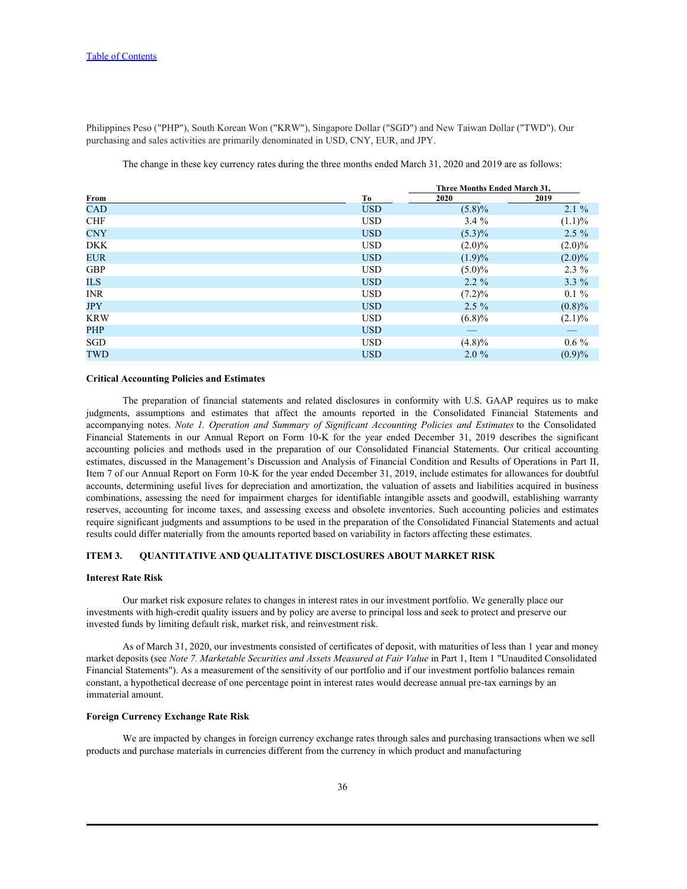Philippines Peso ("PHP"), South Korean Won ("KRW"), Singapore Dollar ("SGD") and New Taiwan Dollar ("TWD"). Our purchasing and sales activities are primarily denominated in USD, CNY, EUR, and JPY.

The change in these key currency rates during the three months ended March 31, 2020 and 2019 are as follows:

| | | Three Months Ended March 31, | |
|---|---|---|---|
| **From** | **To** | **2020** | **2019** |
| CAD | USD | (5.8)% | 2.1 % |
| CHF | USD | 3.4 % | (1.1)% |
| CNY | USD | (5.3)% | 2.5 % |
| DKK | USD | (2.0)% | (2.0)% |
| EUR | USD | (1.9)% | (2.0)% |
| GBP | USD | (5.0)% | 2.3 % |
| ILS | USD | 2.2 % | 3.3 % |
| INR | USD | (7.2)% | 0.1 % |
| JPY | USD | 2.5 % | (0.8)% |
| KRW | USD | (6.8)% | (2.1)% |
| PHP | USD | — | — |
| SGD | USD | (4.8)% | 0.6 % |
| TWD | USD | 2.0 % | (0.9)% |

### Critical Accounting Policies and Estimates

The preparation of financial statements and related disclosures in conformity with U.S. GAAP requires us to make judgments, assumptions and estimates that affect the amounts reported in the Consolidated Financial Statements and accompanying notes. *Note 1. Operation and Summary of Significant Accounting Policies and Estimates* to the Consolidated Financial Statements in our Annual Report on Form 10-K for the year ended December 31, 2019 describes the significant accounting policies and methods used in the preparation of our Consolidated Financial Statements. Our critical accounting estimates, discussed in the Management's Discussion and Analysis of Financial Condition and Results of Operations in Part II, Item 7 of our Annual Report on Form 10-K for the year ended December 31, 2019, include estimates for allowances for doubtful accounts, determining useful lives for depreciation and amortization, the valuation of assets and liabilities acquired in business combinations, assessing the need for impairment charges for identifiable intangible assets and goodwill, establishing warranty reserves, accounting for income taxes, and assessing excess and obsolete inventories. Such accounting policies and estimates require significant judgments and assumptions to be used in the preparation of the Consolidated Financial Statements and actual results could differ materially from the amounts reported based on variability in factors affecting these estimates.

## ITEM 3. QUANTITATIVE AND QUALITATIVE DISCLOSURES ABOUT MARKET RISK

### Interest Rate Risk

Our market risk exposure relates to changes in interest rates in our investment portfolio. We generally place our investments with high-credit quality issuers and by policy are averse to principal loss and seek to protect and preserve our invested funds by limiting default risk, market risk, and reinvestment risk.

As of March 31, 2020, our investments consisted of certificates of deposit, with maturities of less than 1 year and money market deposits (see *Note 7. Marketable Securities and Assets Measured at Fair Value* in Part 1, Item 1 "Unaudited Consolidated Financial Statements"). As a measurement of the sensitivity of our portfolio and if our investment portfolio balances remain constant, a hypothetical decrease of one percentage point in interest rates would decrease annual pre-tax earnings by an immaterial amount.

### Foreign Currency Exchange Rate Risk

We are impacted by changes in foreign currency exchange rates through sales and purchasing transactions when we sell products and purchase materials in currencies different from the currency in which product and manufacturing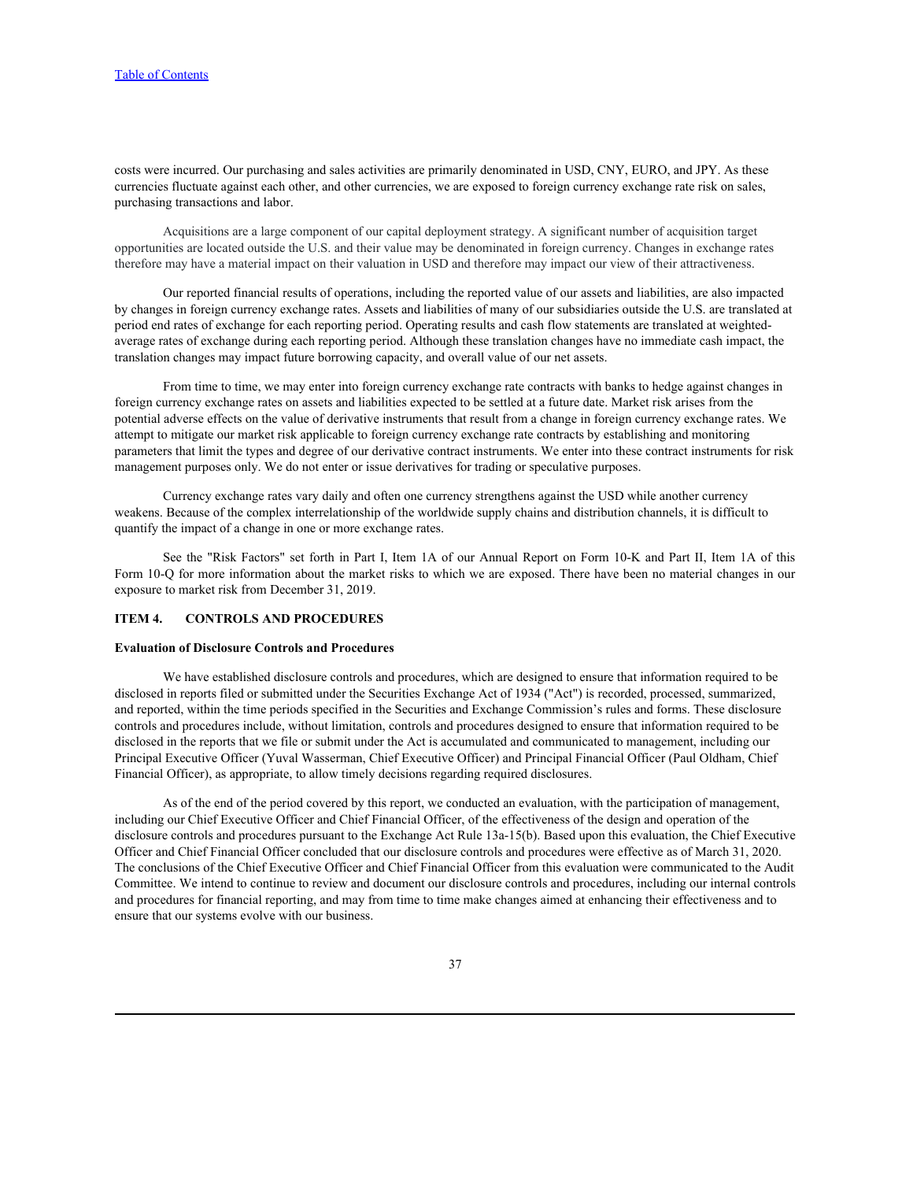costs were incurred. Our purchasing and sales activities are primarily denominated in USD, CNY, EURO, and JPY. As these currencies fluctuate against each other, and other currencies, we are exposed to foreign currency exchange rate risk on sales, purchasing transactions and labor.

Acquisitions are a large component of our capital deployment strategy. A significant number of acquisition target opportunities are located outside the U.S. and their value may be denominated in foreign currency. Changes in exchange rates therefore may have a material impact on their valuation in USD and therefore may impact our view of their attractiveness.

Our reported financial results of operations, including the reported value of our assets and liabilities, are also impacted by changes in foreign currency exchange rates. Assets and liabilities of many of our subsidiaries outside the U.S. are translated at period end rates of exchange for each reporting period. Operating results and cash flow statements are translated at weighted-average rates of exchange during each reporting period. Although these translation changes have no immediate cash impact, the translation changes may impact future borrowing capacity, and overall value of our net assets.

From time to time, we may enter into foreign currency exchange rate contracts with banks to hedge against changes in foreign currency exchange rates on assets and liabilities expected to be settled at a future date. Market risk arises from the potential adverse effects on the value of derivative instruments that result from a change in foreign currency exchange rates. We attempt to mitigate our market risk applicable to foreign currency exchange rate contracts by establishing and monitoring parameters that limit the types and degree of our derivative contract instruments. We enter into these contract instruments for risk management purposes only. We do not enter or issue derivatives for trading or speculative purposes.

Currency exchange rates vary daily and often one currency strengthens against the USD while another currency weakens. Because of the complex interrelationship of the worldwide supply chains and distribution channels, it is difficult to quantify the impact of a change in one or more exchange rates.

See the "Risk Factors" set forth in Part I, Item 1A of our Annual Report on Form 10-K and Part II, Item 1A of this Form 10-Q for more information about the market risks to which we are exposed. There have been no material changes in our exposure to market risk from December 31, 2019.

## ITEM 4. CONTROLS AND PROCEDURES

### Evaluation of Disclosure Controls and Procedures

We have established disclosure controls and procedures, which are designed to ensure that information required to be disclosed in reports filed or submitted under the Securities Exchange Act of 1934 ("Act") is recorded, processed, summarized, and reported, within the time periods specified in the Securities and Exchange Commission's rules and forms. These disclosure controls and procedures include, without limitation, controls and procedures designed to ensure that information required to be disclosed in the reports that we file or submit under the Act is accumulated and communicated to management, including our Principal Executive Officer (Yuval Wasserman, Chief Executive Officer) and Principal Financial Officer (Paul Oldham, Chief Financial Officer), as appropriate, to allow timely decisions regarding required disclosures.

As of the end of the period covered by this report, we conducted an evaluation, with the participation of management, including our Chief Executive Officer and Chief Financial Officer, of the effectiveness of the design and operation of the disclosure controls and procedures pursuant to the Exchange Act Rule 13a-15(b). Based upon this evaluation, the Chief Executive Officer and Chief Financial Officer concluded that our disclosure controls and procedures were effective as of March 31, 2020. The conclusions of the Chief Executive Officer and Chief Financial Officer from this evaluation were communicated to the Audit Committee. We intend to continue to review and document our disclosure controls and procedures, including our internal controls and procedures for financial reporting, and may from time to time make changes aimed at enhancing their effectiveness and to ensure that our systems evolve with our business.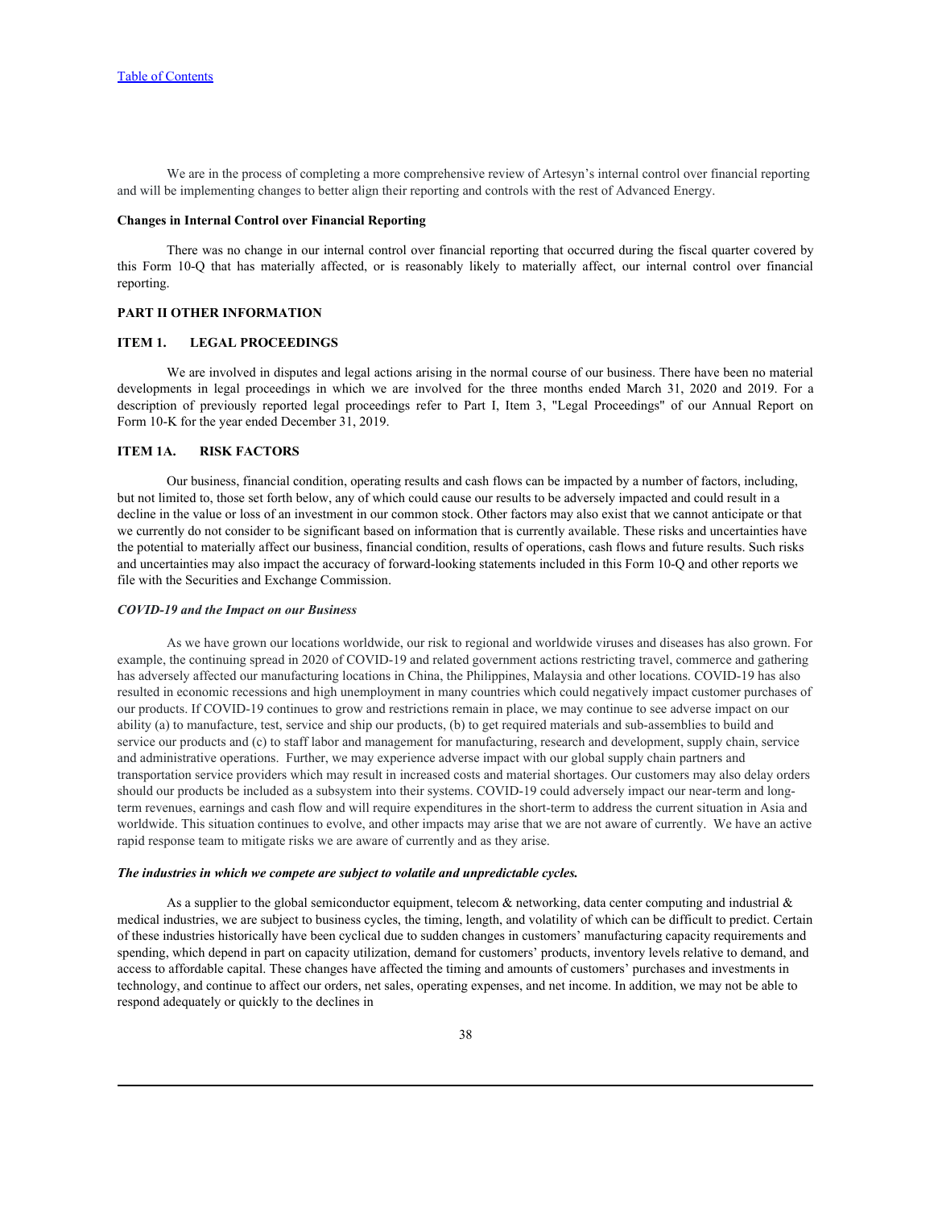We are in the process of completing a more comprehensive review of Artesyn's internal control over financial reporting and will be implementing changes to better align their reporting and controls with the rest of Advanced Energy.

**Changes in Internal Control over Financial Reporting**

There was no change in our internal control over financial reporting that occurred during the fiscal quarter covered by this Form 10-Q that has materially affected, or is reasonably likely to materially affect, our internal control over financial reporting.

## PART II OTHER INFORMATION

### ITEM 1. LEGAL PROCEEDINGS

We are involved in disputes and legal actions arising in the normal course of our business. There have been no material developments in legal proceedings in which we are involved for the three months ended March 31, 2020 and 2019. For a description of previously reported legal proceedings refer to Part I, Item 3, "Legal Proceedings" of our Annual Report on Form 10-K for the year ended December 31, 2019.

### ITEM 1A. RISK FACTORS

Our business, financial condition, operating results and cash flows can be impacted by a number of factors, including, but not limited to, those set forth below, any of which could cause our results to be adversely impacted and could result in a decline in the value or loss of an investment in our common stock. Other factors may also exist that we cannot anticipate or that we currently do not consider to be significant based on information that is currently available. These risks and uncertainties have the potential to materially affect our business, financial condition, results of operations, cash flows and future results. Such risks and uncertainties may also impact the accuracy of forward-looking statements included in this Form 10-Q and other reports we file with the Securities and Exchange Commission.

***COVID-19 and the Impact on our Business***

As we have grown our locations worldwide, our risk to regional and worldwide viruses and diseases has also grown. For example, the continuing spread in 2020 of COVID-19 and related government actions restricting travel, commerce and gathering has adversely affected our manufacturing locations in China, the Philippines, Malaysia and other locations. COVID-19 has also resulted in economic recessions and high unemployment in many countries which could negatively impact customer purchases of our products. If COVID-19 continues to grow and restrictions remain in place, we may continue to see adverse impact on our ability (a) to manufacture, test, service and ship our products, (b) to get required materials and sub-assemblies to build and service our products and (c) to staff labor and management for manufacturing, research and development, supply chain, service and administrative operations. Further, we may experience adverse impact with our global supply chain partners and transportation service providers which may result in increased costs and material shortages. Our customers may also delay orders should our products be included as a subsystem into their systems. COVID-19 could adversely impact our near-term and long-term revenues, earnings and cash flow and will require expenditures in the short-term to address the current situation in Asia and worldwide. This situation continues to evolve, and other impacts may arise that we are not aware of currently. We have an active rapid response team to mitigate risks we are aware of currently and as they arise.

***The industries in which we compete are subject to volatile and unpredictable cycles.***

As a supplier to the global semiconductor equipment, telecom & networking, data center computing and industrial & medical industries, we are subject to business cycles, the timing, length, and volatility of which can be difficult to predict. Certain of these industries historically have been cyclical due to sudden changes in customers' manufacturing capacity requirements and spending, which depend in part on capacity utilization, demand for customers' products, inventory levels relative to demand, and access to affordable capital. These changes have affected the timing and amounts of customers' purchases and investments in technology, and continue to affect our orders, net sales, operating expenses, and net income. In addition, we may not be able to respond adequately or quickly to the declines in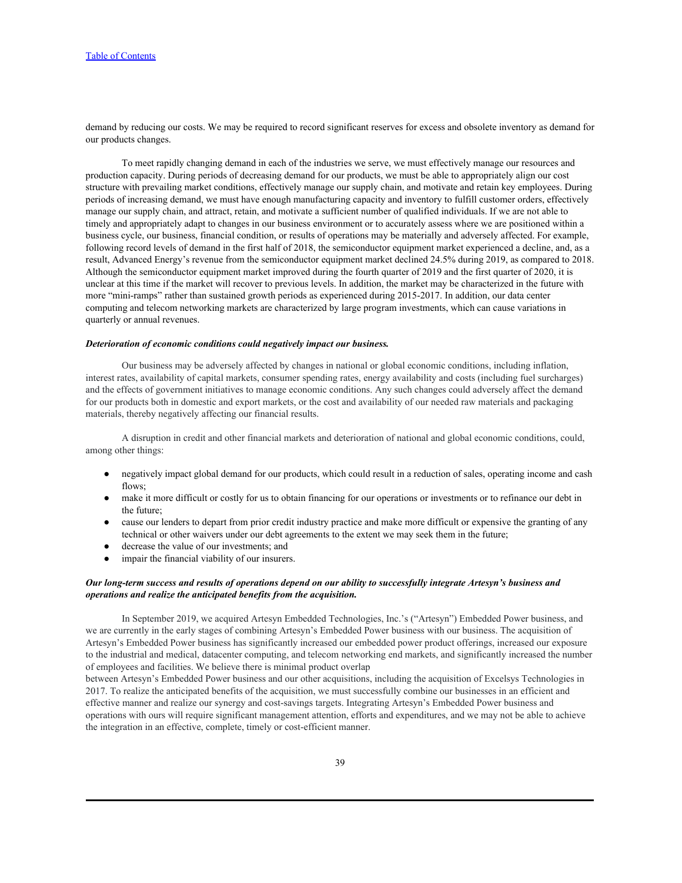demand by reducing our costs. We may be required to record significant reserves for excess and obsolete inventory as demand for our products changes.

To meet rapidly changing demand in each of the industries we serve, we must effectively manage our resources and production capacity. During periods of decreasing demand for our products, we must be able to appropriately align our cost structure with prevailing market conditions, effectively manage our supply chain, and motivate and retain key employees. During periods of increasing demand, we must have enough manufacturing capacity and inventory to fulfill customer orders, effectively manage our supply chain, and attract, retain, and motivate a sufficient number of qualified individuals. If we are not able to timely and appropriately adapt to changes in our business environment or to accurately assess where we are positioned within a business cycle, our business, financial condition, or results of operations may be materially and adversely affected. For example, following record levels of demand in the first half of 2018, the semiconductor equipment market experienced a decline, and, as a result, Advanced Energy's revenue from the semiconductor equipment market declined 24.5% during 2019, as compared to 2018. Although the semiconductor equipment market improved during the fourth quarter of 2019 and the first quarter of 2020, it is unclear at this time if the market will recover to previous levels. In addition, the market may be characterized in the future with more "mini-ramps" rather than sustained growth periods as experienced during 2015-2017. In addition, our data center computing and telecom networking markets are characterized by large program investments, which can cause variations in quarterly or annual revenues.

***Deterioration of economic conditions could negatively impact our business.***

Our business may be adversely affected by changes in national or global economic conditions, including inflation, interest rates, availability of capital markets, consumer spending rates, energy availability and costs (including fuel surcharges) and the effects of government initiatives to manage economic conditions. Any such changes could adversely affect the demand for our products both in domestic and export markets, or the cost and availability of our needed raw materials and packaging materials, thereby negatively affecting our financial results.

A disruption in credit and other financial markets and deterioration of national and global economic conditions, could, among other things:

- negatively impact global demand for our products, which could result in a reduction of sales, operating income and cash flows;
- make it more difficult or costly for us to obtain financing for our operations or investments or to refinance our debt in the future;
- cause our lenders to depart from prior credit industry practice and make more difficult or expensive the granting of any technical or other waivers under our debt agreements to the extent we may seek them in the future;
- decrease the value of our investments; and
- impair the financial viability of our insurers.

***Our long-term success and results of operations depend on our ability to successfully integrate Artesyn's business and operations and realize the anticipated benefits from the acquisition.***

In September 2019, we acquired Artesyn Embedded Technologies, Inc.'s ("Artesyn") Embedded Power business, and we are currently in the early stages of combining Artesyn's Embedded Power business with our business. The acquisition of Artesyn's Embedded Power business has significantly increased our embedded power product offerings, increased our exposure to the industrial and medical, datacenter computing, and telecom networking end markets, and significantly increased the number of employees and facilities. We believe there is minimal product overlap between Artesyn's Embedded Power business and our other acquisitions, including the acquisition of Excelsys Technologies in 2017. To realize the anticipated benefits of the acquisition, we must successfully combine our businesses in an efficient and effective manner and realize our synergy and cost-savings targets. Integrating Artesyn's Embedded Power business and operations with ours will require significant management attention, efforts and expenditures, and we may not be able to achieve the integration in an effective, complete, timely or cost-efficient manner.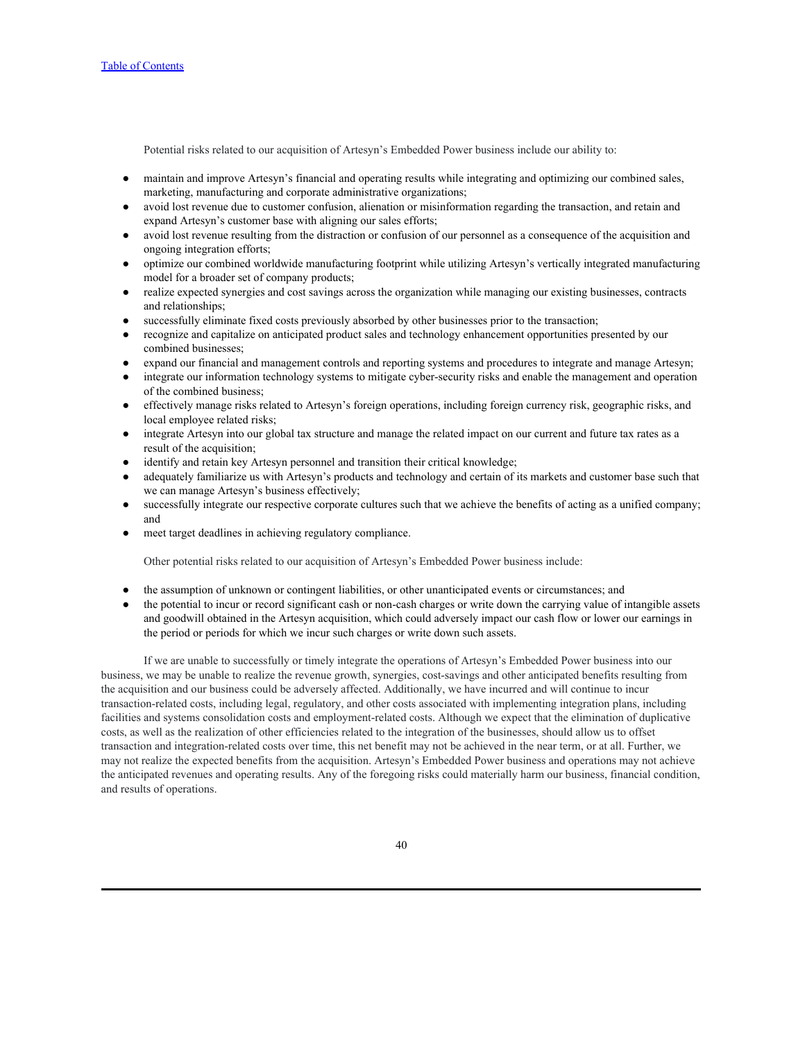Potential risks related to our acquisition of Artesyn's Embedded Power business include our ability to:

- maintain and improve Artesyn's financial and operating results while integrating and optimizing our combined sales, marketing, manufacturing and corporate administrative organizations;
- avoid lost revenue due to customer confusion, alienation or misinformation regarding the transaction, and retain and expand Artesyn's customer base with aligning our sales efforts;
- avoid lost revenue resulting from the distraction or confusion of our personnel as a consequence of the acquisition and ongoing integration efforts;
- optimize our combined worldwide manufacturing footprint while utilizing Artesyn's vertically integrated manufacturing model for a broader set of company products;
- realize expected synergies and cost savings across the organization while managing our existing businesses, contracts and relationships;
- successfully eliminate fixed costs previously absorbed by other businesses prior to the transaction;
- recognize and capitalize on anticipated product sales and technology enhancement opportunities presented by our combined businesses;
- expand our financial and management controls and reporting systems and procedures to integrate and manage Artesyn;
- integrate our information technology systems to mitigate cyber-security risks and enable the management and operation of the combined business;
- effectively manage risks related to Artesyn's foreign operations, including foreign currency risk, geographic risks, and local employee related risks;
- integrate Artesyn into our global tax structure and manage the related impact on our current and future tax rates as a result of the acquisition;
- identify and retain key Artesyn personnel and transition their critical knowledge;
- adequately familiarize us with Artesyn's products and technology and certain of its markets and customer base such that we can manage Artesyn's business effectively;
- successfully integrate our respective corporate cultures such that we achieve the benefits of acting as a unified company; and
- meet target deadlines in achieving regulatory compliance.

Other potential risks related to our acquisition of Artesyn's Embedded Power business include:

- the assumption of unknown or contingent liabilities, or other unanticipated events or circumstances; and
- the potential to incur or record significant cash or non-cash charges or write down the carrying value of intangible assets and goodwill obtained in the Artesyn acquisition, which could adversely impact our cash flow or lower our earnings in the period or periods for which we incur such charges or write down such assets.

If we are unable to successfully or timely integrate the operations of Artesyn's Embedded Power business into our business, we may be unable to realize the revenue growth, synergies, cost-savings and other anticipated benefits resulting from the acquisition and our business could be adversely affected. Additionally, we have incurred and will continue to incur transaction-related costs, including legal, regulatory, and other costs associated with implementing integration plans, including facilities and systems consolidation costs and employment-related costs. Although we expect that the elimination of duplicative costs, as well as the realization of other efficiencies related to the integration of the businesses, should allow us to offset transaction and integration-related costs over time, this net benefit may not be achieved in the near term, or at all. Further, we may not realize the expected benefits from the acquisition. Artesyn's Embedded Power business and operations may not achieve the anticipated revenues and operating results. Any of the foregoing risks could materially harm our business, financial condition, and results of operations.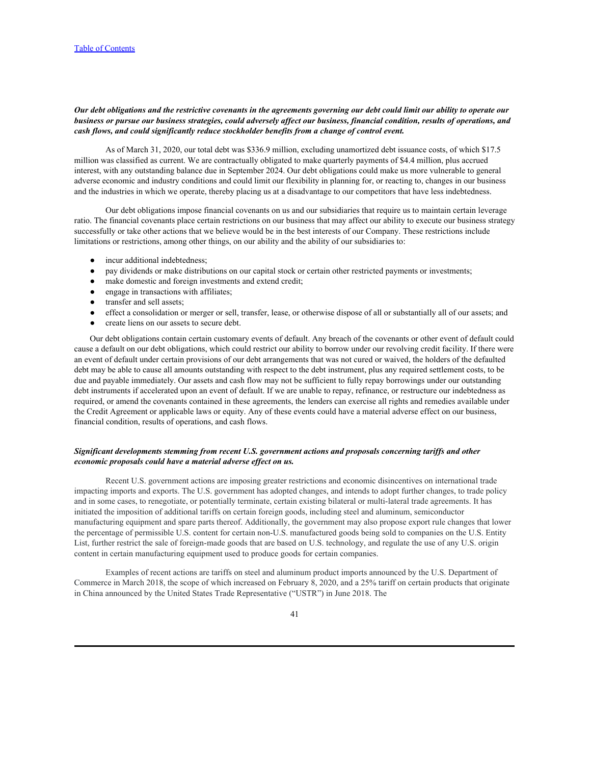***Our debt obligations and the restrictive covenants in the agreements governing our debt could limit our ability to operate our business or pursue our business strategies, could adversely affect our business, financial condition, results of operations, and cash flows, and could significantly reduce stockholder benefits from a change of control event.***

As of March 31, 2020, our total debt was $336.9 million, excluding unamortized debt issuance costs, of which $17.5 million was classified as current. We are contractually obligated to make quarterly payments of $4.4 million, plus accrued interest, with any outstanding balance due in September 2024. Our debt obligations could make us more vulnerable to general adverse economic and industry conditions and could limit our flexibility in planning for, or reacting to, changes in our business and the industries in which we operate, thereby placing us at a disadvantage to our competitors that have less indebtedness.

Our debt obligations impose financial covenants on us and our subsidiaries that require us to maintain certain leverage ratio. The financial covenants place certain restrictions on our business that may affect our ability to execute our business strategy successfully or take other actions that we believe would be in the best interests of our Company. These restrictions include limitations or restrictions, among other things, on our ability and the ability of our subsidiaries to:

- incur additional indebtedness;
- pay dividends or make distributions on our capital stock or certain other restricted payments or investments;
- make domestic and foreign investments and extend credit;
- engage in transactions with affiliates;
- transfer and sell assets;
- effect a consolidation or merger or sell, transfer, lease, or otherwise dispose of all or substantially all of our assets; and
- create liens on our assets to secure debt.

Our debt obligations contain certain customary events of default. Any breach of the covenants or other event of default could cause a default on our debt obligations, which could restrict our ability to borrow under our revolving credit facility. If there were an event of default under certain provisions of our debt arrangements that was not cured or waived, the holders of the defaulted debt may be able to cause all amounts outstanding with respect to the debt instrument, plus any required settlement costs, to be due and payable immediately. Our assets and cash flow may not be sufficient to fully repay borrowings under our outstanding debt instruments if accelerated upon an event of default. If we are unable to repay, refinance, or restructure our indebtedness as required, or amend the covenants contained in these agreements, the lenders can exercise all rights and remedies available under the Credit Agreement or applicable laws or equity. Any of these events could have a material adverse effect on our business, financial condition, results of operations, and cash flows.

***Significant developments stemming from recent U.S. government actions and proposals concerning tariffs and other economic proposals could have a material adverse effect on us.***

Recent U.S. government actions are imposing greater restrictions and economic disincentives on international trade impacting imports and exports. The U.S. government has adopted changes, and intends to adopt further changes, to trade policy and in some cases, to renegotiate, or potentially terminate, certain existing bilateral or multi-lateral trade agreements. It has initiated the imposition of additional tariffs on certain foreign goods, including steel and aluminum, semiconductor manufacturing equipment and spare parts thereof. Additionally, the government may also propose export rule changes that lower the percentage of permissible U.S. content for certain non-U.S. manufactured goods being sold to companies on the U.S. Entity List, further restrict the sale of foreign-made goods that are based on U.S. technology, and regulate the use of any U.S. origin content in certain manufacturing equipment used to produce goods for certain companies.

Examples of recent actions are tariffs on steel and aluminum product imports announced by the U.S. Department of Commerce in March 2018, the scope of which increased on February 8, 2020, and a 25% tariff on certain products that originate in China announced by the United States Trade Representative ("USTR") in June 2018. The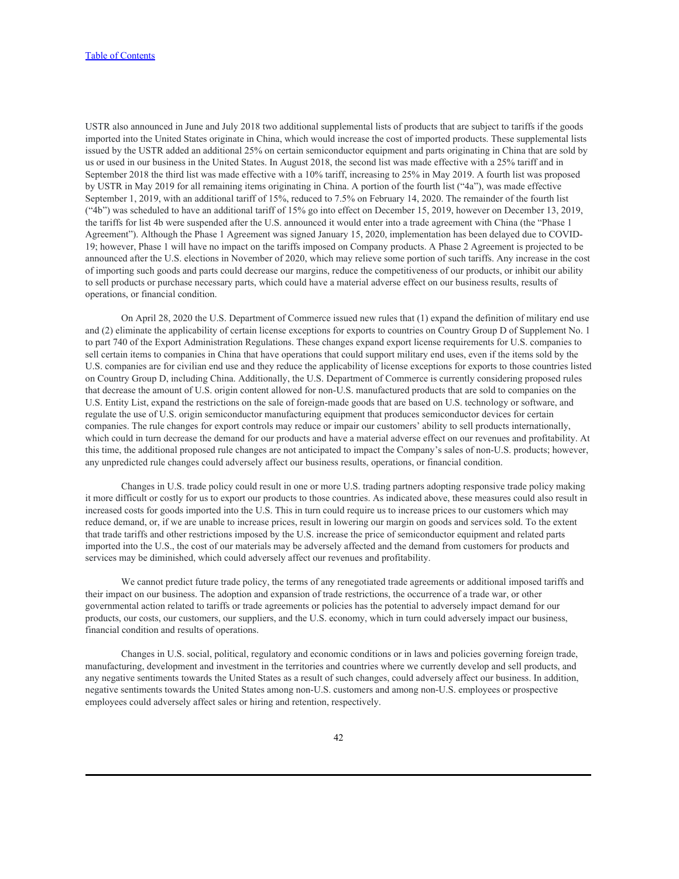USTR also announced in June and July 2018 two additional supplemental lists of products that are subject to tariffs if the goods imported into the United States originate in China, which would increase the cost of imported products. These supplemental lists issued by the USTR added an additional 25% on certain semiconductor equipment and parts originating in China that are sold by us or used in our business in the United States. In August 2018, the second list was made effective with a 25% tariff and in September 2018 the third list was made effective with a 10% tariff, increasing to 25% in May 2019. A fourth list was proposed by USTR in May 2019 for all remaining items originating in China. A portion of the fourth list (“4a”), was made effective September 1, 2019, with an additional tariff of 15%, reduced to 7.5% on February 14, 2020. The remainder of the fourth list (“4b”) was scheduled to have an additional tariff of 15% go into effect on December 15, 2019, however on December 13, 2019, the tariffs for list 4b were suspended after the U.S. announced it would enter into a trade agreement with China (the “Phase 1 Agreement”). Although the Phase 1 Agreement was signed January 15, 2020, implementation has been delayed due to COVID-19; however, Phase 1 will have no impact on the tariffs imposed on Company products. A Phase 2 Agreement is projected to be announced after the U.S. elections in November of 2020, which may relieve some portion of such tariffs. Any increase in the cost of importing such goods and parts could decrease our margins, reduce the competitiveness of our products, or inhibit our ability to sell products or purchase necessary parts, which could have a material adverse effect on our business results, results of operations, or financial condition.

On April 28, 2020 the U.S. Department of Commerce issued new rules that (1) expand the definition of military end use and (2) eliminate the applicability of certain license exceptions for exports to countries on Country Group D of Supplement No. 1 to part 740 of the Export Administration Regulations. These changes expand export license requirements for U.S. companies to sell certain items to companies in China that have operations that could support military end uses, even if the items sold by the U.S. companies are for civilian end use and they reduce the applicability of license exceptions for exports to those countries listed on Country Group D, including China. Additionally, the U.S. Department of Commerce is currently considering proposed rules that decrease the amount of U.S. origin content allowed for non-U.S. manufactured products that are sold to companies on the U.S. Entity List, expand the restrictions on the sale of foreign-made goods that are based on U.S. technology or software, and regulate the use of U.S. origin semiconductor manufacturing equipment that produces semiconductor devices for certain companies. The rule changes for export controls may reduce or impair our customers’ ability to sell products internationally, which could in turn decrease the demand for our products and have a material adverse effect on our revenues and profitability. At this time, the additional proposed rule changes are not anticipated to impact the Company’s sales of non-U.S. products; however, any unpredicted rule changes could adversely affect our business results, operations, or financial condition.

Changes in U.S. trade policy could result in one or more U.S. trading partners adopting responsive trade policy making it more difficult or costly for us to export our products to those countries. As indicated above, these measures could also result in increased costs for goods imported into the U.S. This in turn could require us to increase prices to our customers which may reduce demand, or, if we are unable to increase prices, result in lowering our margin on goods and services sold. To the extent that trade tariffs and other restrictions imposed by the U.S. increase the price of semiconductor equipment and related parts imported into the U.S., the cost of our materials may be adversely affected and the demand from customers for products and services may be diminished, which could adversely affect our revenues and profitability.

We cannot predict future trade policy, the terms of any renegotiated trade agreements or additional imposed tariffs and their impact on our business. The adoption and expansion of trade restrictions, the occurrence of a trade war, or other governmental action related to tariffs or trade agreements or policies has the potential to adversely impact demand for our products, our costs, our customers, our suppliers, and the U.S. economy, which in turn could adversely impact our business, financial condition and results of operations.

Changes in U.S. social, political, regulatory and economic conditions or in laws and policies governing foreign trade, manufacturing, development and investment in the territories and countries where we currently develop and sell products, and any negative sentiments towards the United States as a result of such changes, could adversely affect our business. In addition, negative sentiments towards the United States among non-U.S. customers and among non-U.S. employees or prospective employees could adversely affect sales or hiring and retention, respectively.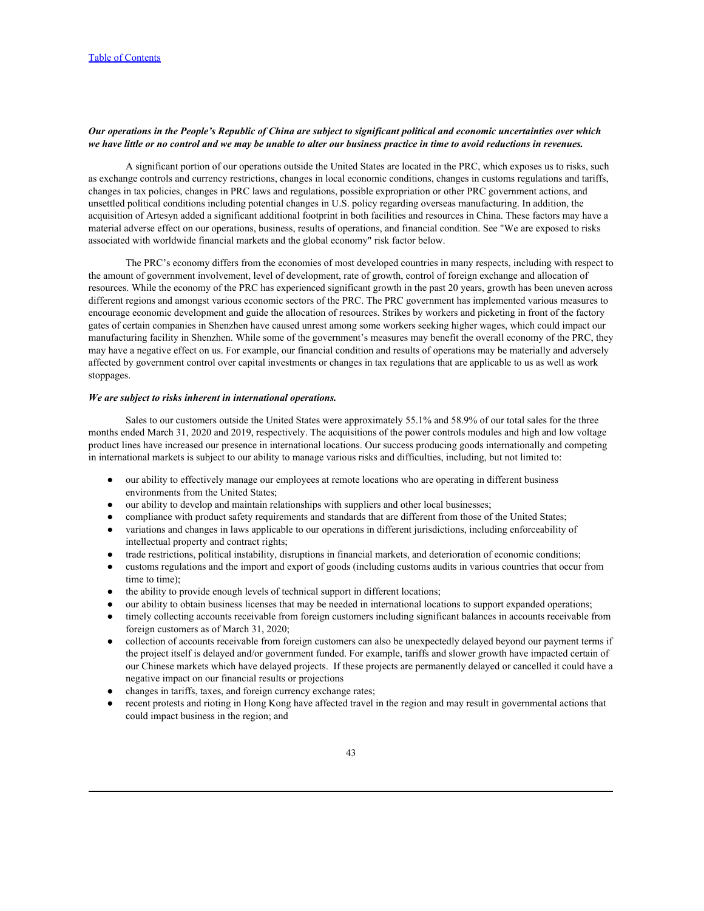***Our operations in the People's Republic of China are subject to significant political and economic uncertainties over which we have little or no control and we may be unable to alter our business practice in time to avoid reductions in revenues.***

A significant portion of our operations outside the United States are located in the PRC, which exposes us to risks, such as exchange controls and currency restrictions, changes in local economic conditions, changes in customs regulations and tariffs, changes in tax policies, changes in PRC laws and regulations, possible expropriation or other PRC government actions, and unsettled political conditions including potential changes in U.S. policy regarding overseas manufacturing. In addition, the acquisition of Artesyn added a significant additional footprint in both facilities and resources in China. These factors may have a material adverse effect on our operations, business, results of operations, and financial condition. See "We are exposed to risks associated with worldwide financial markets and the global economy" risk factor below.

The PRC's economy differs from the economies of most developed countries in many respects, including with respect to the amount of government involvement, level of development, rate of growth, control of foreign exchange and allocation of resources. While the economy of the PRC has experienced significant growth in the past 20 years, growth has been uneven across different regions and amongst various economic sectors of the PRC. The PRC government has implemented various measures to encourage economic development and guide the allocation of resources. Strikes by workers and picketing in front of the factory gates of certain companies in Shenzhen have caused unrest among some workers seeking higher wages, which could impact our manufacturing facility in Shenzhen. While some of the government's measures may benefit the overall economy of the PRC, they may have a negative effect on us. For example, our financial condition and results of operations may be materially and adversely affected by government control over capital investments or changes in tax regulations that are applicable to us as well as work stoppages.

***We are subject to risks inherent in international operations.***

Sales to our customers outside the United States were approximately 55.1% and 58.9% of our total sales for the three months ended March 31, 2020 and 2019, respectively. The acquisitions of the power controls modules and high and low voltage product lines have increased our presence in international locations. Our success producing goods internationally and competing in international markets is subject to our ability to manage various risks and difficulties, including, but not limited to:

- our ability to effectively manage our employees at remote locations who are operating in different business environments from the United States;
- our ability to develop and maintain relationships with suppliers and other local businesses;
- compliance with product safety requirements and standards that are different from those of the United States;
- variations and changes in laws applicable to our operations in different jurisdictions, including enforceability of intellectual property and contract rights;
- trade restrictions, political instability, disruptions in financial markets, and deterioration of economic conditions;
- customs regulations and the import and export of goods (including customs audits in various countries that occur from time to time);
- the ability to provide enough levels of technical support in different locations;
- our ability to obtain business licenses that may be needed in international locations to support expanded operations;
- timely collecting accounts receivable from foreign customers including significant balances in accounts receivable from foreign customers as of March 31, 2020;
- collection of accounts receivable from foreign customers can also be unexpectedly delayed beyond our payment terms if the project itself is delayed and/or government funded. For example, tariffs and slower growth have impacted certain of our Chinese markets which have delayed projects. If these projects are permanently delayed or cancelled it could have a negative impact on our financial results or projections
- changes in tariffs, taxes, and foreign currency exchange rates;
- recent protests and rioting in Hong Kong have affected travel in the region and may result in governmental actions that could impact business in the region; and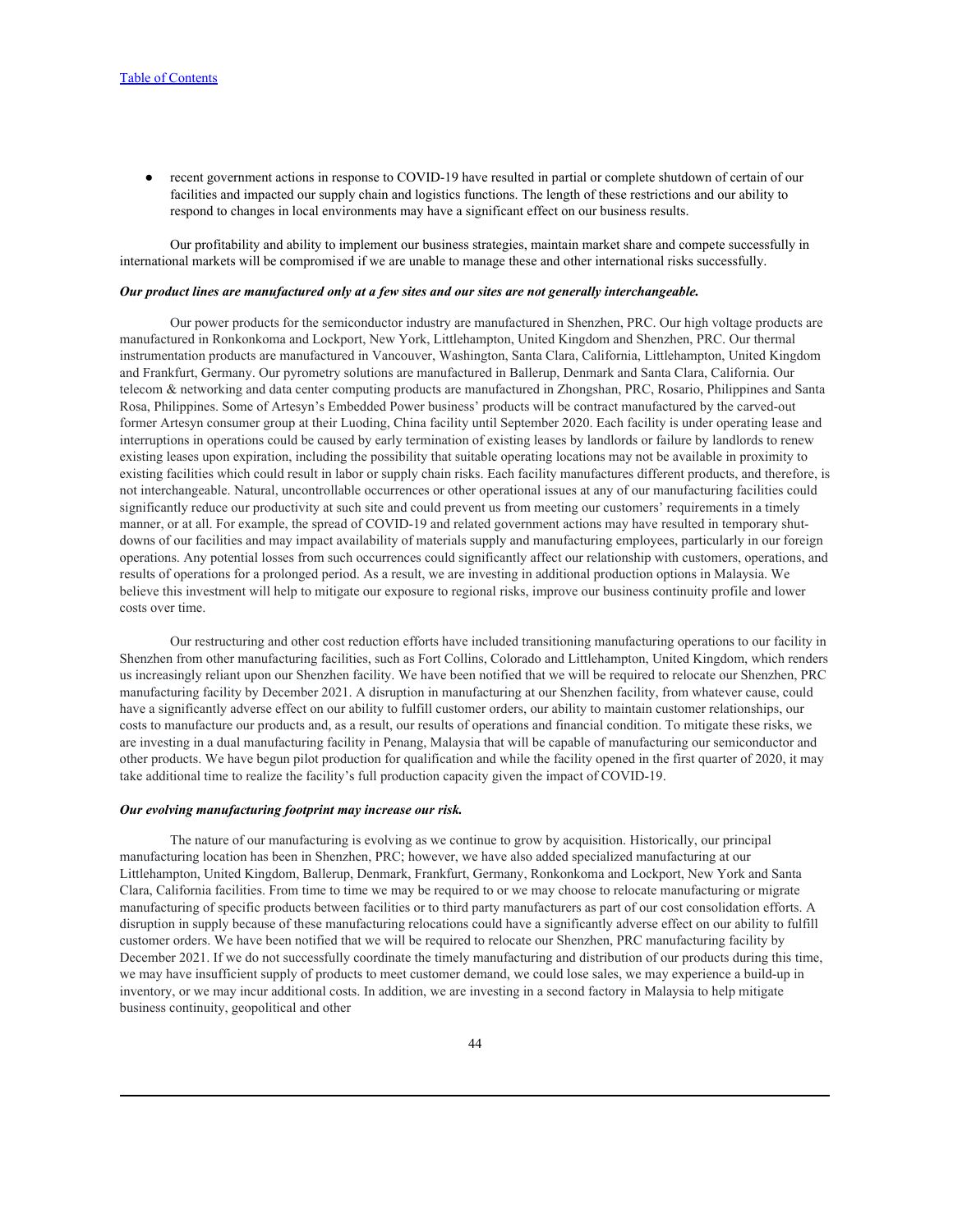- recent government actions in response to COVID-19 have resulted in partial or complete shutdown of certain of our facilities and impacted our supply chain and logistics functions. The length of these restrictions and our ability to respond to changes in local environments may have a significant effect on our business results.

Our profitability and ability to implement our business strategies, maintain market share and compete successfully in international markets will be compromised if we are unable to manage these and other international risks successfully.

***Our product lines are manufactured only at a few sites and our sites are not generally interchangeable.***

Our power products for the semiconductor industry are manufactured in Shenzhen, PRC. Our high voltage products are manufactured in Ronkonkoma and Lockport, New York, Littlehampton, United Kingdom and Shenzhen, PRC. Our thermal instrumentation products are manufactured in Vancouver, Washington, Santa Clara, California, Littlehampton, United Kingdom and Frankfurt, Germany. Our pyrometry solutions are manufactured in Ballerup, Denmark and Santa Clara, California. Our telecom & networking and data center computing products are manufactured in Zhongshan, PRC, Rosario, Philippines and Santa Rosa, Philippines. Some of Artesyn's Embedded Power business' products will be contract manufactured by the carved-out former Artesyn consumer group at their Luoding, China facility until September 2020. Each facility is under operating lease and interruptions in operations could be caused by early termination of existing leases by landlords or failure by landlords to renew existing leases upon expiration, including the possibility that suitable operating locations may not be available in proximity to existing facilities which could result in labor or supply chain risks. Each facility manufactures different products, and therefore, is not interchangeable. Natural, uncontrollable occurrences or other operational issues at any of our manufacturing facilities could significantly reduce our productivity at such site and could prevent us from meeting our customers' requirements in a timely manner, or at all. For example, the spread of COVID-19 and related government actions may have resulted in temporary shut-downs of our facilities and may impact availability of materials supply and manufacturing employees, particularly in our foreign operations. Any potential losses from such occurrences could significantly affect our relationship with customers, operations, and results of operations for a prolonged period. As a result, we are investing in additional production options in Malaysia. We believe this investment will help to mitigate our exposure to regional risks, improve our business continuity profile and lower costs over time.

Our restructuring and other cost reduction efforts have included transitioning manufacturing operations to our facility in Shenzhen from other manufacturing facilities, such as Fort Collins, Colorado and Littlehampton, United Kingdom, which renders us increasingly reliant upon our Shenzhen facility. We have been notified that we will be required to relocate our Shenzhen, PRC manufacturing facility by December 2021. A disruption in manufacturing at our Shenzhen facility, from whatever cause, could have a significantly adverse effect on our ability to fulfill customer orders, our ability to maintain customer relationships, our costs to manufacture our products and, as a result, our results of operations and financial condition. To mitigate these risks, we are investing in a dual manufacturing facility in Penang, Malaysia that will be capable of manufacturing our semiconductor and other products. We have begun pilot production for qualification and while the facility opened in the first quarter of 2020, it may take additional time to realize the facility's full production capacity given the impact of COVID-19.

***Our evolving manufacturing footprint may increase our risk.***

The nature of our manufacturing is evolving as we continue to grow by acquisition. Historically, our principal manufacturing location has been in Shenzhen, PRC; however, we have also added specialized manufacturing at our Littlehampton, United Kingdom, Ballerup, Denmark, Frankfurt, Germany, Ronkonkoma and Lockport, New York and Santa Clara, California facilities. From time to time we may be required to or we may choose to relocate manufacturing or migrate manufacturing of specific products between facilities or to third party manufacturers as part of our cost consolidation efforts. A disruption in supply because of these manufacturing relocations could have a significantly adverse effect on our ability to fulfill customer orders. We have been notified that we will be required to relocate our Shenzhen, PRC manufacturing facility by December 2021. If we do not successfully coordinate the timely manufacturing and distribution of our products during this time, we may have insufficient supply of products to meet customer demand, we could lose sales, we may experience a build-up in inventory, or we may incur additional costs. In addition, we are investing in a second factory in Malaysia to help mitigate business continuity, geopolitical and other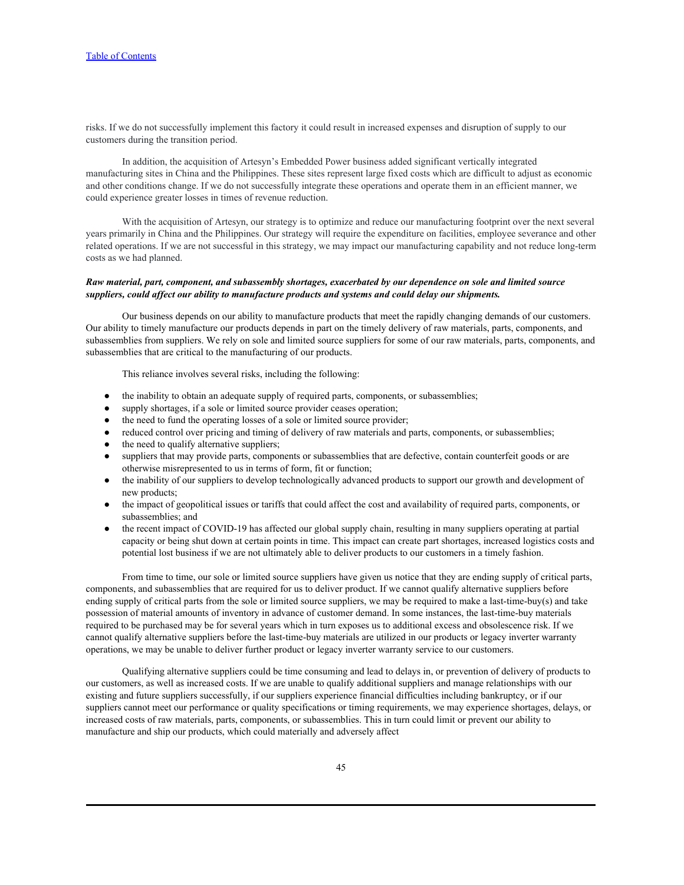risks. If we do not successfully implement this factory it could result in increased expenses and disruption of supply to our customers during the transition period.

In addition, the acquisition of Artesyn's Embedded Power business added significant vertically integrated manufacturing sites in China and the Philippines. These sites represent large fixed costs which are difficult to adjust as economic and other conditions change. If we do not successfully integrate these operations and operate them in an efficient manner, we could experience greater losses in times of revenue reduction.

With the acquisition of Artesyn, our strategy is to optimize and reduce our manufacturing footprint over the next several years primarily in China and the Philippines. Our strategy will require the expenditure on facilities, employee severance and other related operations. If we are not successful in this strategy, we may impact our manufacturing capability and not reduce long-term costs as we had planned.

***Raw material, part, component, and subassembly shortages, exacerbated by our dependence on sole and limited source suppliers, could affect our ability to manufacture products and systems and could delay our shipments.***

Our business depends on our ability to manufacture products that meet the rapidly changing demands of our customers. Our ability to timely manufacture our products depends in part on the timely delivery of raw materials, parts, components, and subassemblies from suppliers. We rely on sole and limited source suppliers for some of our raw materials, parts, components, and subassemblies that are critical to the manufacturing of our products.

This reliance involves several risks, including the following:

- the inability to obtain an adequate supply of required parts, components, or subassemblies;
- supply shortages, if a sole or limited source provider ceases operation;
- the need to fund the operating losses of a sole or limited source provider;
- reduced control over pricing and timing of delivery of raw materials and parts, components, or subassemblies;
- the need to qualify alternative suppliers;
- suppliers that may provide parts, components or subassemblies that are defective, contain counterfeit goods or are otherwise misrepresented to us in terms of form, fit or function;
- the inability of our suppliers to develop technologically advanced products to support our growth and development of new products;
- the impact of geopolitical issues or tariffs that could affect the cost and availability of required parts, components, or subassemblies; and
- the recent impact of COVID-19 has affected our global supply chain, resulting in many suppliers operating at partial capacity or being shut down at certain points in time. This impact can create part shortages, increased logistics costs and potential lost business if we are not ultimately able to deliver products to our customers in a timely fashion.

From time to time, our sole or limited source suppliers have given us notice that they are ending supply of critical parts, components, and subassemblies that are required for us to deliver product. If we cannot qualify alternative suppliers before ending supply of critical parts from the sole or limited source suppliers, we may be required to make a last-time-buy(s) and take possession of material amounts of inventory in advance of customer demand. In some instances, the last-time-buy materials required to be purchased may be for several years which in turn exposes us to additional excess and obsolescence risk. If we cannot qualify alternative suppliers before the last-time-buy materials are utilized in our products or legacy inverter warranty operations, we may be unable to deliver further product or legacy inverter warranty service to our customers.

Qualifying alternative suppliers could be time consuming and lead to delays in, or prevention of delivery of products to our customers, as well as increased costs. If we are unable to qualify additional suppliers and manage relationships with our existing and future suppliers successfully, if our suppliers experience financial difficulties including bankruptcy, or if our suppliers cannot meet our performance or quality specifications or timing requirements, we may experience shortages, delays, or increased costs of raw materials, parts, components, or subassemblies. This in turn could limit or prevent our ability to manufacture and ship our products, which could materially and adversely affect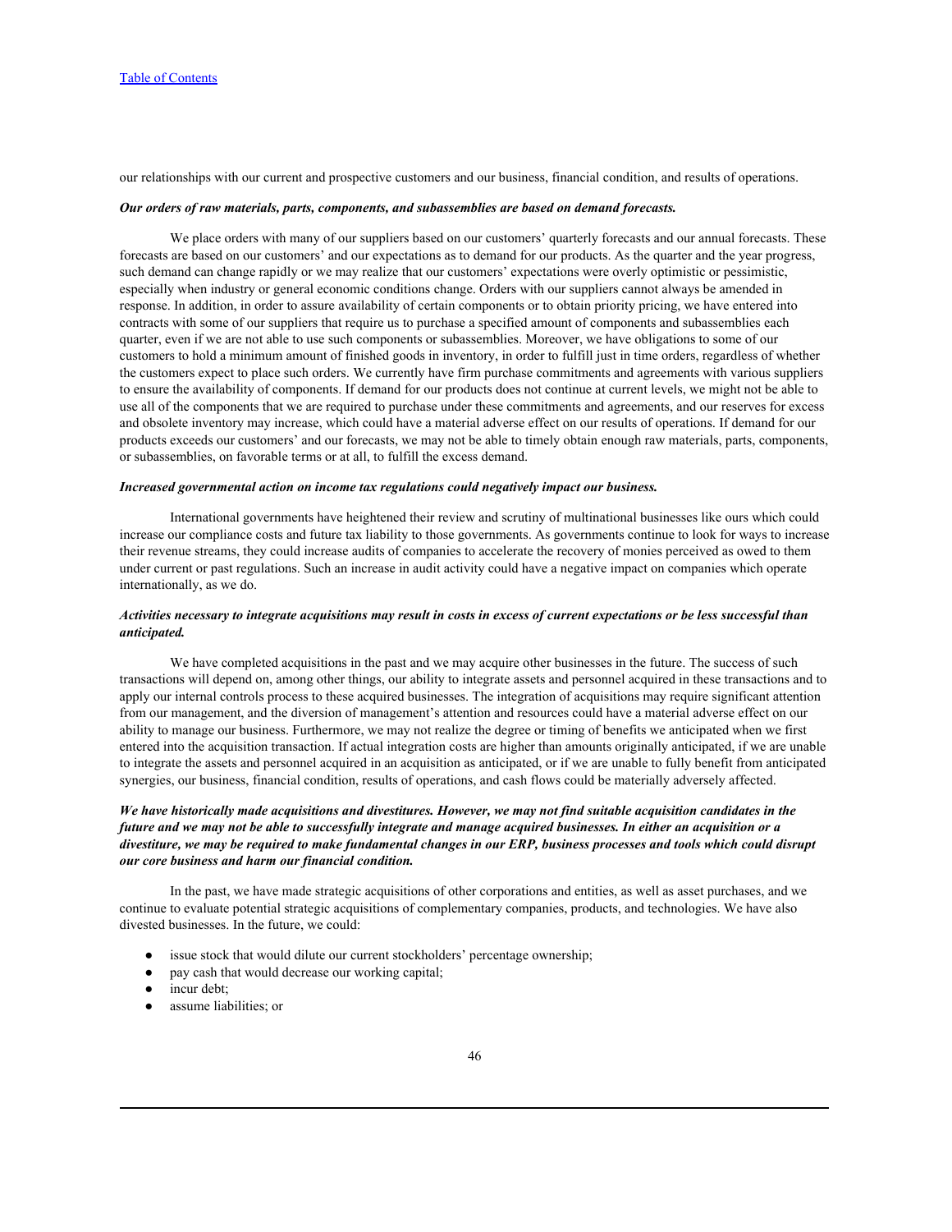our relationships with our current and prospective customers and our business, financial condition, and results of operations.

***Our orders of raw materials, parts, components, and subassemblies are based on demand forecasts.***

We place orders with many of our suppliers based on our customers' quarterly forecasts and our annual forecasts. These forecasts are based on our customers' and our expectations as to demand for our products. As the quarter and the year progress, such demand can change rapidly or we may realize that our customers' expectations were overly optimistic or pessimistic, especially when industry or general economic conditions change. Orders with our suppliers cannot always be amended in response. In addition, in order to assure availability of certain components or to obtain priority pricing, we have entered into contracts with some of our suppliers that require us to purchase a specified amount of components and subassemblies each quarter, even if we are not able to use such components or subassemblies. Moreover, we have obligations to some of our customers to hold a minimum amount of finished goods in inventory, in order to fulfill just in time orders, regardless of whether the customers expect to place such orders. We currently have firm purchase commitments and agreements with various suppliers to ensure the availability of components. If demand for our products does not continue at current levels, we might not be able to use all of the components that we are required to purchase under these commitments and agreements, and our reserves for excess and obsolete inventory may increase, which could have a material adverse effect on our results of operations. If demand for our products exceeds our customers' and our forecasts, we may not be able to timely obtain enough raw materials, parts, components, or subassemblies, on favorable terms or at all, to fulfill the excess demand.

***Increased governmental action on income tax regulations could negatively impact our business.***

International governments have heightened their review and scrutiny of multinational businesses like ours which could increase our compliance costs and future tax liability to those governments. As governments continue to look for ways to increase their revenue streams, they could increase audits of companies to accelerate the recovery of monies perceived as owed to them under current or past regulations. Such an increase in audit activity could have a negative impact on companies which operate internationally, as we do.

***Activities necessary to integrate acquisitions may result in costs in excess of current expectations or be less successful than anticipated.***

We have completed acquisitions in the past and we may acquire other businesses in the future. The success of such transactions will depend on, among other things, our ability to integrate assets and personnel acquired in these transactions and to apply our internal controls process to these acquired businesses. The integration of acquisitions may require significant attention from our management, and the diversion of management's attention and resources could have a material adverse effect on our ability to manage our business. Furthermore, we may not realize the degree or timing of benefits we anticipated when we first entered into the acquisition transaction. If actual integration costs are higher than amounts originally anticipated, if we are unable to integrate the assets and personnel acquired in an acquisition as anticipated, or if we are unable to fully benefit from anticipated synergies, our business, financial condition, results of operations, and cash flows could be materially adversely affected.

***We have historically made acquisitions and divestitures. However, we may not find suitable acquisition candidates in the future and we may not be able to successfully integrate and manage acquired businesses. In either an acquisition or a divestiture, we may be required to make fundamental changes in our ERP, business processes and tools which could disrupt our core business and harm our financial condition.***

In the past, we have made strategic acquisitions of other corporations and entities, as well as asset purchases, and we continue to evaluate potential strategic acquisitions of complementary companies, products, and technologies. We have also divested businesses. In the future, we could:

- issue stock that would dilute our current stockholders' percentage ownership;
- pay cash that would decrease our working capital;
- incur debt;
- assume liabilities; or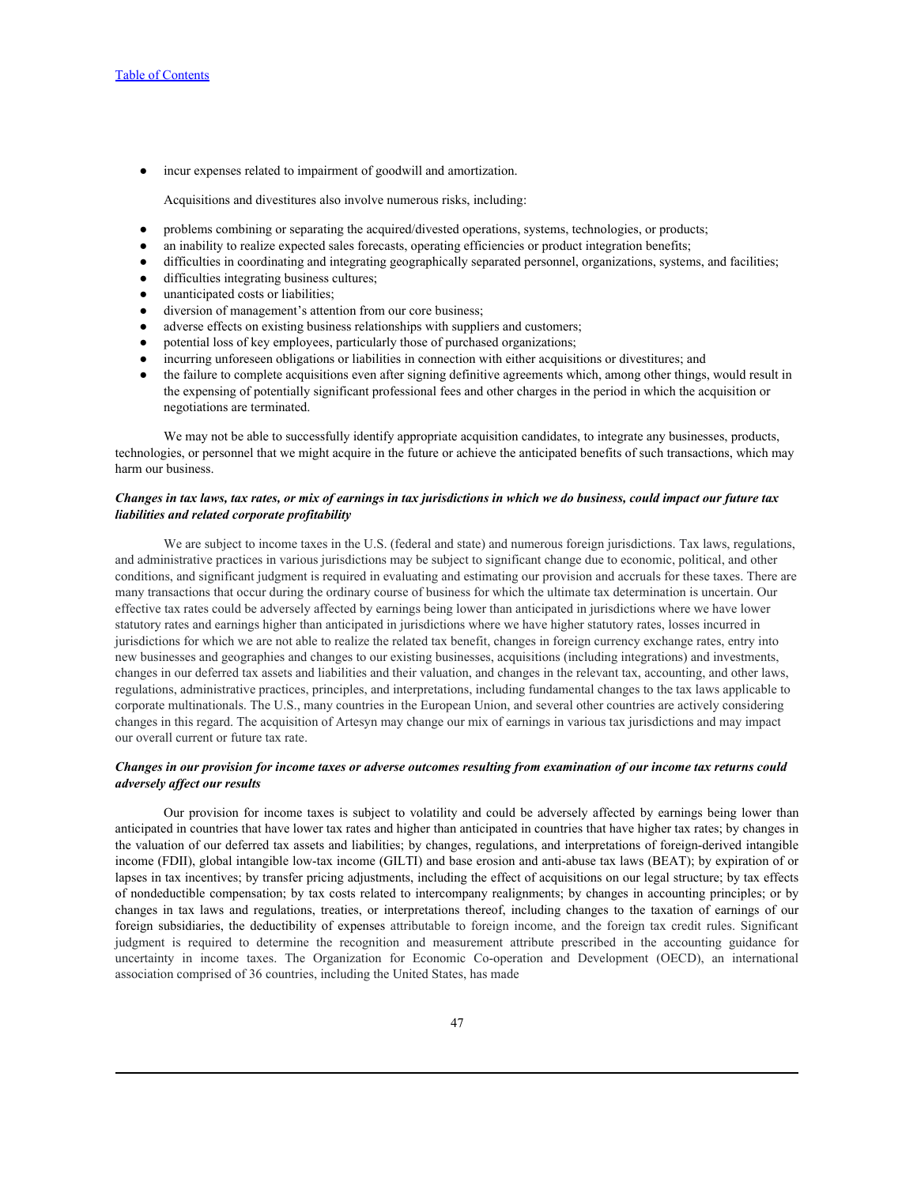- incur expenses related to impairment of goodwill and amortization.

Acquisitions and divestitures also involve numerous risks, including:

- problems combining or separating the acquired/divested operations, systems, technologies, or products;
- an inability to realize expected sales forecasts, operating efficiencies or product integration benefits;
- difficulties in coordinating and integrating geographically separated personnel, organizations, systems, and facilities;
- difficulties integrating business cultures;
- unanticipated costs or liabilities;
- diversion of management's attention from our core business;
- adverse effects on existing business relationships with suppliers and customers;
- potential loss of key employees, particularly those of purchased organizations;
- incurring unforeseen obligations or liabilities in connection with either acquisitions or divestitures; and
- the failure to complete acquisitions even after signing definitive agreements which, among other things, would result in the expensing of potentially significant professional fees and other charges in the period in which the acquisition or negotiations are terminated.

We may not be able to successfully identify appropriate acquisition candidates, to integrate any businesses, products, technologies, or personnel that we might acquire in the future or achieve the anticipated benefits of such transactions, which may harm our business.

***Changes in tax laws, tax rates, or mix of earnings in tax jurisdictions in which we do business, could impact our future tax liabilities and related corporate profitability***

We are subject to income taxes in the U.S. (federal and state) and numerous foreign jurisdictions. Tax laws, regulations, and administrative practices in various jurisdictions may be subject to significant change due to economic, political, and other conditions, and significant judgment is required in evaluating and estimating our provision and accruals for these taxes. There are many transactions that occur during the ordinary course of business for which the ultimate tax determination is uncertain. Our effective tax rates could be adversely affected by earnings being lower than anticipated in jurisdictions where we have lower statutory rates and earnings higher than anticipated in jurisdictions where we have higher statutory rates, losses incurred in jurisdictions for which we are not able to realize the related tax benefit, changes in foreign currency exchange rates, entry into new businesses and geographies and changes to our existing businesses, acquisitions (including integrations) and investments, changes in our deferred tax assets and liabilities and their valuation, and changes in the relevant tax, accounting, and other laws, regulations, administrative practices, principles, and interpretations, including fundamental changes to the tax laws applicable to corporate multinationals. The U.S., many countries in the European Union, and several other countries are actively considering changes in this regard. The acquisition of Artesyn may change our mix of earnings in various tax jurisdictions and may impact our overall current or future tax rate.

***Changes in our provision for income taxes or adverse outcomes resulting from examination of our income tax returns could adversely affect our results***

Our provision for income taxes is subject to volatility and could be adversely affected by earnings being lower than anticipated in countries that have lower tax rates and higher than anticipated in countries that have higher tax rates; by changes in the valuation of our deferred tax assets and liabilities; by changes, regulations, and interpretations of foreign-derived intangible income (FDII), global intangible low-tax income (GILTI) and base erosion and anti-abuse tax laws (BEAT); by expiration of or lapses in tax incentives; by transfer pricing adjustments, including the effect of acquisitions on our legal structure; by tax effects of nondeductible compensation; by tax costs related to intercompany realignments; by changes in accounting principles; or by changes in tax laws and regulations, treaties, or interpretations thereof, including changes to the taxation of earnings of our foreign subsidiaries, the deductibility of expenses attributable to foreign income, and the foreign tax credit rules. Significant judgment is required to determine the recognition and measurement attribute prescribed in the accounting guidance for uncertainty in income taxes. The Organization for Economic Co-operation and Development (OECD), an international association comprised of 36 countries, including the United States, has made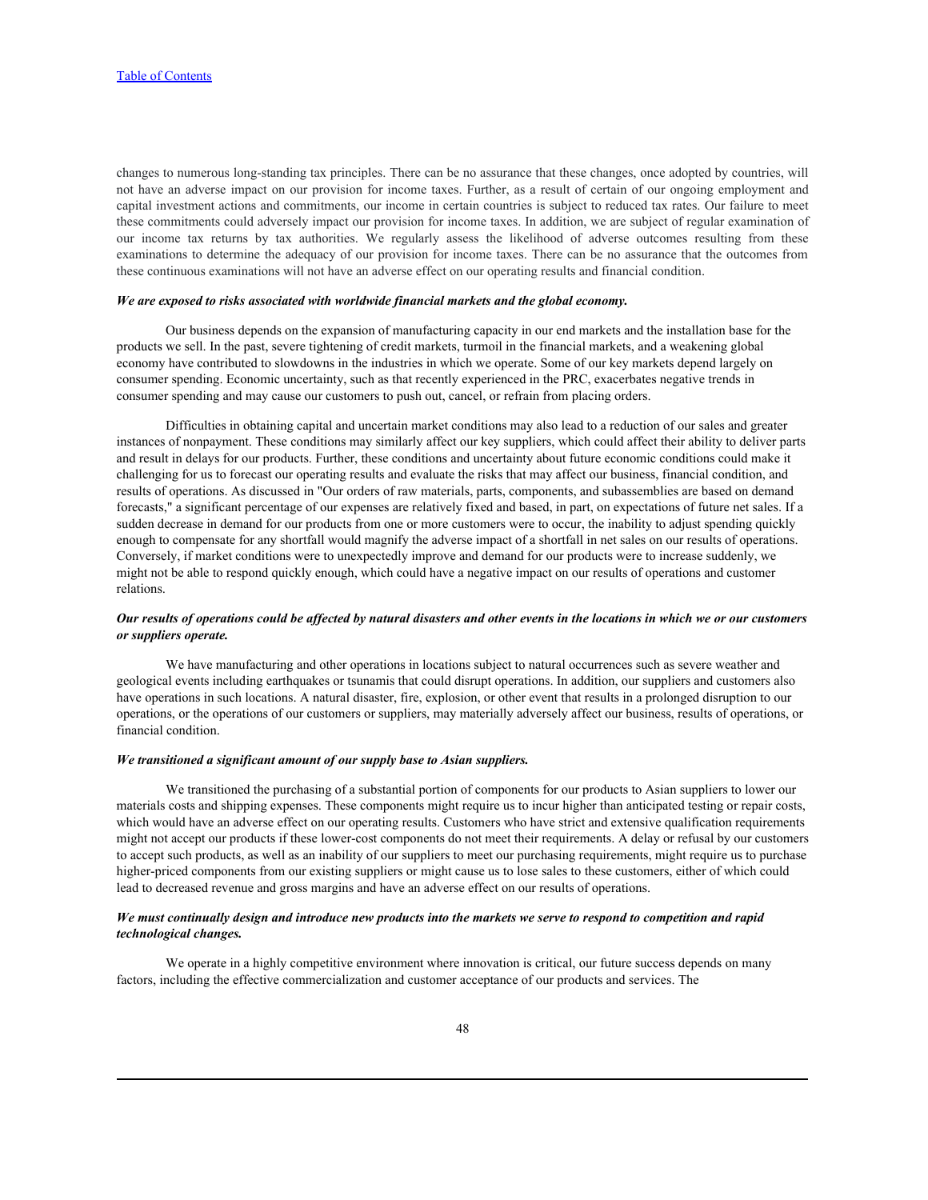changes to numerous long-standing tax principles. There can be no assurance that these changes, once adopted by countries, will not have an adverse impact on our provision for income taxes. Further, as a result of certain of our ongoing employment and capital investment actions and commitments, our income in certain countries is subject to reduced tax rates. Our failure to meet these commitments could adversely impact our provision for income taxes. In addition, we are subject of regular examination of our income tax returns by tax authorities. We regularly assess the likelihood of adverse outcomes resulting from these examinations to determine the adequacy of our provision for income taxes. There can be no assurance that the outcomes from these continuous examinations will not have an adverse effect on our operating results and financial condition.

***We are exposed to risks associated with worldwide financial markets and the global economy.***

Our business depends on the expansion of manufacturing capacity in our end markets and the installation base for the products we sell. In the past, severe tightening of credit markets, turmoil in the financial markets, and a weakening global economy have contributed to slowdowns in the industries in which we operate. Some of our key markets depend largely on consumer spending. Economic uncertainty, such as that recently experienced in the PRC, exacerbates negative trends in consumer spending and may cause our customers to push out, cancel, or refrain from placing orders.

Difficulties in obtaining capital and uncertain market conditions may also lead to a reduction of our sales and greater instances of nonpayment. These conditions may similarly affect our key suppliers, which could affect their ability to deliver parts and result in delays for our products. Further, these conditions and uncertainty about future economic conditions could make it challenging for us to forecast our operating results and evaluate the risks that may affect our business, financial condition, and results of operations. As discussed in "Our orders of raw materials, parts, components, and subassemblies are based on demand forecasts," a significant percentage of our expenses are relatively fixed and based, in part, on expectations of future net sales. If a sudden decrease in demand for our products from one or more customers were to occur, the inability to adjust spending quickly enough to compensate for any shortfall would magnify the adverse impact of a shortfall in net sales on our results of operations. Conversely, if market conditions were to unexpectedly improve and demand for our products were to increase suddenly, we might not be able to respond quickly enough, which could have a negative impact on our results of operations and customer relations.

***Our results of operations could be affected by natural disasters and other events in the locations in which we or our customers or suppliers operate.***

We have manufacturing and other operations in locations subject to natural occurrences such as severe weather and geological events including earthquakes or tsunamis that could disrupt operations. In addition, our suppliers and customers also have operations in such locations. A natural disaster, fire, explosion, or other event that results in a prolonged disruption to our operations, or the operations of our customers or suppliers, may materially adversely affect our business, results of operations, or financial condition.

***We transitioned a significant amount of our supply base to Asian suppliers.***

We transitioned the purchasing of a substantial portion of components for our products to Asian suppliers to lower our materials costs and shipping expenses. These components might require us to incur higher than anticipated testing or repair costs, which would have an adverse effect on our operating results. Customers who have strict and extensive qualification requirements might not accept our products if these lower-cost components do not meet their requirements. A delay or refusal by our customers to accept such products, as well as an inability of our suppliers to meet our purchasing requirements, might require us to purchase higher-priced components from our existing suppliers or might cause us to lose sales to these customers, either of which could lead to decreased revenue and gross margins and have an adverse effect on our results of operations.

***We must continually design and introduce new products into the markets we serve to respond to competition and rapid technological changes.***

We operate in a highly competitive environment where innovation is critical, our future success depends on many factors, including the effective commercialization and customer acceptance of our products and services. The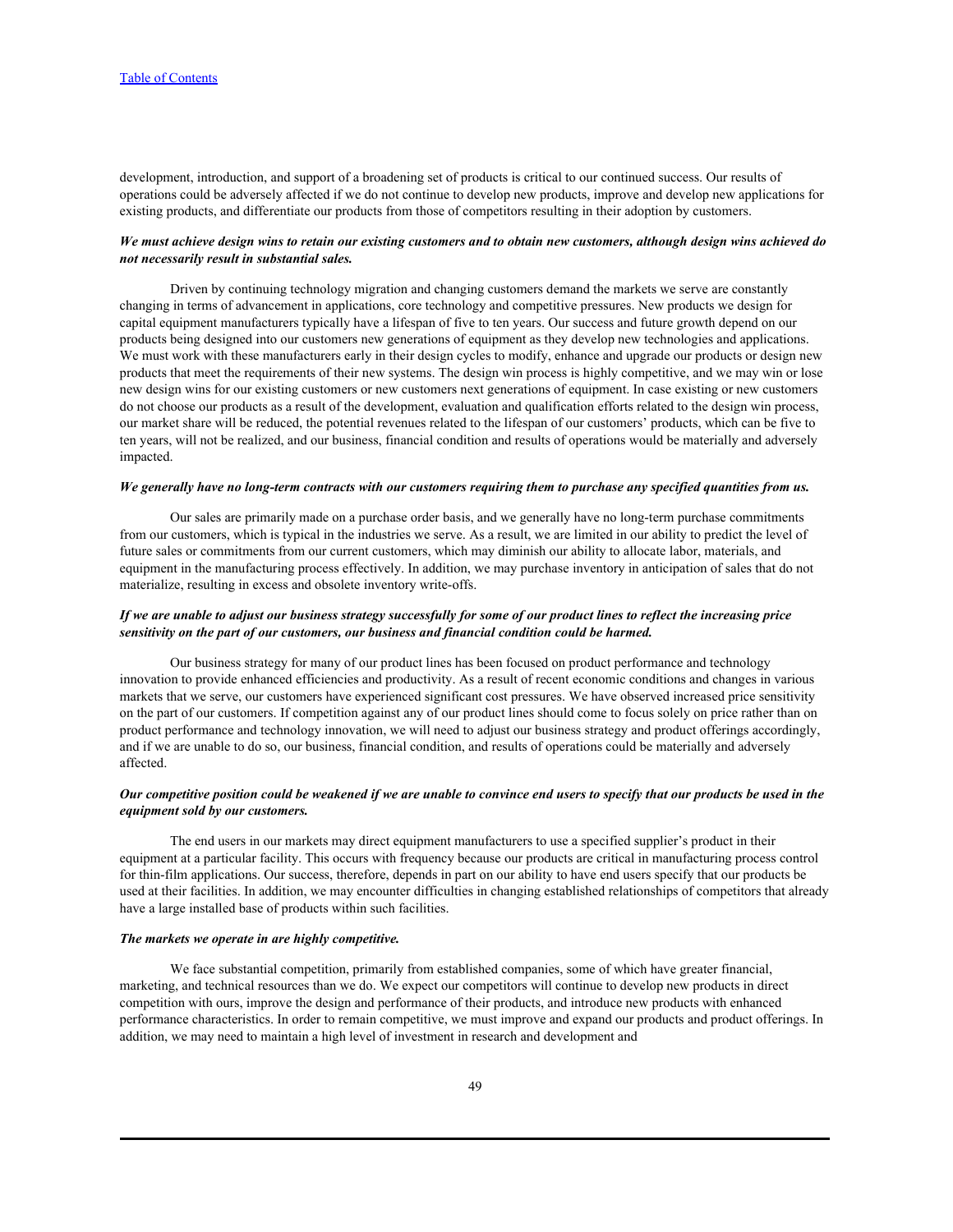development, introduction, and support of a broadening set of products is critical to our continued success. Our results of operations could be adversely affected if we do not continue to develop new products, improve and develop new applications for existing products, and differentiate our products from those of competitors resulting in their adoption by customers.

***We must achieve design wins to retain our existing customers and to obtain new customers, although design wins achieved do not necessarily result in substantial sales.***

Driven by continuing technology migration and changing customers demand the markets we serve are constantly changing in terms of advancement in applications, core technology and competitive pressures. New products we design for capital equipment manufacturers typically have a lifespan of five to ten years. Our success and future growth depend on our products being designed into our customers new generations of equipment as they develop new technologies and applications. We must work with these manufacturers early in their design cycles to modify, enhance and upgrade our products or design new products that meet the requirements of their new systems. The design win process is highly competitive, and we may win or lose new design wins for our existing customers or new customers next generations of equipment. In case existing or new customers do not choose our products as a result of the development, evaluation and qualification efforts related to the design win process, our market share will be reduced, the potential revenues related to the lifespan of our customers' products, which can be five to ten years, will not be realized, and our business, financial condition and results of operations would be materially and adversely impacted.

***We generally have no long-term contracts with our customers requiring them to purchase any specified quantities from us.***

Our sales are primarily made on a purchase order basis, and we generally have no long-term purchase commitments from our customers, which is typical in the industries we serve. As a result, we are limited in our ability to predict the level of future sales or commitments from our current customers, which may diminish our ability to allocate labor, materials, and equipment in the manufacturing process effectively. In addition, we may purchase inventory in anticipation of sales that do not materialize, resulting in excess and obsolete inventory write-offs.

***If we are unable to adjust our business strategy successfully for some of our product lines to reflect the increasing price sensitivity on the part of our customers, our business and financial condition could be harmed.***

Our business strategy for many of our product lines has been focused on product performance and technology innovation to provide enhanced efficiencies and productivity. As a result of recent economic conditions and changes in various markets that we serve, our customers have experienced significant cost pressures. We have observed increased price sensitivity on the part of our customers. If competition against any of our product lines should come to focus solely on price rather than on product performance and technology innovation, we will need to adjust our business strategy and product offerings accordingly, and if we are unable to do so, our business, financial condition, and results of operations could be materially and adversely affected.

***Our competitive position could be weakened if we are unable to convince end users to specify that our products be used in the equipment sold by our customers.***

The end users in our markets may direct equipment manufacturers to use a specified supplier's product in their equipment at a particular facility. This occurs with frequency because our products are critical in manufacturing process control for thin-film applications. Our success, therefore, depends in part on our ability to have end users specify that our products be used at their facilities. In addition, we may encounter difficulties in changing established relationships of competitors that already have a large installed base of products within such facilities.

***The markets we operate in are highly competitive.***

We face substantial competition, primarily from established companies, some of which have greater financial, marketing, and technical resources than we do. We expect our competitors will continue to develop new products in direct competition with ours, improve the design and performance of their products, and introduce new products with enhanced performance characteristics. In order to remain competitive, we must improve and expand our products and product offerings. In addition, we may need to maintain a high level of investment in research and development and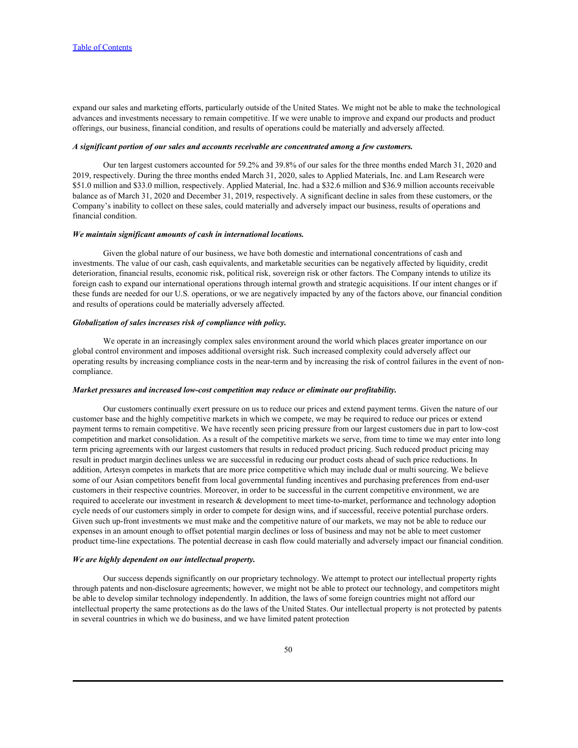expand our sales and marketing efforts, particularly outside of the United States. We might not be able to make the technological advances and investments necessary to remain competitive. If we were unable to improve and expand our products and product offerings, our business, financial condition, and results of operations could be materially and adversely affected.

***A significant portion of our sales and accounts receivable are concentrated among a few customers.***

Our ten largest customers accounted for 59.2% and 39.8% of our sales for the three months ended March 31, 2020 and 2019, respectively. During the three months ended March 31, 2020, sales to Applied Materials, Inc. and Lam Research were $51.0 million and $33.0 million, respectively. Applied Material, Inc. had a $32.6 million and $36.9 million accounts receivable balance as of March 31, 2020 and December 31, 2019, respectively. A significant decline in sales from these customers, or the Company's inability to collect on these sales, could materially and adversely impact our business, results of operations and financial condition.

***We maintain significant amounts of cash in international locations.***

Given the global nature of our business, we have both domestic and international concentrations of cash and investments. The value of our cash, cash equivalents, and marketable securities can be negatively affected by liquidity, credit deterioration, financial results, economic risk, political risk, sovereign risk or other factors. The Company intends to utilize its foreign cash to expand our international operations through internal growth and strategic acquisitions. If our intent changes or if these funds are needed for our U.S. operations, or we are negatively impacted by any of the factors above, our financial condition and results of operations could be materially adversely affected.

***Globalization of sales increases risk of compliance with policy.***

We operate in an increasingly complex sales environment around the world which places greater importance on our global control environment and imposes additional oversight risk. Such increased complexity could adversely affect our operating results by increasing compliance costs in the near-term and by increasing the risk of control failures in the event of non-compliance.

***Market pressures and increased low-cost competition may reduce or eliminate our profitability.***

Our customers continually exert pressure on us to reduce our prices and extend payment terms. Given the nature of our customer base and the highly competitive markets in which we compete, we may be required to reduce our prices or extend payment terms to remain competitive. We have recently seen pricing pressure from our largest customers due in part to low-cost competition and market consolidation. As a result of the competitive markets we serve, from time to time we may enter into long term pricing agreements with our largest customers that results in reduced product pricing. Such reduced product pricing may result in product margin declines unless we are successful in reducing our product costs ahead of such price reductions. In addition, Artesyn competes in markets that are more price competitive which may include dual or multi sourcing. We believe some of our Asian competitors benefit from local governmental funding incentives and purchasing preferences from end-user customers in their respective countries. Moreover, in order to be successful in the current competitive environment, we are required to accelerate our investment in research & development to meet time-to-market, performance and technology adoption cycle needs of our customers simply in order to compete for design wins, and if successful, receive potential purchase orders. Given such up-front investments we must make and the competitive nature of our markets, we may not be able to reduce our expenses in an amount enough to offset potential margin declines or loss of business and may not be able to meet customer product time-line expectations. The potential decrease in cash flow could materially and adversely impact our financial condition.

***We are highly dependent on our intellectual property.***

Our success depends significantly on our proprietary technology. We attempt to protect our intellectual property rights through patents and non-disclosure agreements; however, we might not be able to protect our technology, and competitors might be able to develop similar technology independently. In addition, the laws of some foreign countries might not afford our intellectual property the same protections as do the laws of the United States. Our intellectual property is not protected by patents in several countries in which we do business, and we have limited patent protection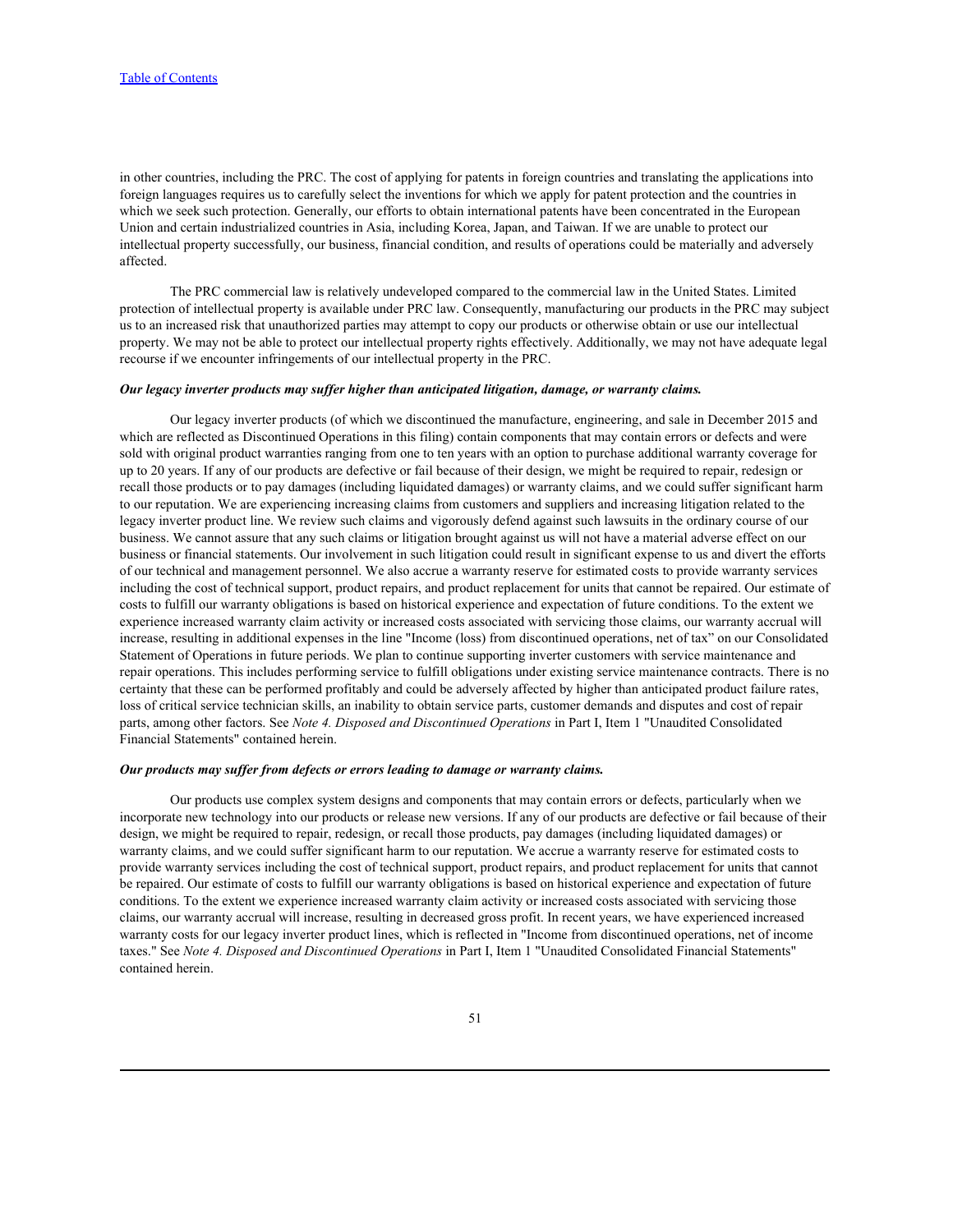in other countries, including the PRC. The cost of applying for patents in foreign countries and translating the applications into foreign languages requires us to carefully select the inventions for which we apply for patent protection and the countries in which we seek such protection. Generally, our efforts to obtain international patents have been concentrated in the European Union and certain industrialized countries in Asia, including Korea, Japan, and Taiwan. If we are unable to protect our intellectual property successfully, our business, financial condition, and results of operations could be materially and adversely affected.

The PRC commercial law is relatively undeveloped compared to the commercial law in the United States. Limited protection of intellectual property is available under PRC law. Consequently, manufacturing our products in the PRC may subject us to an increased risk that unauthorized parties may attempt to copy our products or otherwise obtain or use our intellectual property. We may not be able to protect our intellectual property rights effectively. Additionally, we may not have adequate legal recourse if we encounter infringements of our intellectual property in the PRC.

***Our legacy inverter products may suffer higher than anticipated litigation, damage, or warranty claims.***

Our legacy inverter products (of which we discontinued the manufacture, engineering, and sale in December 2015 and which are reflected as Discontinued Operations in this filing) contain components that may contain errors or defects and were sold with original product warranties ranging from one to ten years with an option to purchase additional warranty coverage for up to 20 years. If any of our products are defective or fail because of their design, we might be required to repair, redesign or recall those products or to pay damages (including liquidated damages) or warranty claims, and we could suffer significant harm to our reputation. We are experiencing increasing claims from customers and suppliers and increasing litigation related to the legacy inverter product line. We review such claims and vigorously defend against such lawsuits in the ordinary course of our business. We cannot assure that any such claims or litigation brought against us will not have a material adverse effect on our business or financial statements. Our involvement in such litigation could result in significant expense to us and divert the efforts of our technical and management personnel. We also accrue a warranty reserve for estimated costs to provide warranty services including the cost of technical support, product repairs, and product replacement for units that cannot be repaired. Our estimate of costs to fulfill our warranty obligations is based on historical experience and expectation of future conditions. To the extent we experience increased warranty claim activity or increased costs associated with servicing those claims, our warranty accrual will increase, resulting in additional expenses in the line "Income (loss) from discontinued operations, net of tax" on our Consolidated Statement of Operations in future periods. We plan to continue supporting inverter customers with service maintenance and repair operations. This includes performing service to fulfill obligations under existing service maintenance contracts. There is no certainty that these can be performed profitably and could be adversely affected by higher than anticipated product failure rates, loss of critical service technician skills, an inability to obtain service parts, customer demands and disputes and cost of repair parts, among other factors. See *Note 4. Disposed and Discontinued Operations* in Part I, Item 1 "Unaudited Consolidated Financial Statements" contained herein.

***Our products may suffer from defects or errors leading to damage or warranty claims.***

Our products use complex system designs and components that may contain errors or defects, particularly when we incorporate new technology into our products or release new versions. If any of our products are defective or fail because of their design, we might be required to repair, redesign, or recall those products, pay damages (including liquidated damages) or warranty claims, and we could suffer significant harm to our reputation. We accrue a warranty reserve for estimated costs to provide warranty services including the cost of technical support, product repairs, and product replacement for units that cannot be repaired. Our estimate of costs to fulfill our warranty obligations is based on historical experience and expectation of future conditions. To the extent we experience increased warranty claim activity or increased costs associated with servicing those claims, our warranty accrual will increase, resulting in decreased gross profit. In recent years, we have experienced increased warranty costs for our legacy inverter product lines, which is reflected in "Income from discontinued operations, net of income taxes." See *Note 4. Disposed and Discontinued Operations* in Part I, Item 1 "Unaudited Consolidated Financial Statements" contained herein.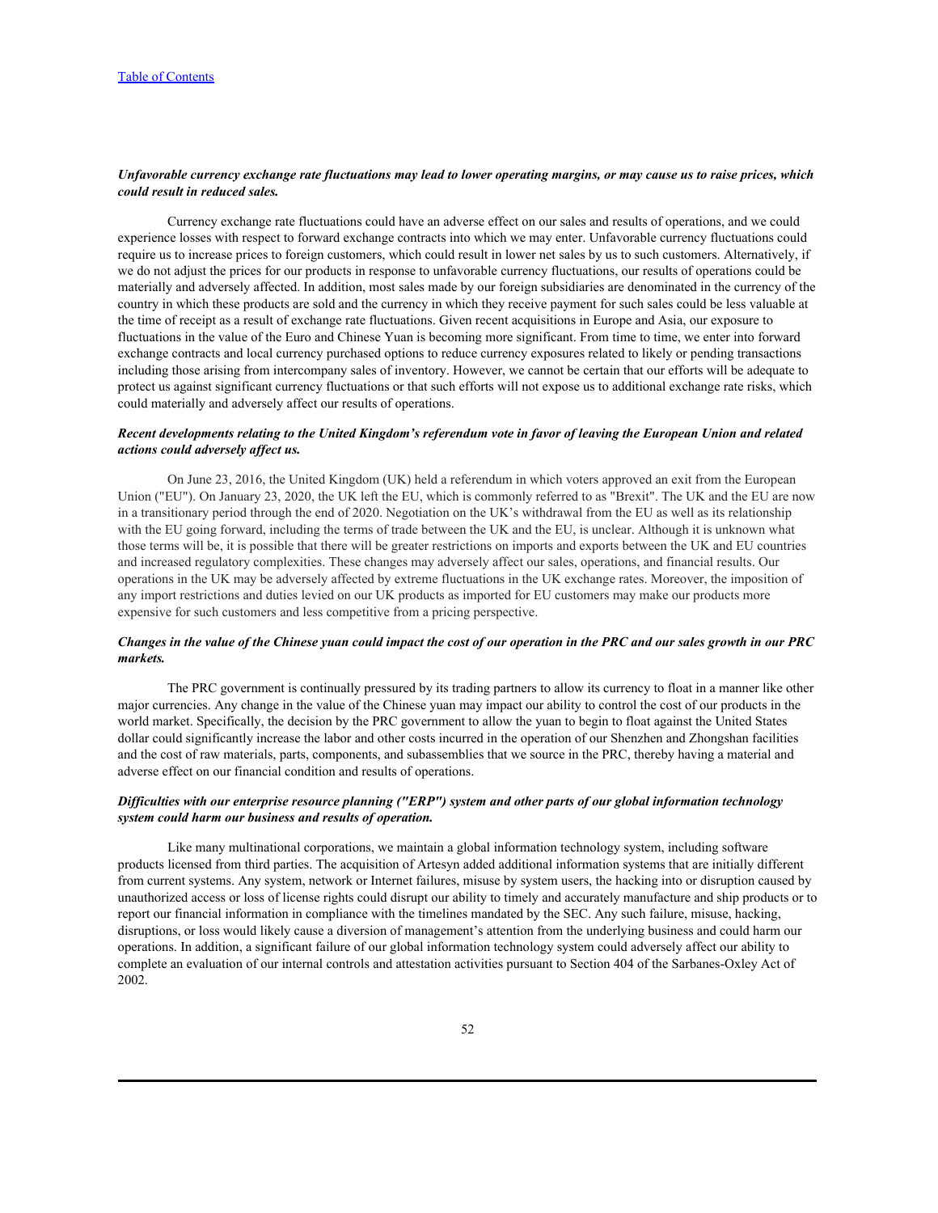*Unfavorable currency exchange rate fluctuations may lead to lower operating margins, or may cause us to raise prices, which could result in reduced sales.*

Currency exchange rate fluctuations could have an adverse effect on our sales and results of operations, and we could experience losses with respect to forward exchange contracts into which we may enter. Unfavorable currency fluctuations could require us to increase prices to foreign customers, which could result in lower net sales by us to such customers. Alternatively, if we do not adjust the prices for our products in response to unfavorable currency fluctuations, our results of operations could be materially and adversely affected. In addition, most sales made by our foreign subsidiaries are denominated in the currency of the country in which these products are sold and the currency in which they receive payment for such sales could be less valuable at the time of receipt as a result of exchange rate fluctuations. Given recent acquisitions in Europe and Asia, our exposure to fluctuations in the value of the Euro and Chinese Yuan is becoming more significant. From time to time, we enter into forward exchange contracts and local currency purchased options to reduce currency exposures related to likely or pending transactions including those arising from intercompany sales of inventory. However, we cannot be certain that our efforts will be adequate to protect us against significant currency fluctuations or that such efforts will not expose us to additional exchange rate risks, which could materially and adversely affect our results of operations.

*Recent developments relating to the United Kingdom's referendum vote in favor of leaving the European Union and related actions could adversely affect us.*

On June 23, 2016, the United Kingdom (UK) held a referendum in which voters approved an exit from the European Union ("EU"). On January 23, 2020, the UK left the EU, which is commonly referred to as "Brexit". The UK and the EU are now in a transitionary period through the end of 2020. Negotiation on the UK's withdrawal from the EU as well as its relationship with the EU going forward, including the terms of trade between the UK and the EU, is unclear. Although it is unknown what those terms will be, it is possible that there will be greater restrictions on imports and exports between the UK and EU countries and increased regulatory complexities. These changes may adversely affect our sales, operations, and financial results. Our operations in the UK may be adversely affected by extreme fluctuations in the UK exchange rates. Moreover, the imposition of any import restrictions and duties levied on our UK products as imported for EU customers may make our products more expensive for such customers and less competitive from a pricing perspective.

*Changes in the value of the Chinese yuan could impact the cost of our operation in the PRC and our sales growth in our PRC markets.*

The PRC government is continually pressured by its trading partners to allow its currency to float in a manner like other major currencies. Any change in the value of the Chinese yuan may impact our ability to control the cost of our products in the world market. Specifically, the decision by the PRC government to allow the yuan to begin to float against the United States dollar could significantly increase the labor and other costs incurred in the operation of our Shenzhen and Zhongshan facilities and the cost of raw materials, parts, components, and subassemblies that we source in the PRC, thereby having a material and adverse effect on our financial condition and results of operations.

*Difficulties with our enterprise resource planning ("ERP") system and other parts of our global information technology system could harm our business and results of operation.*

Like many multinational corporations, we maintain a global information technology system, including software products licensed from third parties. The acquisition of Artesyn added additional information systems that are initially different from current systems. Any system, network or Internet failures, misuse by system users, the hacking into or disruption caused by unauthorized access or loss of license rights could disrupt our ability to timely and accurately manufacture and ship products or to report our financial information in compliance with the timelines mandated by the SEC. Any such failure, misuse, hacking, disruptions, or loss would likely cause a diversion of management's attention from the underlying business and could harm our operations. In addition, a significant failure of our global information technology system could adversely affect our ability to complete an evaluation of our internal controls and attestation activities pursuant to Section 404 of the Sarbanes-Oxley Act of 2002.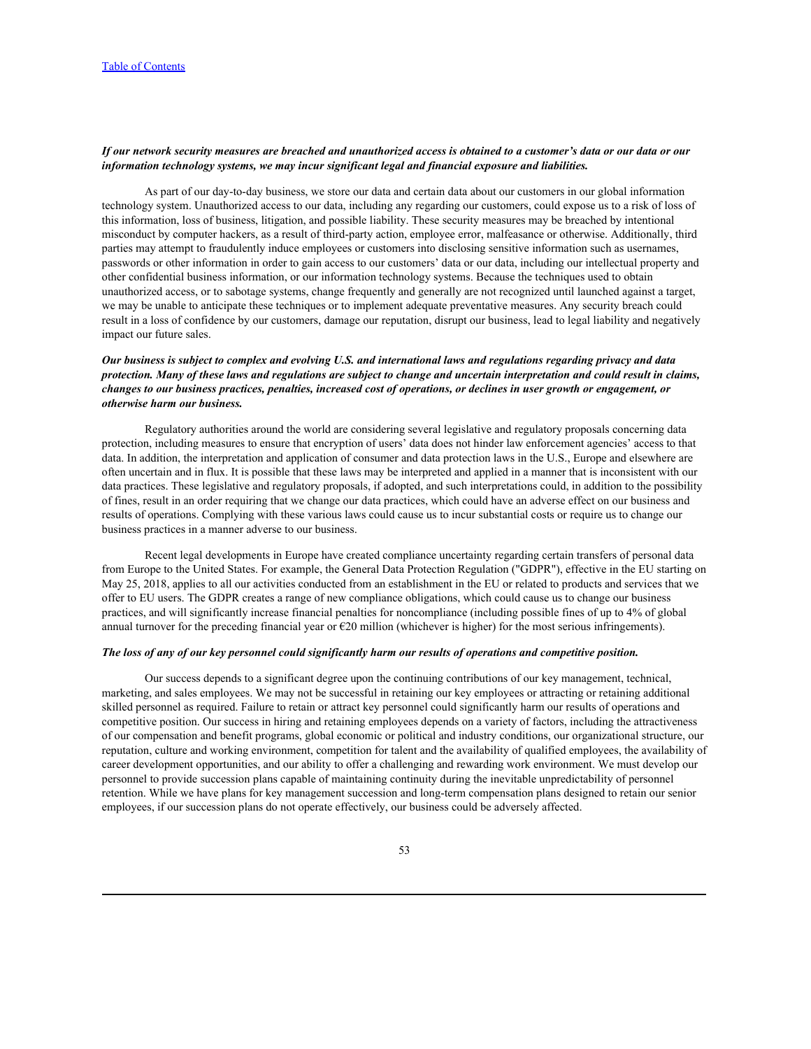***If our network security measures are breached and unauthorized access is obtained to a customer's data or our data or our information technology systems, we may incur significant legal and financial exposure and liabilities.***

As part of our day-to-day business, we store our data and certain data about our customers in our global information technology system. Unauthorized access to our data, including any regarding our customers, could expose us to a risk of loss of this information, loss of business, litigation, and possible liability. These security measures may be breached by intentional misconduct by computer hackers, as a result of third-party action, employee error, malfeasance or otherwise. Additionally, third parties may attempt to fraudulently induce employees or customers into disclosing sensitive information such as usernames, passwords or other information in order to gain access to our customers' data or our data, including our intellectual property and other confidential business information, or our information technology systems. Because the techniques used to obtain unauthorized access, or to sabotage systems, change frequently and generally are not recognized until launched against a target, we may be unable to anticipate these techniques or to implement adequate preventative measures. Any security breach could result in a loss of confidence by our customers, damage our reputation, disrupt our business, lead to legal liability and negatively impact our future sales.

***Our business is subject to complex and evolving U.S. and international laws and regulations regarding privacy and data protection. Many of these laws and regulations are subject to change and uncertain interpretation and could result in claims, changes to our business practices, penalties, increased cost of operations, or declines in user growth or engagement, or otherwise harm our business.***

Regulatory authorities around the world are considering several legislative and regulatory proposals concerning data protection, including measures to ensure that encryption of users' data does not hinder law enforcement agencies' access to that data. In addition, the interpretation and application of consumer and data protection laws in the U.S., Europe and elsewhere are often uncertain and in flux. It is possible that these laws may be interpreted and applied in a manner that is inconsistent with our data practices. These legislative and regulatory proposals, if adopted, and such interpretations could, in addition to the possibility of fines, result in an order requiring that we change our data practices, which could have an adverse effect on our business and results of operations. Complying with these various laws could cause us to incur substantial costs or require us to change our business practices in a manner adverse to our business.

Recent legal developments in Europe have created compliance uncertainty regarding certain transfers of personal data from Europe to the United States. For example, the General Data Protection Regulation ("GDPR"), effective in the EU starting on May 25, 2018, applies to all our activities conducted from an establishment in the EU or related to products and services that we offer to EU users. The GDPR creates a range of new compliance obligations, which could cause us to change our business practices, and will significantly increase financial penalties for noncompliance (including possible fines of up to 4% of global annual turnover for the preceding financial year or €20 million (whichever is higher) for the most serious infringements).

***The loss of any of our key personnel could significantly harm our results of operations and competitive position.***

Our success depends to a significant degree upon the continuing contributions of our key management, technical, marketing, and sales employees. We may not be successful in retaining our key employees or attracting or retaining additional skilled personnel as required. Failure to retain or attract key personnel could significantly harm our results of operations and competitive position. Our success in hiring and retaining employees depends on a variety of factors, including the attractiveness of our compensation and benefit programs, global economic or political and industry conditions, our organizational structure, our reputation, culture and working environment, competition for talent and the availability of qualified employees, the availability of career development opportunities, and our ability to offer a challenging and rewarding work environment. We must develop our personnel to provide succession plans capable of maintaining continuity during the inevitable unpredictability of personnel retention. While we have plans for key management succession and long-term compensation plans designed to retain our senior employees, if our succession plans do not operate effectively, our business could be adversely affected.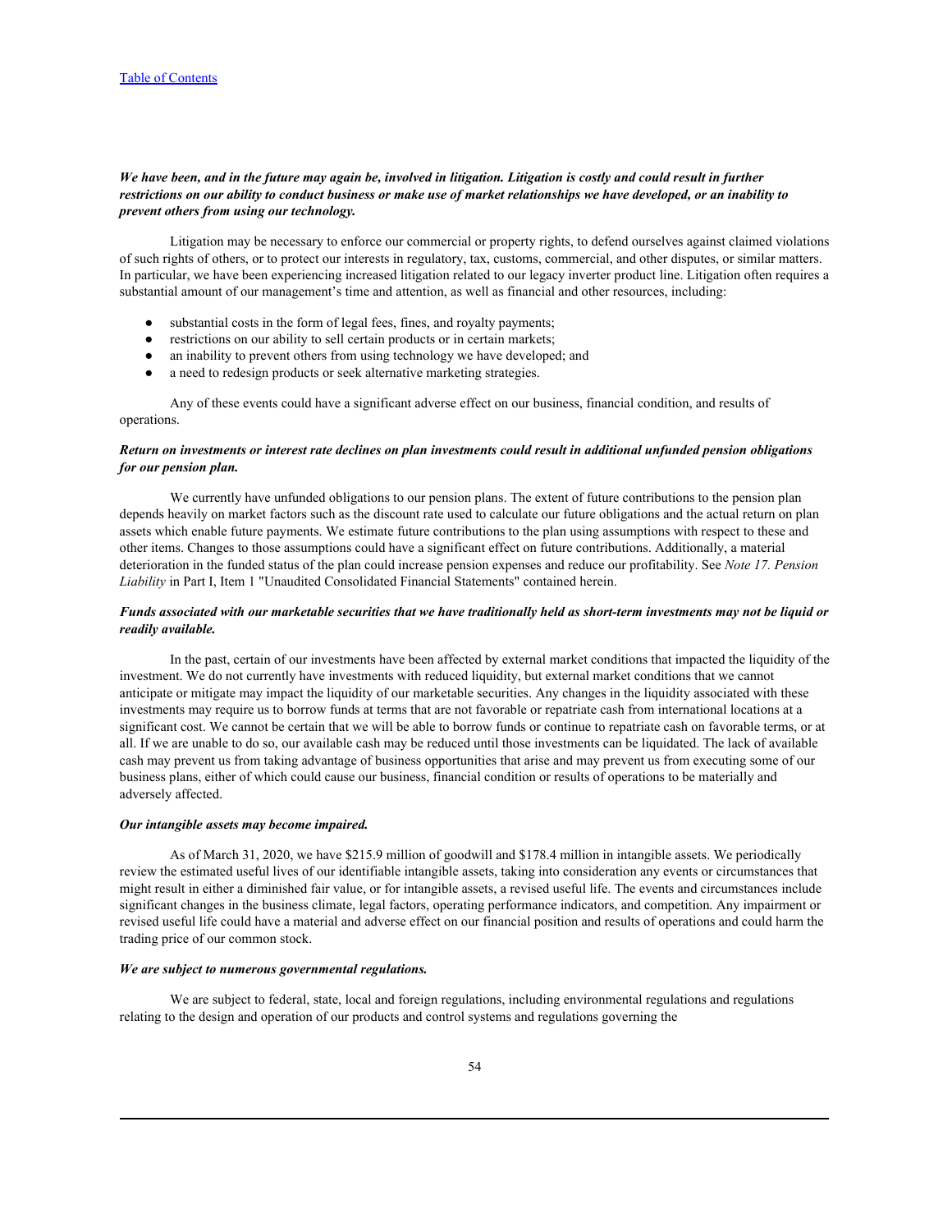*We have been, and in the future may again be, involved in litigation. Litigation is costly and could result in further restrictions on our ability to conduct business or make use of market relationships we have developed, or an inability to prevent others from using our technology.*

Litigation may be necessary to enforce our commercial or property rights, to defend ourselves against claimed violations of such rights of others, or to protect our interests in regulatory, tax, customs, commercial, and other disputes, or similar matters. In particular, we have been experiencing increased litigation related to our legacy inverter product line. Litigation often requires a substantial amount of our management's time and attention, as well as financial and other resources, including:

- substantial costs in the form of legal fees, fines, and royalty payments;
- restrictions on our ability to sell certain products or in certain markets;
- an inability to prevent others from using technology we have developed; and
- a need to redesign products or seek alternative marketing strategies.

Any of these events could have a significant adverse effect on our business, financial condition, and results of operations.

*Return on investments or interest rate declines on plan investments could result in additional unfunded pension obligations for our pension plan.*

We currently have unfunded obligations to our pension plans. The extent of future contributions to the pension plan depends heavily on market factors such as the discount rate used to calculate our future obligations and the actual return on plan assets which enable future payments. We estimate future contributions to the plan using assumptions with respect to these and other items. Changes to those assumptions could have a significant effect on future contributions. Additionally, a material deterioration in the funded status of the plan could increase pension expenses and reduce our profitability. See *Note 17. Pension Liability* in Part I, Item 1 "Unaudited Consolidated Financial Statements" contained herein.

*Funds associated with our marketable securities that we have traditionally held as short-term investments may not be liquid or readily available.*

In the past, certain of our investments have been affected by external market conditions that impacted the liquidity of the investment. We do not currently have investments with reduced liquidity, but external market conditions that we cannot anticipate or mitigate may impact the liquidity of our marketable securities. Any changes in the liquidity associated with these investments may require us to borrow funds at terms that are not favorable or repatriate cash from international locations at a significant cost. We cannot be certain that we will be able to borrow funds or continue to repatriate cash on favorable terms, or at all. If we are unable to do so, our available cash may be reduced until those investments can be liquidated. The lack of available cash may prevent us from taking advantage of business opportunities that arise and may prevent us from executing some of our business plans, either of which could cause our business, financial condition or results of operations to be materially and adversely affected.

*Our intangible assets may become impaired.*

As of March 31, 2020, we have $215.9 million of goodwill and $178.4 million in intangible assets. We periodically review the estimated useful lives of our identifiable intangible assets, taking into consideration any events or circumstances that might result in either a diminished fair value, or for intangible assets, a revised useful life. The events and circumstances include significant changes in the business climate, legal factors, operating performance indicators, and competition. Any impairment or revised useful life could have a material and adverse effect on our financial position and results of operations and could harm the trading price of our common stock.

*We are subject to numerous governmental regulations.*

We are subject to federal, state, local and foreign regulations, including environmental regulations and regulations relating to the design and operation of our products and control systems and regulations governing the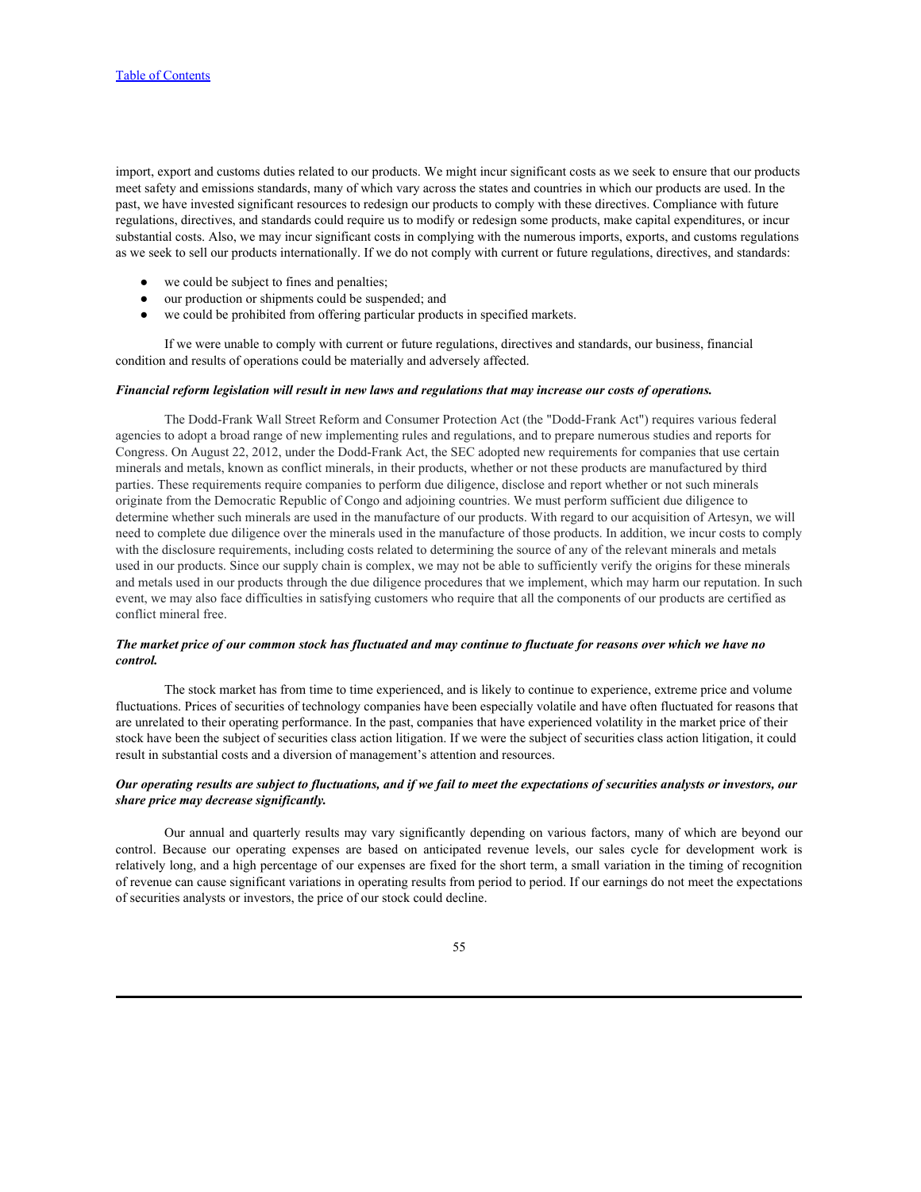import, export and customs duties related to our products. We might incur significant costs as we seek to ensure that our products meet safety and emissions standards, many of which vary across the states and countries in which our products are used. In the past, we have invested significant resources to redesign our products to comply with these directives. Compliance with future regulations, directives, and standards could require us to modify or redesign some products, make capital expenditures, or incur substantial costs. Also, we may incur significant costs in complying with the numerous imports, exports, and customs regulations as we seek to sell our products internationally. If we do not comply with current or future regulations, directives, and standards:

- we could be subject to fines and penalties;
- our production or shipments could be suspended; and
- we could be prohibited from offering particular products in specified markets.

If we were unable to comply with current or future regulations, directives and standards, our business, financial condition and results of operations could be materially and adversely affected.

***Financial reform legislation will result in new laws and regulations that may increase our costs of operations.***

The Dodd-Frank Wall Street Reform and Consumer Protection Act (the "Dodd-Frank Act") requires various federal agencies to adopt a broad range of new implementing rules and regulations, and to prepare numerous studies and reports for Congress. On August 22, 2012, under the Dodd-Frank Act, the SEC adopted new requirements for companies that use certain minerals and metals, known as conflict minerals, in their products, whether or not these products are manufactured by third parties. These requirements require companies to perform due diligence, disclose and report whether or not such minerals originate from the Democratic Republic of Congo and adjoining countries. We must perform sufficient due diligence to determine whether such minerals are used in the manufacture of our products. With regard to our acquisition of Artesyn, we will need to complete due diligence over the minerals used in the manufacture of those products. In addition, we incur costs to comply with the disclosure requirements, including costs related to determining the source of any of the relevant minerals and metals used in our products. Since our supply chain is complex, we may not be able to sufficiently verify the origins for these minerals and metals used in our products through the due diligence procedures that we implement, which may harm our reputation. In such event, we may also face difficulties in satisfying customers who require that all the components of our products are certified as conflict mineral free.

***The market price of our common stock has fluctuated and may continue to fluctuate for reasons over which we have no control.***

The stock market has from time to time experienced, and is likely to continue to experience, extreme price and volume fluctuations. Prices of securities of technology companies have been especially volatile and have often fluctuated for reasons that are unrelated to their operating performance. In the past, companies that have experienced volatility in the market price of their stock have been the subject of securities class action litigation. If we were the subject of securities class action litigation, it could result in substantial costs and a diversion of management's attention and resources.

***Our operating results are subject to fluctuations, and if we fail to meet the expectations of securities analysts or investors, our share price may decrease significantly.***

Our annual and quarterly results may vary significantly depending on various factors, many of which are beyond our control. Because our operating expenses are based on anticipated revenue levels, our sales cycle for development work is relatively long, and a high percentage of our expenses are fixed for the short term, a small variation in the timing of recognition of revenue can cause significant variations in operating results from period to period. If our earnings do not meet the expectations of securities analysts or investors, the price of our stock could decline.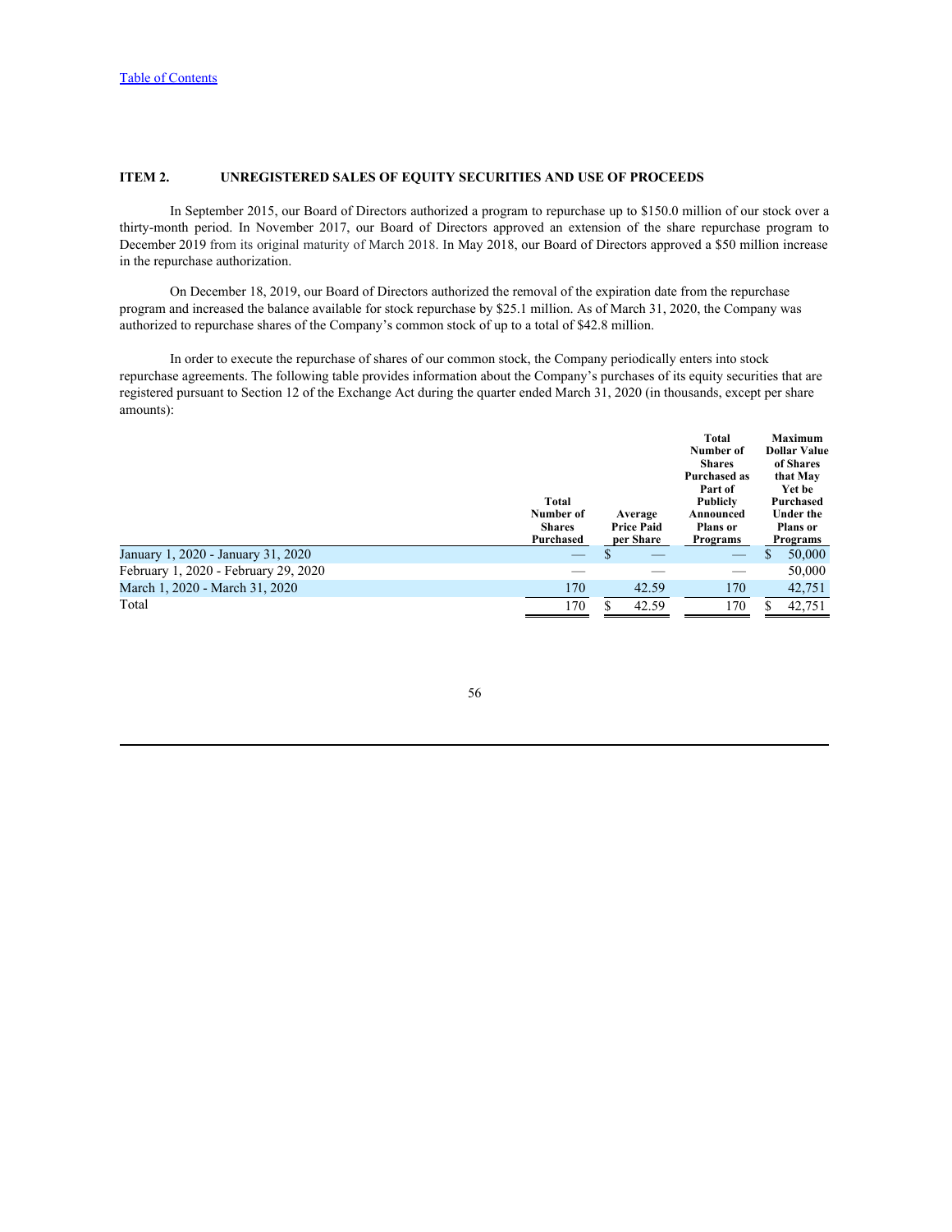## ITEM 2. UNREGISTERED SALES OF EQUITY SECURITIES AND USE OF PROCEEDS

In September 2015, our Board of Directors authorized a program to repurchase up to $150.0 million of our stock over a thirty-month period. In November 2017, our Board of Directors approved an extension of the share repurchase program to December 2019 from its original maturity of March 2018. In May 2018, our Board of Directors approved a $50 million increase in the repurchase authorization.

On December 18, 2019, our Board of Directors authorized the removal of the expiration date from the repurchase program and increased the balance available for stock repurchase by $25.1 million. As of March 31, 2020, the Company was authorized to repurchase shares of the Company's common stock of up to a total of $42.8 million.

In order to execute the repurchase of shares of our common stock, the Company periodically enters into stock repurchase agreements. The following table provides information about the Company's purchases of its equity securities that are registered pursuant to Section 12 of the Exchange Act during the quarter ended March 31, 2020 (in thousands, except per share amounts):

| | Total Number of Shares Purchased | Average Price Paid per Share | Total Number of Shares Purchased as Part of Publicly Announced Plans or Programs | Maximum Dollar Value of Shares that May Yet be Purchased Under the Plans or Programs |
|---|---|---|---|---|
| January 1, 2020 - January 31, 2020 | — | $ — | — | $ 50,000 |
| February 1, 2020 - February 29, 2020 | — | — | — | 50,000 |
| March 1, 2020 - March 31, 2020 | 170 | 42.59 | 170 | 42,751 |
| Total | 170 | $ 42.59 | 170 | $ 42,751 |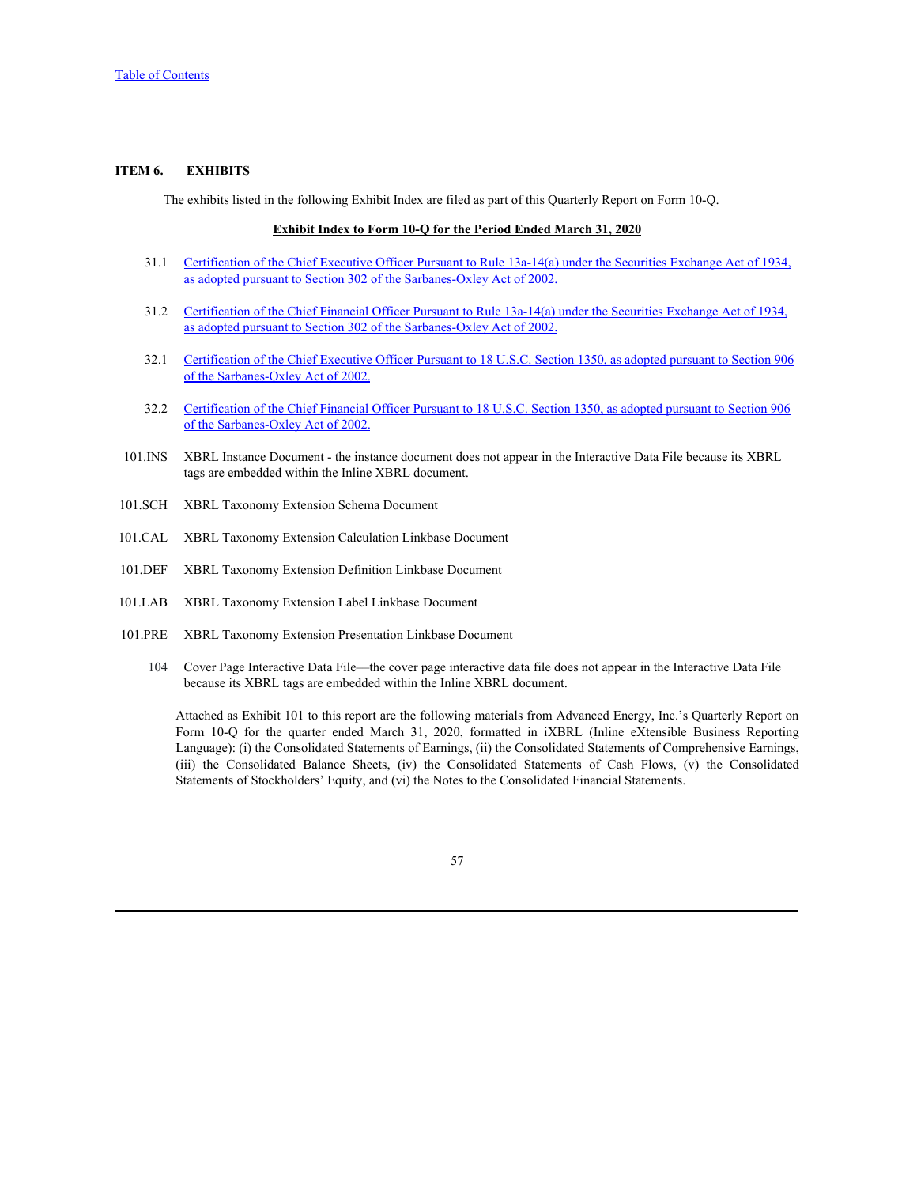Table of Contents

## ITEM 6. EXHIBITS

The exhibits listed in the following Exhibit Index are filed as part of this Quarterly Report on Form 10-Q.

**Exhibit Index to Form 10-Q for the Period Ended March 31, 2020**

| | |
|---|---|
| 31.1 | Certification of the Chief Executive Officer Pursuant to Rule 13a-14(a) under the Securities Exchange Act of 1934, as adopted pursuant to Section 302 of the Sarbanes-Oxley Act of 2002. |
| 31.2 | Certification of the Chief Financial Officer Pursuant to Rule 13a-14(a) under the Securities Exchange Act of 1934, as adopted pursuant to Section 302 of the Sarbanes-Oxley Act of 2002. |
| 32.1 | Certification of the Chief Executive Officer Pursuant to 18 U.S.C. Section 1350, as adopted pursuant to Section 906 of the Sarbanes-Oxley Act of 2002. |
| 32.2 | Certification of the Chief Financial Officer Pursuant to 18 U.S.C. Section 1350, as adopted pursuant to Section 906 of the Sarbanes-Oxley Act of 2002. |
| 101.INS | XBRL Instance Document - the instance document does not appear in the Interactive Data File because its XBRL tags are embedded within the Inline XBRL document. |
| 101.SCH | XBRL Taxonomy Extension Schema Document |
| 101.CAL | XBRL Taxonomy Extension Calculation Linkbase Document |
| 101.DEF | XBRL Taxonomy Extension Definition Linkbase Document |
| 101.LAB | XBRL Taxonomy Extension Label Linkbase Document |
| 101.PRE | XBRL Taxonomy Extension Presentation Linkbase Document |
| 104 | Cover Page Interactive Data File—the cover page interactive data file does not appear in the Interactive Data File because its XBRL tags are embedded within the Inline XBRL document. |

Attached as Exhibit 101 to this report are the following materials from Advanced Energy, Inc.'s Quarterly Report on Form 10-Q for the quarter ended March 31, 2020, formatted in iXBRL (Inline eXtensible Business Reporting Language): (i) the Consolidated Statements of Earnings, (ii) the Consolidated Statements of Comprehensive Earnings, (iii) the Consolidated Balance Sheets, (iv) the Consolidated Statements of Cash Flows, (v) the Consolidated Statements of Stockholders' Equity, and (vi) the Notes to the Consolidated Financial Statements.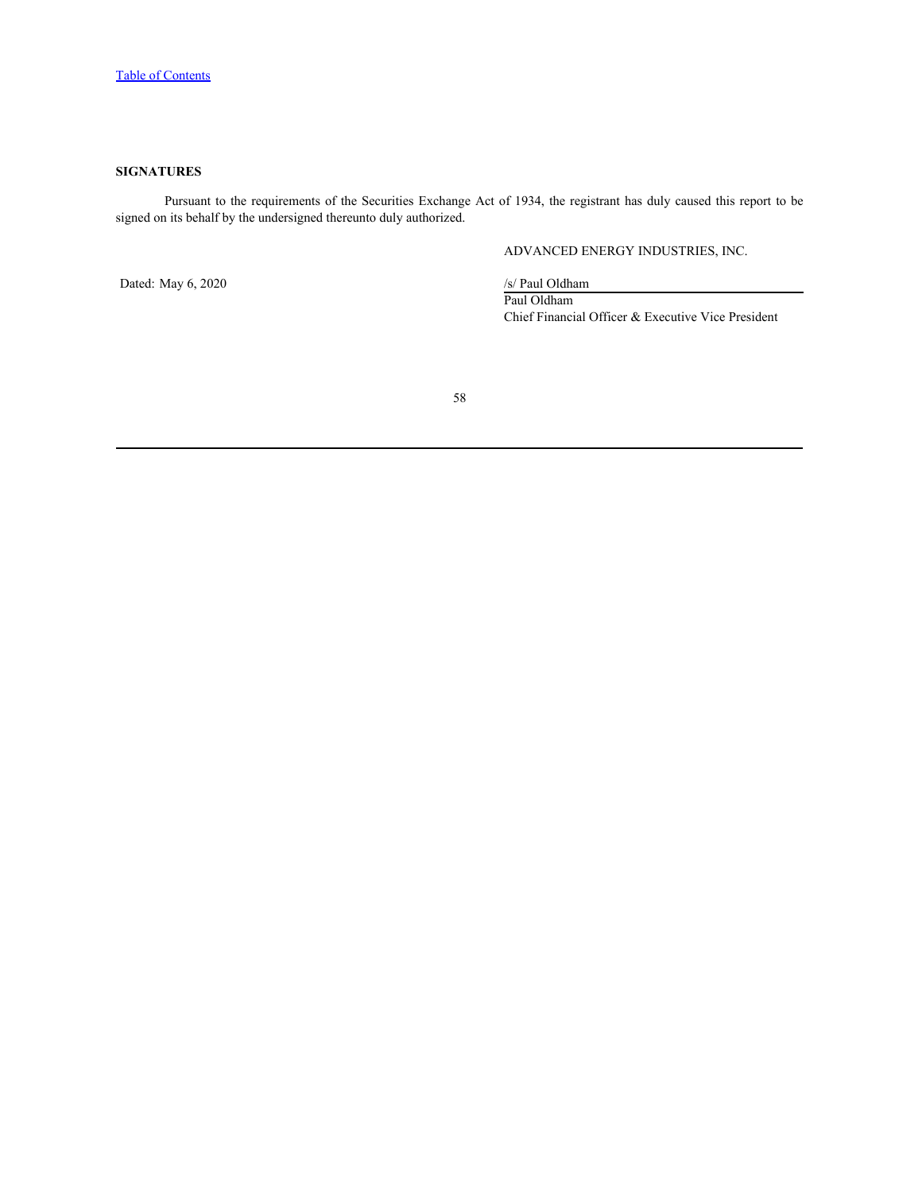## SIGNATURES

Pursuant to the requirements of the Securities Exchange Act of 1934, the registrant has duly caused this report to be signed on its behalf by the undersigned thereunto duly authorized.

ADVANCED ENERGY INDUSTRIES, INC.

Dated: May 6, 2020

/s/ Paul Oldham

Paul Oldham

Chief Financial Officer & Executive Vice President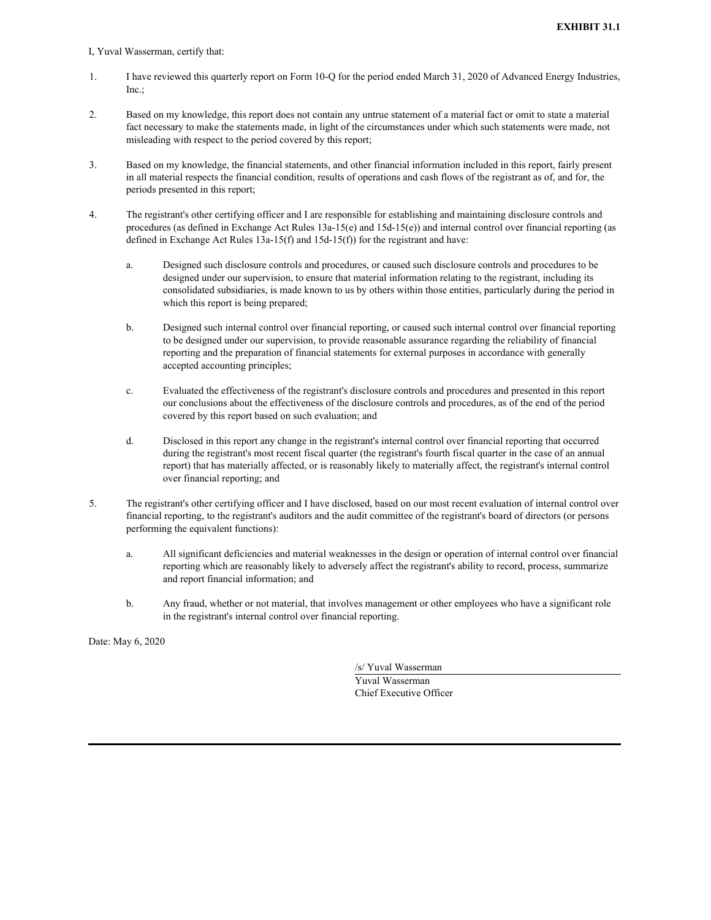**EXHIBIT 31.1**

I, Yuval Wasserman, certify that:

1. I have reviewed this quarterly report on Form 10-Q for the period ended March 31, 2020 of Advanced Energy Industries, Inc.;

2. Based on my knowledge, this report does not contain any untrue statement of a material fact or omit to state a material fact necessary to make the statements made, in light of the circumstances under which such statements were made, not misleading with respect to the period covered by this report;

3. Based on my knowledge, the financial statements, and other financial information included in this report, fairly present in all material respects the financial condition, results of operations and cash flows of the registrant as of, and for, the periods presented in this report;

4. The registrant's other certifying officer and I are responsible for establishing and maintaining disclosure controls and procedures (as defined in Exchange Act Rules 13a-15(e) and 15d-15(e)) and internal control over financial reporting (as defined in Exchange Act Rules 13a-15(f) and 15d-15(f)) for the registrant and have:

   a. Designed such disclosure controls and procedures, or caused such disclosure controls and procedures to be designed under our supervision, to ensure that material information relating to the registrant, including its consolidated subsidiaries, is made known to us by others within those entities, particularly during the period in which this report is being prepared;

   b. Designed such internal control over financial reporting, or caused such internal control over financial reporting to be designed under our supervision, to provide reasonable assurance regarding the reliability of financial reporting and the preparation of financial statements for external purposes in accordance with generally accepted accounting principles;

   c. Evaluated the effectiveness of the registrant's disclosure controls and procedures and presented in this report our conclusions about the effectiveness of the disclosure controls and procedures, as of the end of the period covered by this report based on such evaluation; and

   d. Disclosed in this report any change in the registrant's internal control over financial reporting that occurred during the registrant's most recent fiscal quarter (the registrant's fourth fiscal quarter in the case of an annual report) that has materially affected, or is reasonably likely to materially affect, the registrant's internal control over financial reporting; and

5. The registrant's other certifying officer and I have disclosed, based on our most recent evaluation of internal control over financial reporting, to the registrant's auditors and the audit committee of the registrant's board of directors (or persons performing the equivalent functions):

   a. All significant deficiencies and material weaknesses in the design or operation of internal control over financial reporting which are reasonably likely to adversely affect the registrant's ability to record, process, summarize and report financial information; and

   b. Any fraud, whether or not material, that involves management or other employees who have a significant role in the registrant's internal control over financial reporting.

Date: May 6, 2020

/s/ Yuval Wasserman
Yuval Wasserman
Chief Executive Officer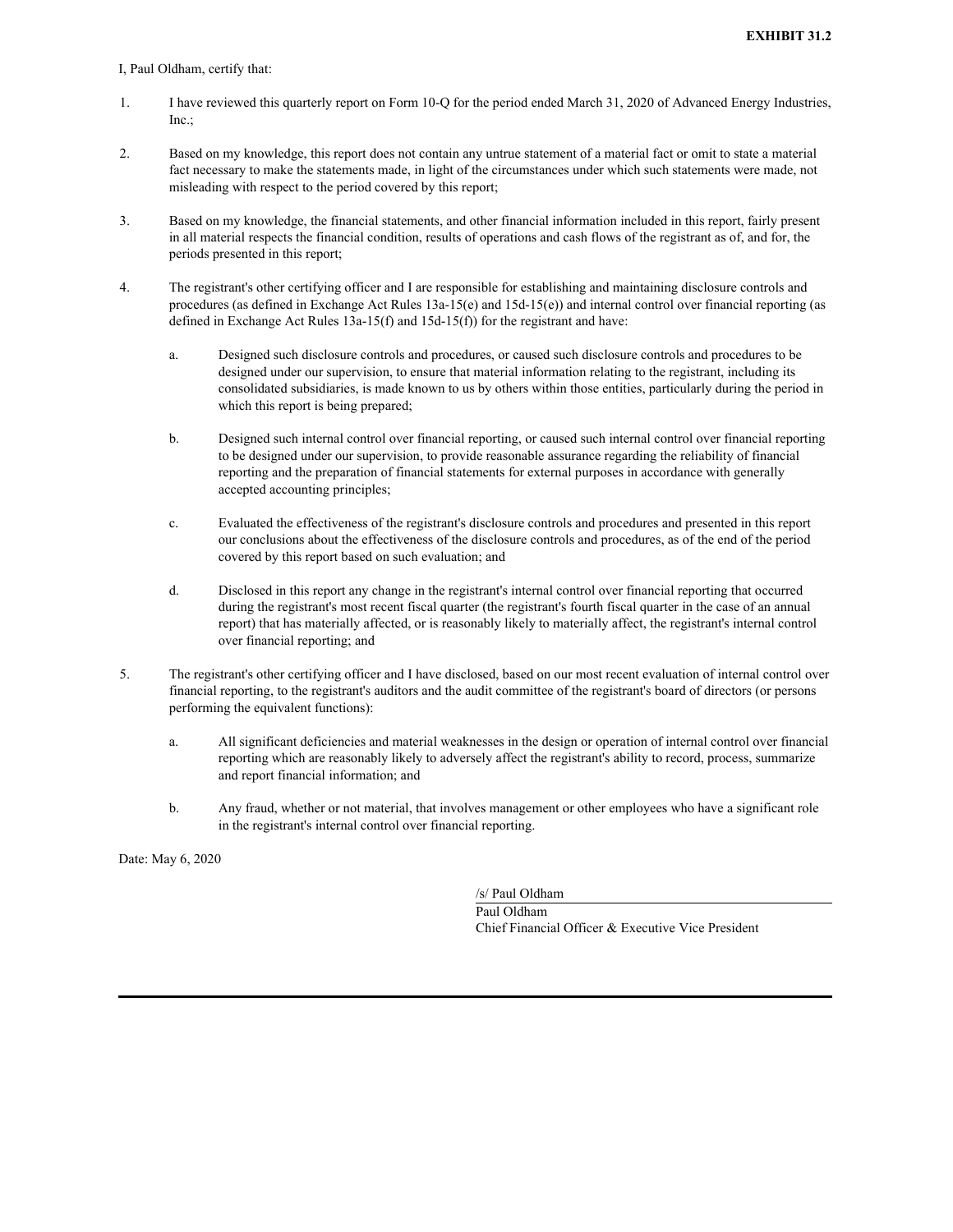**EXHIBIT 31.2**

I, Paul Oldham, certify that:

1. I have reviewed this quarterly report on Form 10-Q for the period ended March 31, 2020 of Advanced Energy Industries, Inc.;

2. Based on my knowledge, this report does not contain any untrue statement of a material fact or omit to state a material fact necessary to make the statements made, in light of the circumstances under which such statements were made, not misleading with respect to the period covered by this report;

3. Based on my knowledge, the financial statements, and other financial information included in this report, fairly present in all material respects the financial condition, results of operations and cash flows of the registrant as of, and for, the periods presented in this report;

4. The registrant's other certifying officer and I are responsible for establishing and maintaining disclosure controls and procedures (as defined in Exchange Act Rules 13a-15(e) and 15d-15(e)) and internal control over financial reporting (as defined in Exchange Act Rules 13a-15(f) and 15d-15(f)) for the registrant and have:

   a. Designed such disclosure controls and procedures, or caused such disclosure controls and procedures to be designed under our supervision, to ensure that material information relating to the registrant, including its consolidated subsidiaries, is made known to us by others within those entities, particularly during the period in which this report is being prepared;

   b. Designed such internal control over financial reporting, or caused such internal control over financial reporting to be designed under our supervision, to provide reasonable assurance regarding the reliability of financial reporting and the preparation of financial statements for external purposes in accordance with generally accepted accounting principles;

   c. Evaluated the effectiveness of the registrant's disclosure controls and procedures and presented in this report our conclusions about the effectiveness of the disclosure controls and procedures, as of the end of the period covered by this report based on such evaluation; and

   d. Disclosed in this report any change in the registrant's internal control over financial reporting that occurred during the registrant's most recent fiscal quarter (the registrant's fourth fiscal quarter in the case of an annual report) that has materially affected, or is reasonably likely to materially affect, the registrant's internal control over financial reporting; and

5. The registrant's other certifying officer and I have disclosed, based on our most recent evaluation of internal control over financial reporting, to the registrant's auditors and the audit committee of the registrant's board of directors (or persons performing the equivalent functions):

   a. All significant deficiencies and material weaknesses in the design or operation of internal control over financial reporting which are reasonably likely to adversely affect the registrant's ability to record, process, summarize and report financial information; and

   b. Any fraud, whether or not material, that involves management or other employees who have a significant role in the registrant's internal control over financial reporting.

Date: May 6, 2020

/s/ Paul Oldham

Paul Oldham
Chief Financial Officer & Executive Vice President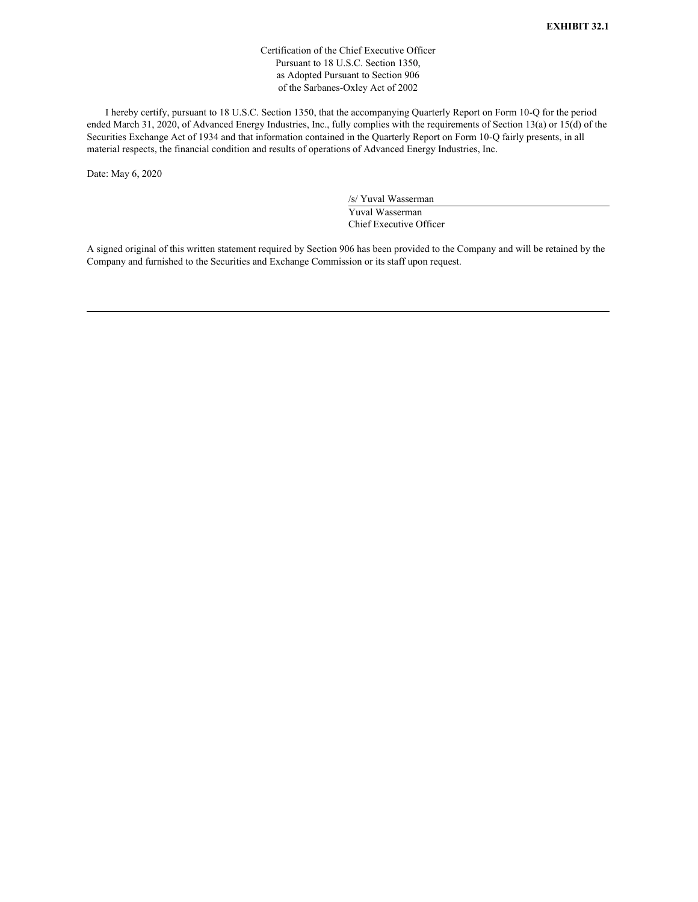**EXHIBIT 32.1**

Certification of the Chief Executive Officer
Pursuant to 18 U.S.C. Section 1350,
as Adopted Pursuant to Section 906
of the Sarbanes-Oxley Act of 2002

I hereby certify, pursuant to 18 U.S.C. Section 1350, that the accompanying Quarterly Report on Form 10-Q for the period ended March 31, 2020, of Advanced Energy Industries, Inc., fully complies with the requirements of Section 13(a) or 15(d) of the Securities Exchange Act of 1934 and that information contained in the Quarterly Report on Form 10-Q fairly presents, in all material respects, the financial condition and results of operations of Advanced Energy Industries, Inc.

Date: May 6, 2020

/s/ Yuval Wasserman
Yuval Wasserman
Chief Executive Officer

A signed original of this written statement required by Section 906 has been provided to the Company and will be retained by the Company and furnished to the Securities and Exchange Commission or its staff upon request.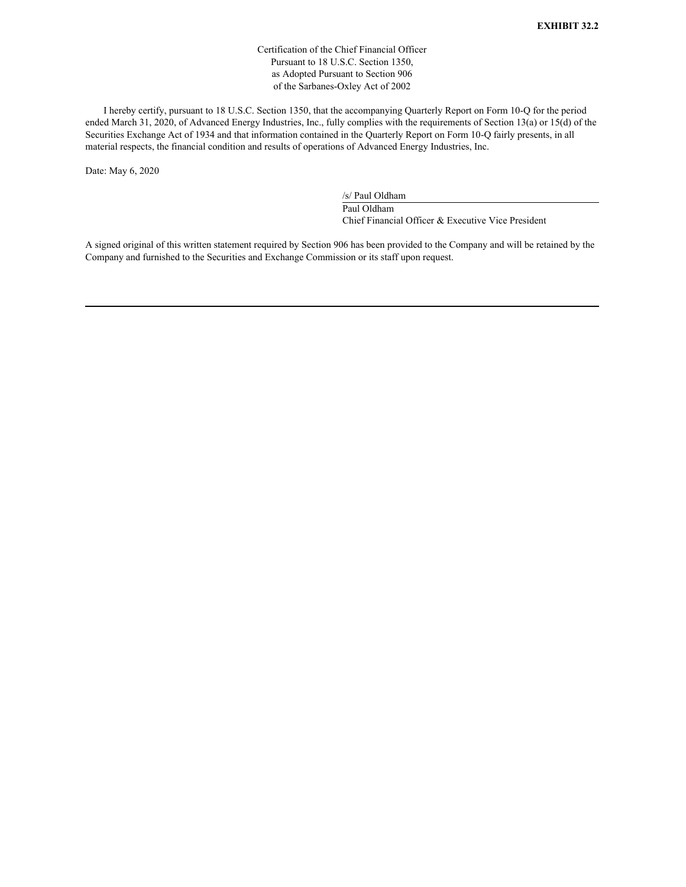**EXHIBIT 32.2**

Certification of the Chief Financial Officer
Pursuant to 18 U.S.C. Section 1350,
as Adopted Pursuant to Section 906
of the Sarbanes-Oxley Act of 2002

I hereby certify, pursuant to 18 U.S.C. Section 1350, that the accompanying Quarterly Report on Form 10-Q for the period ended March 31, 2020, of Advanced Energy Industries, Inc., fully complies with the requirements of Section 13(a) or 15(d) of the Securities Exchange Act of 1934 and that information contained in the Quarterly Report on Form 10-Q fairly presents, in all material respects, the financial condition and results of operations of Advanced Energy Industries, Inc.

Date: May 6, 2020

/s/ Paul Oldham
Paul Oldham
Chief Financial Officer & Executive Vice President

A signed original of this written statement required by Section 906 has been provided to the Company and will be retained by the Company and furnished to the Securities and Exchange Commission or its staff upon request.